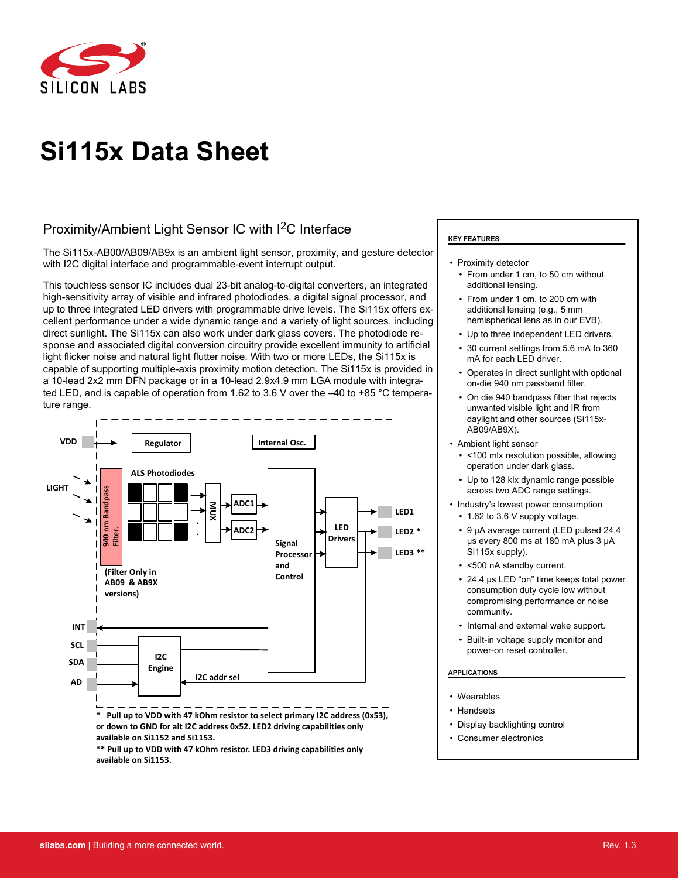# Si115x Data Sheet

## Proximity/Ambient Light Sensor IC with I²C Interface

The Si115x-AB00/AB09/AB9x is an ambient light sensor, proximity, and gesture detector with I2C digital interface and programmable-event interrupt output.

This touchless sensor IC includes dual 23-bit analog-to-digital converters, an integrated high-sensitivity array of visible and infrared photodiodes, a digital signal processor, and up to three integrated LED drivers with programmable drive levels. The Si115x offers excellent performance under a wide dynamic range and a variety of light sources, including direct sunlight. The Si115x can also work under dark glass covers. The photodiode response and associated digital conversion circuitry provide excellent immunity to artificial light flicker noise and natural light flutter noise. With two or more LEDs, the Si115x is capable of supporting multiple-axis proximity motion detection. The Si115x is provided in a 10-lead 2x2 mm DFN package or in a 10-lead 2.9x4.9 mm LGA module with integrated LED, and is capable of operation from 1.62 to 3.6 V over the –40 to +85 °C temperature range.

VDD, Regulator, Internal Osc., LIGHT, 940 nm Bandpass Filter, ALS Photodiodes, MUX, ADC1, ADC2, Signal Processor and Control, LED Drivers, LED1, LED2 *, LED3 **, (Filter Only in AB09 & AB9X versions), INT, SCL, SDA, AD, I2C Engine, I2C addr sel

**\* Pull up to VDD with 47 kOhm resistor to select primary I2C address (0x53), or down to GND for alt I2C address 0x52. LED2 driving capabilities only available on Si1152 and Si1153.**

**\*\* Pull up to VDD with 47 kOhm resistor. LED3 driving capabilities only available on Si1153.**

#### KEY FEATURES

- Proximity detector
  - From under 1 cm, to 50 cm without additional lensing.
  - From under 1 cm, to 200 cm with additional lensing (e.g., 5 mm hemispherical lens as in our EVB).
  - Up to three independent LED drivers.
  - 30 current settings from 5.6 mA to 360 mA for each LED driver.
  - Operates in direct sunlight with optional on-die 940 nm passband filter.
  - On die 940 bandpass filter that rejects unwanted visible light and IR from daylight and other sources (Si115x-AB09/AB9X).
- Ambient light sensor
  - <100 mlx resolution possible, allowing operation under dark glass.
  - Up to 128 klx dynamic range possible across two ADC range settings.
- Industry's lowest power consumption
  - 1.62 to 3.6 V supply voltage.
  - 9 µA average current (LED pulsed 24.4 µs every 800 ms at 180 mA plus 3 µA Si115x supply).
  - <500 nA standby current.
  - 24.4 µs LED "on" time keeps total power consumption duty cycle low without compromising performance or noise community.
  - Internal and external wake support.
  - Built-in voltage supply monitor and power-on reset controller.

#### APPLICATIONS

- Wearables
- Handsets
- Display backlighting control
- Consumer electronics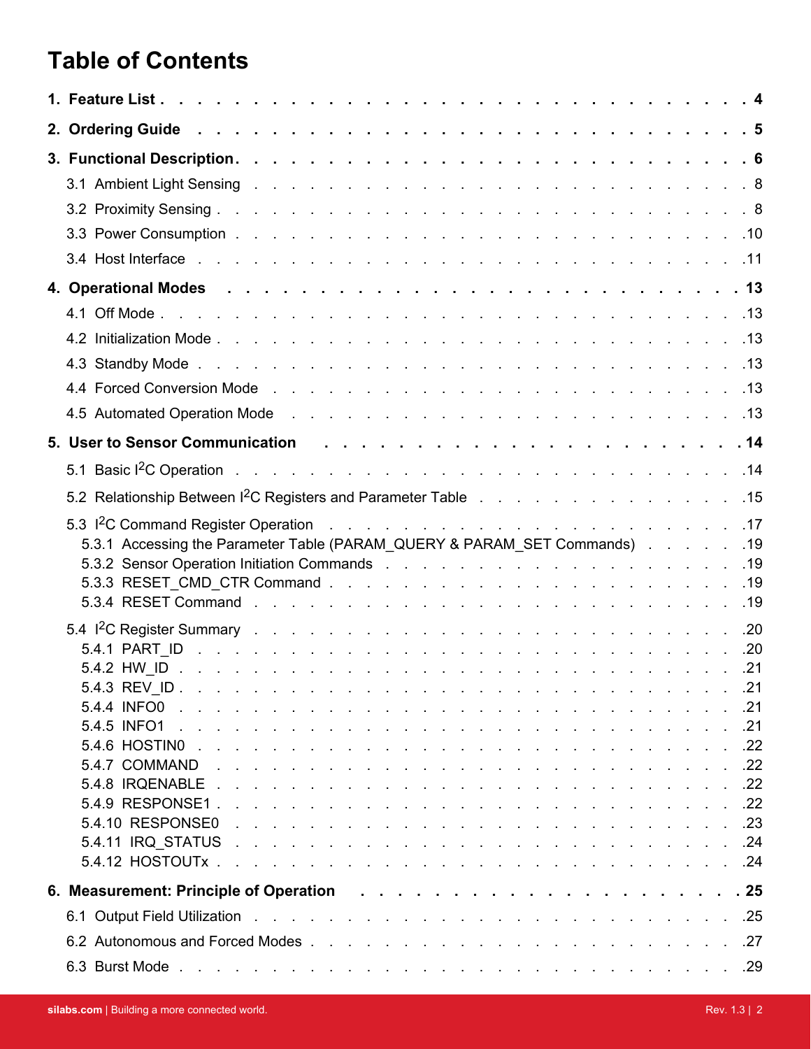# Table of Contents

**1. Feature List** . . . 4

**2. Ordering Guide** . . . 5

**3. Functional Description** . . . 6

3.1 Ambient Light Sensing . . . 8

3.2 Proximity Sensing . . . 8

3.3 Power Consumption . . . 10

3.4 Host Interface . . . 11

**4. Operational Modes** . . . 13

4.1 Off Mode . . . 13

4.2 Initialization Mode . . . 13

4.3 Standby Mode . . . 13

4.4 Forced Conversion Mode . . . 13

4.5 Automated Operation Mode . . . 13

**5. User to Sensor Communication** . . . 14

5.1 Basic $I^2C$ Operation . . . 14

5.2 Relationship Between $I^2C$ Registers and Parameter Table . . . 15

5.3 $I^2C$ Command Register Operation . . . 17
- 5.3.1 Accessing the Parameter Table (PARAM_QUERY & PARAM_SET Commands) . . . 19
- 5.3.2 Sensor Operation Initiation Commands . . . 19
- 5.3.3 RESET_CMD_CTR Command . . . 19
- 5.3.4 RESET Command . . . 19

5.4 $I^2C$ Register Summary . . . 20
- 5.4.1 PART_ID . . . 20
- 5.4.2 HW_ID . . . 21
- 5.4.3 REV_ID . . . 21
- 5.4.4 INFO0 . . . 21
- 5.4.5 INFO1 . . . 21
- 5.4.6 HOSTIN0 . . . 22
- 5.4.7 COMMAND . . . 22
- 5.4.8 IRQENABLE . . . 22
- 5.4.9 RESPONSE1 . . . 22
- 5.4.10 RESPONSE0 . . . 23
- 5.4.11 IRQ_STATUS . . . 24
- 5.4.12 HOSTOUTx . . . 24

**6. Measurement: Principle of Operation** . . . 25

6.1 Output Field Utilization . . . 25

6.2 Autonomous and Forced Modes . . . 27

6.3 Burst Mode . . . 29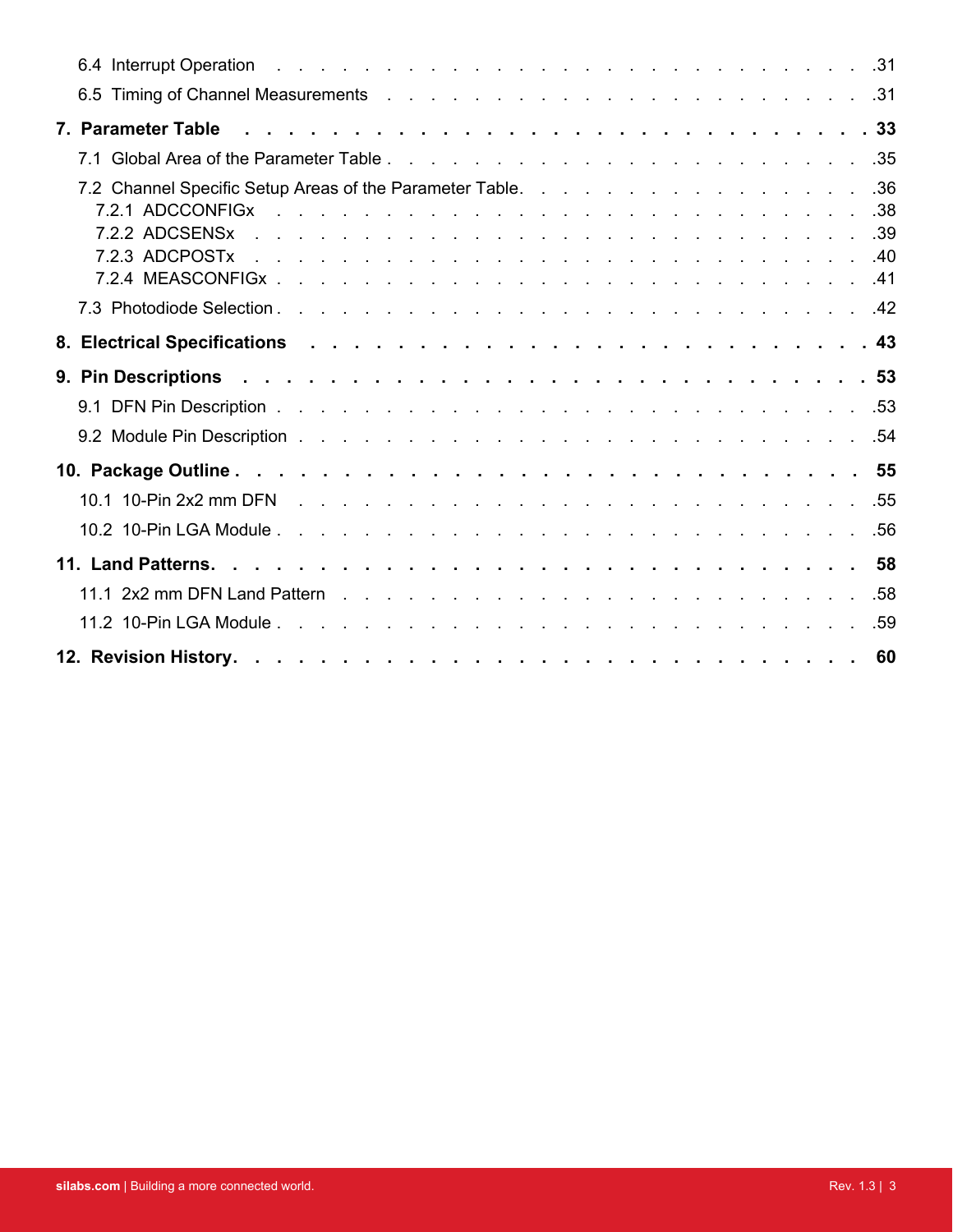6.4 Interrupt Operation . . . . . . . . . . . . . . . . . . . . . . . . . . .31

6.5 Timing of Channel Measurements . . . . . . . . . . . . . . . . . . . . . . .31

**7. Parameter Table . . . . . . . . . . . . . . . . . . . . . . . . . . . 33**

7.1 Global Area of the Parameter Table . . . . . . . . . . . . . . . . . . . . . .35

7.2 Channel Specific Setup Areas of the Parameter Table. . . . . . . . . . . . . . . .36

7.2.1 ADCCONFIGx . . . . . . . . . . . . . . . . . . . . . . . . . . .38

7.2.2 ADCSENSx . . . . . . . . . . . . . . . . . . . . . . . . . . . .39

7.2.3 ADCPOSTx . . . . . . . . . . . . . . . . . . . . . . . . . . . .40

7.2.4 MEASCONFIGx . . . . . . . . . . . . . . . . . . . . . . . . . .41

7.3 Photodiode Selection . . . . . . . . . . . . . . . . . . . . . . . . . .42

**8. Electrical Specifications . . . . . . . . . . . . . . . . . . . . . . . 43**

**9. Pin Descriptions . . . . . . . . . . . . . . . . . . . . . . . . . . . 53**

9.1 DFN Pin Description . . . . . . . . . . . . . . . . . . . . . . . . . .53

9.2 Module Pin Description . . . . . . . . . . . . . . . . . . . . . . . . .54

**10. Package Outline . . . . . . . . . . . . . . . . . . . . . . . . . . . 55**

10.1 10-Pin 2x2 mm DFN . . . . . . . . . . . . . . . . . . . . . . . . .55

10.2 10-Pin LGA Module . . . . . . . . . . . . . . . . . . . . . . . . . .56

**11. Land Patterns. . . . . . . . . . . . . . . . . . . . . . . . . . . . 58**

11.1 2x2 mm DFN Land Pattern . . . . . . . . . . . . . . . . . . . . . . .58

11.2 10-Pin LGA Module . . . . . . . . . . . . . . . . . . . . . . . . . .59

**12. Revision History. . . . . . . . . . . . . . . . . . . . . . . . . . . 60**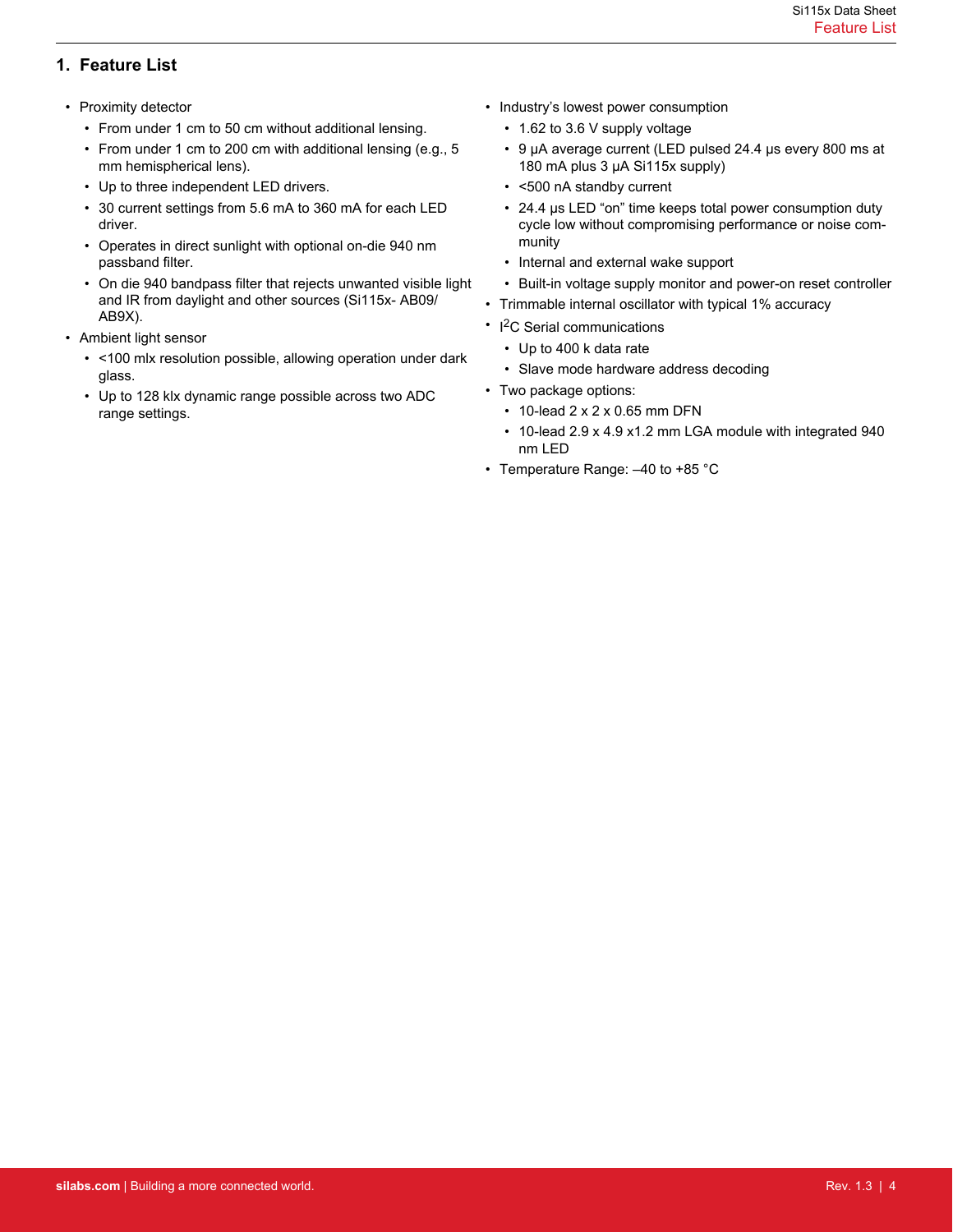# 1. Feature List

- Proximity detector
  - From under 1 cm to 50 cm without additional lensing.
  - From under 1 cm to 200 cm with additional lensing (e.g., 5 mm hemispherical lens).
  - Up to three independent LED drivers.
  - 30 current settings from 5.6 mA to 360 mA for each LED driver.
  - Operates in direct sunlight with optional on-die 940 nm passband filter.
  - On die 940 bandpass filter that rejects unwanted visible light and IR from daylight and other sources (Si115x- AB09/ AB9X).
- Ambient light sensor
  - <100 mlx resolution possible, allowing operation under dark glass.
  - Up to 128 klx dynamic range possible across two ADC range settings.
- Industry's lowest power consumption
  - 1.62 to 3.6 V supply voltage
  - 9 µA average current (LED pulsed 24.4 µs every 800 ms at 180 mA plus 3 µA Si115x supply)
  - <500 nA standby current
  - 24.4 µs LED "on" time keeps total power consumption duty cycle low without compromising performance or noise community
  - Internal and external wake support
  - Built-in voltage supply monitor and power-on reset controller
- Trimmable internal oscillator with typical 1% accuracy
- $I^2C$ Serial communications
  - Up to 400 k data rate
  - Slave mode hardware address decoding
- Two package options:
  - 10-lead 2 x 2 x 0.65 mm DFN
  - 10-lead 2.9 x 4.9 x1.2 mm LGA module with integrated 940 nm LED
- Temperature Range: –40 to +85 °C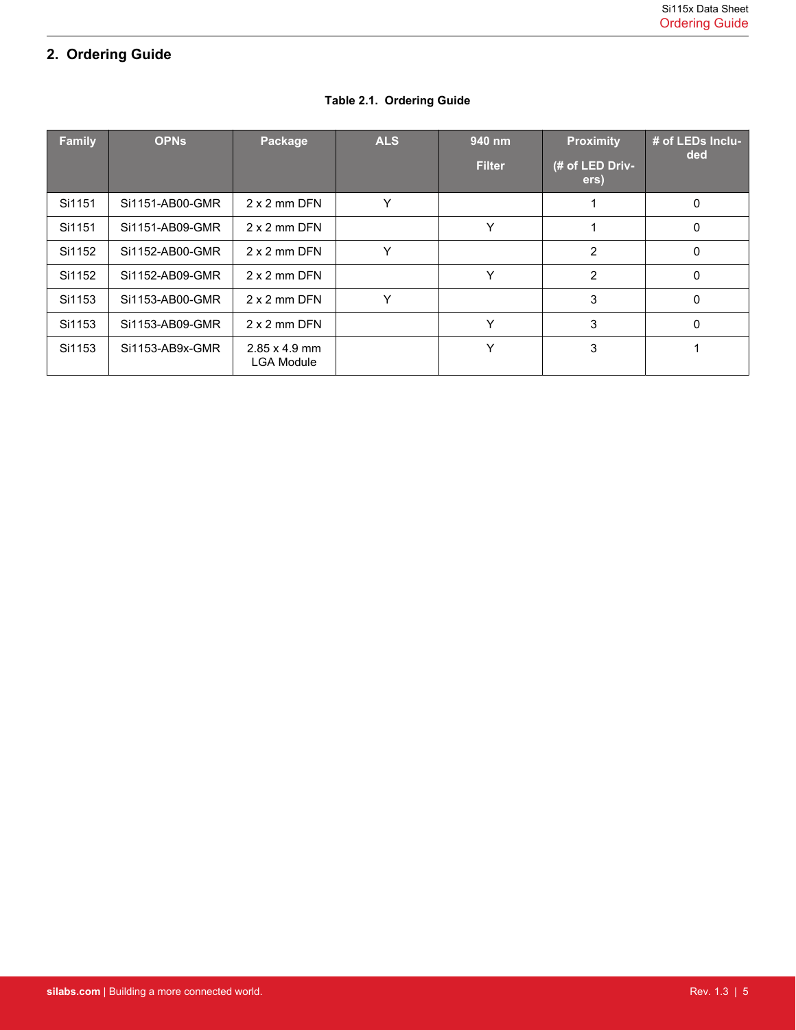## 2. Ordering Guide

**Table 2.1. Ordering Guide**

| Family | OPNs | Package | ALS | 940 nm Filter | Proximity (# of LED Drivers) | # of LEDs Included |
|---|---|---|---|---|---|---|
| Si1151 | Si1151-AB00-GMR | 2 x 2 mm DFN | Y | | 1 | 0 |
| Si1151 | Si1151-AB09-GMR | 2 x 2 mm DFN | | Y | 1 | 0 |
| Si1152 | Si1152-AB00-GMR | 2 x 2 mm DFN | Y | | 2 | 0 |
| Si1152 | Si1152-AB09-GMR | 2 x 2 mm DFN | | Y | 2 | 0 |
| Si1153 | Si1153-AB00-GMR | 2 x 2 mm DFN | Y | | 3 | 0 |
| Si1153 | Si1153-AB09-GMR | 2 x 2 mm DFN | | Y | 3 | 0 |
| Si1153 | Si1153-AB9x-GMR | 2.85 x 4.9 mm LGA Module | | Y | 3 | 1 |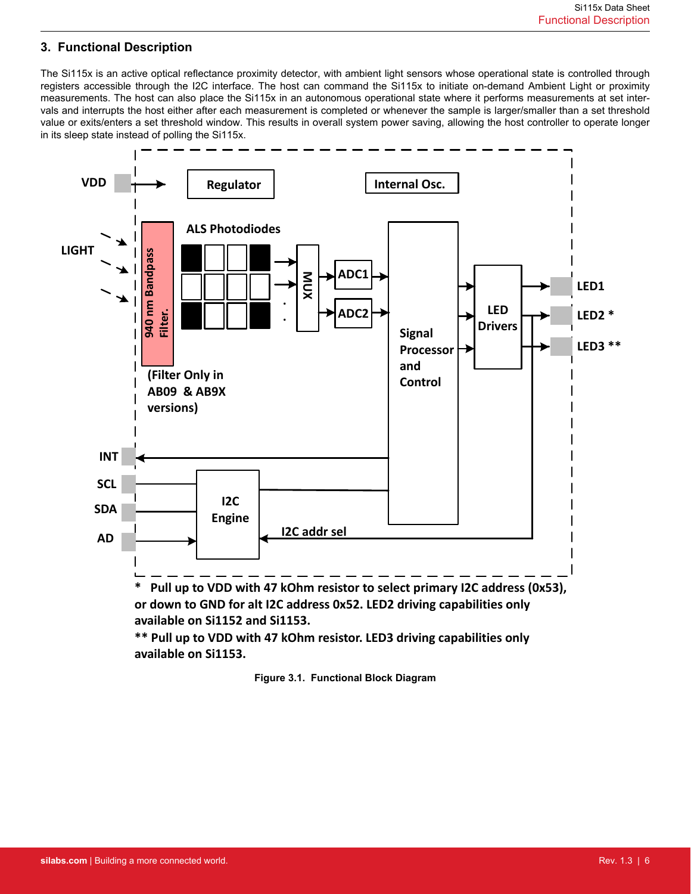## 3. Functional Description

The Si115x is an active optical reflectance proximity detector, with ambient light sensors whose operational state is controlled through registers accessible through the I2C interface. The host can command the Si115x to initiate on-demand Ambient Light or proximity measurements. The host can also place the Si115x in an autonomous operational state where it performs measurements at set intervals and interrupts the host either after each measurement is completed or whenever the sample is larger/smaller than a set threshold value or exits/enters a set threshold window. This results in overall system power saving, allowing the host controller to operate longer in its sleep state instead of polling the Si115x.

VDD, Regulator, Internal Osc., LIGHT, 940 nm Bandpass Filter., ALS Photodiodes, MUX, ADC1, ADC2, Signal Processor and Control, LED Drivers, LED1, LED2 *, LED3 **, (Filter Only in AB09 & AB9X versions), INT, SCL, SDA, AD, I2C Engine, I2C addr sel

* Pull up to VDD with 47 kOhm resistor to select primary I2C address (0x53), or down to GND for alt I2C address 0x52. LED2 driving capabilities only available on Si1152 and Si1153.

** Pull up to VDD with 47 kOhm resistor. LED3 driving capabilities only available on Si1153.

**Figure 3.1. Functional Block Diagram**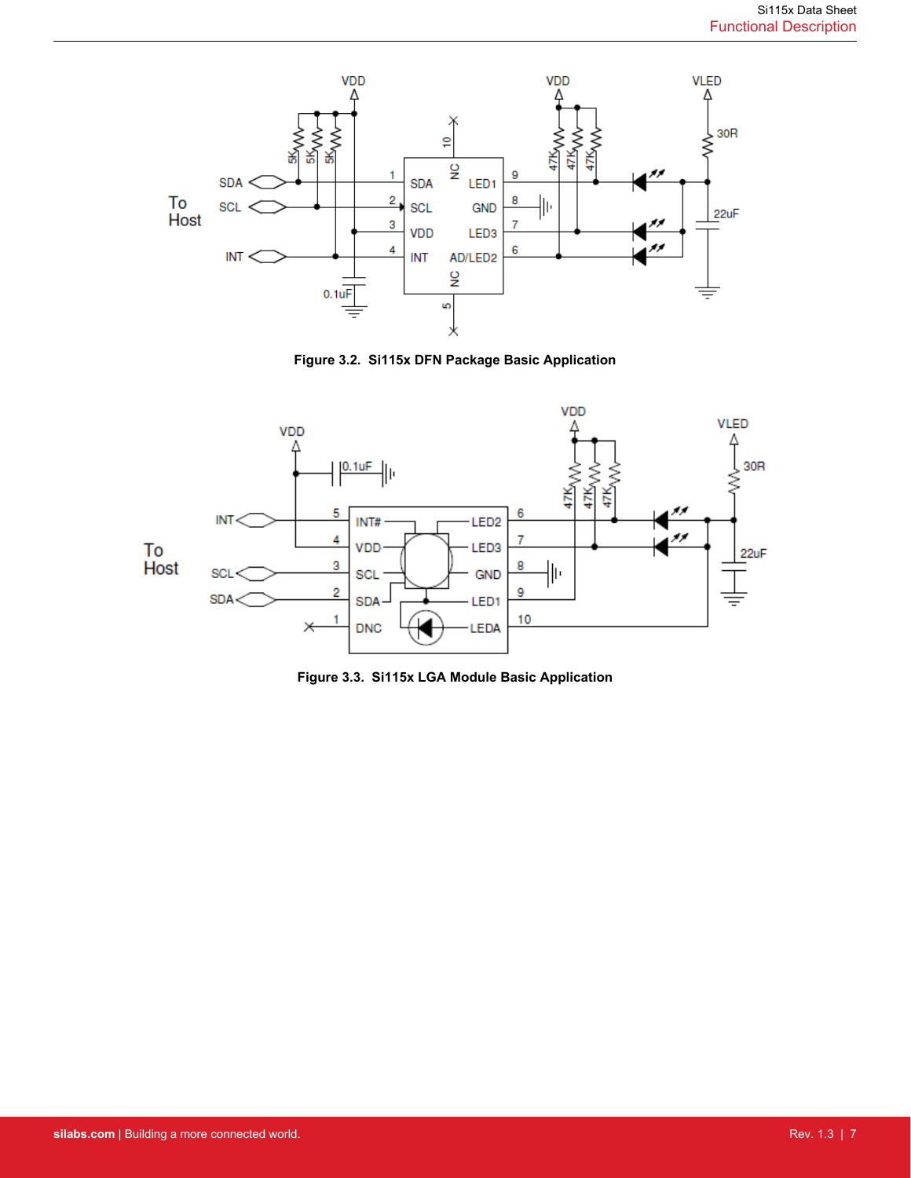**Figure 3.2. Si115x DFN Package Basic Application**

**Figure 3.3. Si115x LGA Module Basic Application**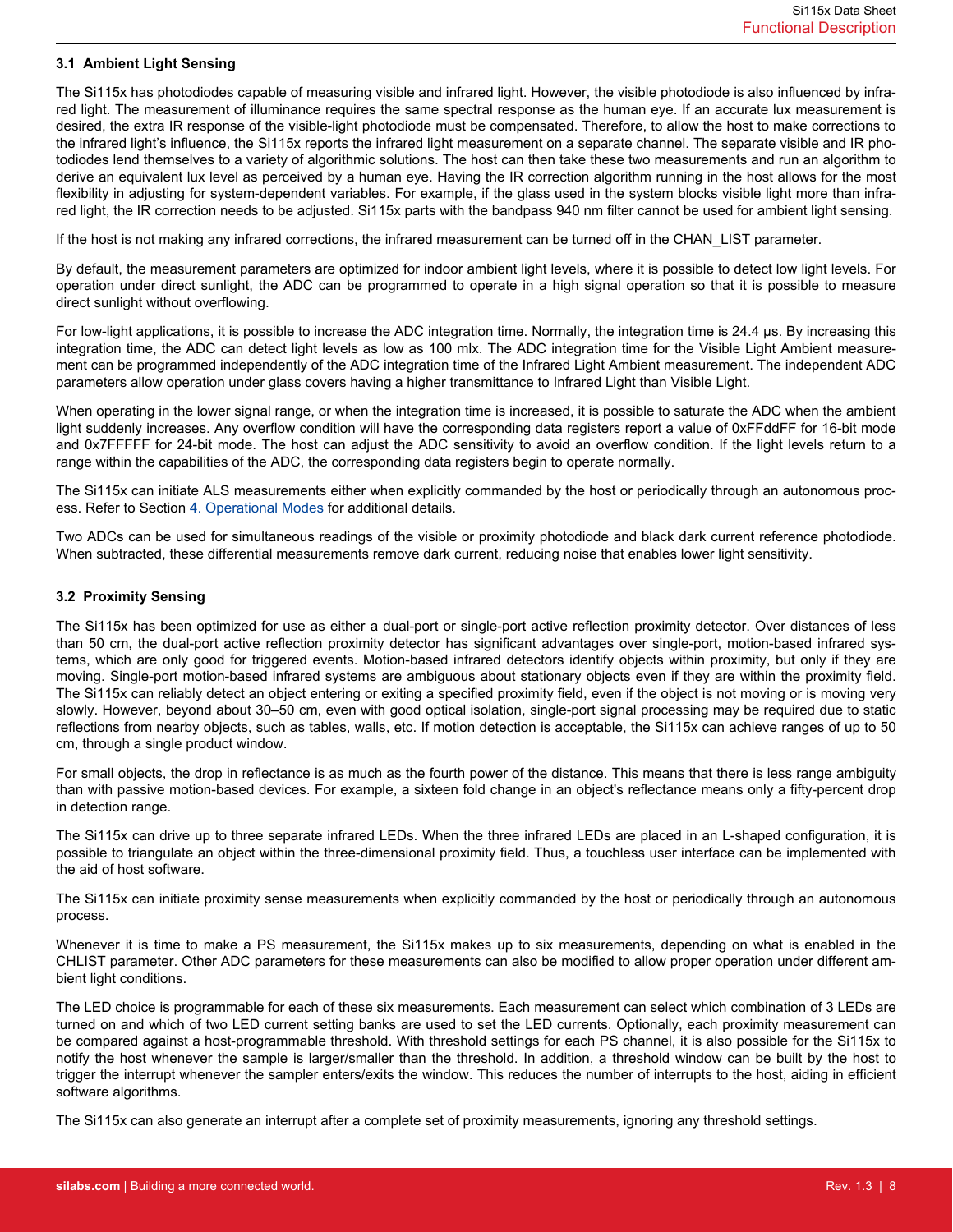### 3.1 Ambient Light Sensing

The Si115x has photodiodes capable of measuring visible and infrared light. However, the visible photodiode is also influenced by infrared light. The measurement of illuminance requires the same spectral response as the human eye. If an accurate lux measurement is desired, the extra IR response of the visible-light photodiode must be compensated. Therefore, to allow the host to make corrections to the infrared light's influence, the Si115x reports the infrared light measurement on a separate channel. The separate visible and IR photodiodes lend themselves to a variety of algorithmic solutions. The host can then take these two measurements and run an algorithm to derive an equivalent lux level as perceived by a human eye. Having the IR correction algorithm running in the host allows for the most flexibility in adjusting for system-dependent variables. For example, if the glass used in the system blocks visible light more than infrared light, the IR correction needs to be adjusted. Si115x parts with the bandpass 940 nm filter cannot be used for ambient light sensing.

If the host is not making any infrared corrections, the infrared measurement can be turned off in the CHAN_LIST parameter.

By default, the measurement parameters are optimized for indoor ambient light levels, where it is possible to detect low light levels. For operation under direct sunlight, the ADC can be programmed to operate in a high signal operation so that it is possible to measure direct sunlight without overflowing.

For low-light applications, it is possible to increase the ADC integration time. Normally, the integration time is 24.4 µs. By increasing this integration time, the ADC can detect light levels as low as 100 mlx. The ADC integration time for the Visible Light Ambient measurement can be programmed independently of the ADC integration time of the Infrared Light Ambient measurement. The independent ADC parameters allow operation under glass covers having a higher transmittance to Infrared Light than Visible Light.

When operating in the lower signal range, or when the integration time is increased, it is possible to saturate the ADC when the ambient light suddenly increases. Any overflow condition will have the corresponding data registers report a value of 0xFFddFF for 16-bit mode and 0x7FFFFF for 24-bit mode. The host can adjust the ADC sensitivity to avoid an overflow condition. If the light levels return to a range within the capabilities of the ADC, the corresponding data registers begin to operate normally.

The Si115x can initiate ALS measurements either when explicitly commanded by the host or periodically through an autonomous process. Refer to Section 4. Operational Modes for additional details.

Two ADCs can be used for simultaneous readings of the visible or proximity photodiode and black dark current reference photodiode. When subtracted, these differential measurements remove dark current, reducing noise that enables lower light sensitivity.

### 3.2 Proximity Sensing

The Si115x has been optimized for use as either a dual-port or single-port active reflection proximity detector. Over distances of less than 50 cm, the dual-port active reflection proximity detector has significant advantages over single-port, motion-based infrared systems, which are only good for triggered events. Motion-based infrared detectors identify objects within proximity, but only if they are moving. Single-port motion-based infrared systems are ambiguous about stationary objects even if they are within the proximity field. The Si115x can reliably detect an object entering or exiting a specified proximity field, even if the object is not moving or is moving very slowly. However, beyond about 30–50 cm, even with good optical isolation, single-port signal processing may be required due to static reflections from nearby objects, such as tables, walls, etc. If motion detection is acceptable, the Si115x can achieve ranges of up to 50 cm, through a single product window.

For small objects, the drop in reflectance is as much as the fourth power of the distance. This means that there is less range ambiguity than with passive motion-based devices. For example, a sixteen fold change in an object's reflectance means only a fifty-percent drop in detection range.

The Si115x can drive up to three separate infrared LEDs. When the three infrared LEDs are placed in an L-shaped configuration, it is possible to triangulate an object within the three-dimensional proximity field. Thus, a touchless user interface can be implemented with the aid of host software.

The Si115x can initiate proximity sense measurements when explicitly commanded by the host or periodically through an autonomous process.

Whenever it is time to make a PS measurement, the Si115x makes up to six measurements, depending on what is enabled in the CHLIST parameter. Other ADC parameters for these measurements can also be modified to allow proper operation under different ambient light conditions.

The LED choice is programmable for each of these six measurements. Each measurement can select which combination of 3 LEDs are turned on and which of two LED current setting banks are used to set the LED currents. Optionally, each proximity measurement can be compared against a host-programmable threshold. With threshold settings for each PS channel, it is also possible for the Si115x to notify the host whenever the sample is larger/smaller than the threshold. In addition, a threshold window can be built by the host to trigger the interrupt whenever the sampler enters/exits the window. This reduces the number of interrupts to the host, aiding in efficient software algorithms.

The Si115x can also generate an interrupt after a complete set of proximity measurements, ignoring any threshold settings.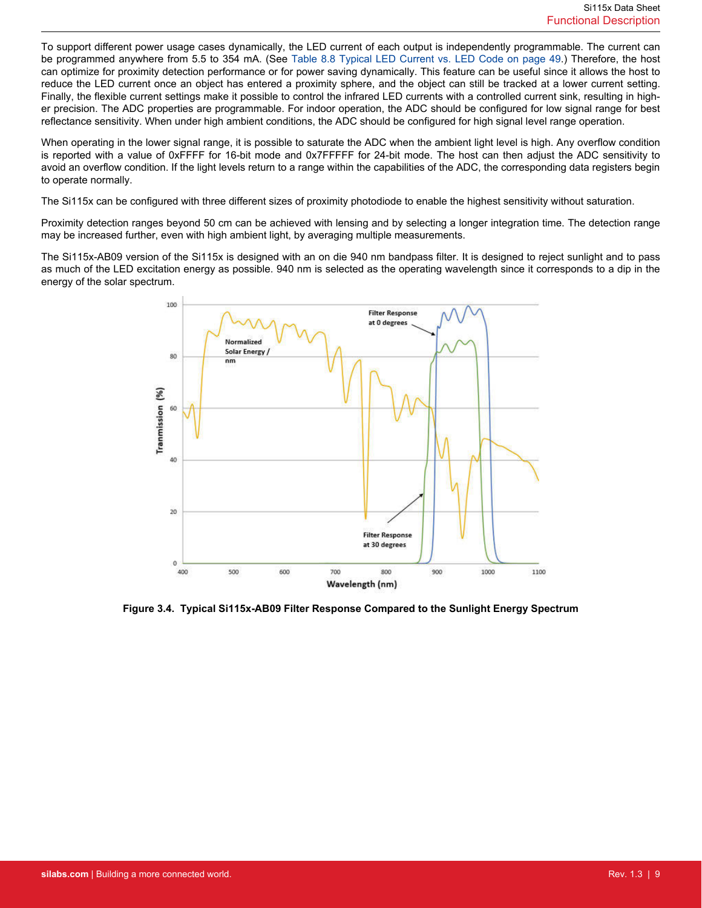To support different power usage cases dynamically, the LED current of each output is independently programmable. The current can be programmed anywhere from 5.5 to 354 mA. (See Table 8.8 Typical LED Current vs. LED Code on page 49.) Therefore, the host can optimize for proximity detection performance or for power saving dynamically. This feature can be useful since it allows the host to reduce the LED current once an object has entered a proximity sphere, and the object can still be tracked at a lower current setting. Finally, the flexible current settings make it possible to control the infrared LED currents with a controlled current sink, resulting in higher precision. The ADC properties are programmable. For indoor operation, the ADC should be configured for low signal range for best reflectance sensitivity. When under high ambient conditions, the ADC should be configured for high signal level range operation.

When operating in the lower signal range, it is possible to saturate the ADC when the ambient light level is high. Any overflow condition is reported with a value of 0xFFFF for 16-bit mode and 0x7FFFFF for 24-bit mode. The host can then adjust the ADC sensitivity to avoid an overflow condition. If the light levels return to a range within the capabilities of the ADC, the corresponding data registers begin to operate normally.

The Si115x can be configured with three different sizes of proximity photodiode to enable the highest sensitivity without saturation.

Proximity detection ranges beyond 50 cm can be achieved with lensing and by selecting a longer integration time. The detection range may be increased further, even with high ambient light, by averaging multiple measurements.

The Si115x-AB09 version of the Si115x is designed with an on die 940 nm bandpass filter. It is designed to reject sunlight and to pass as much of the LED excitation energy as possible. 940 nm is selected as the operating wavelength since it corresponds to a dip in the energy of the solar spectrum.

**Figure 3.4. Typical Si115x-AB09 Filter Response Compared to the Sunlight Energy Spectrum**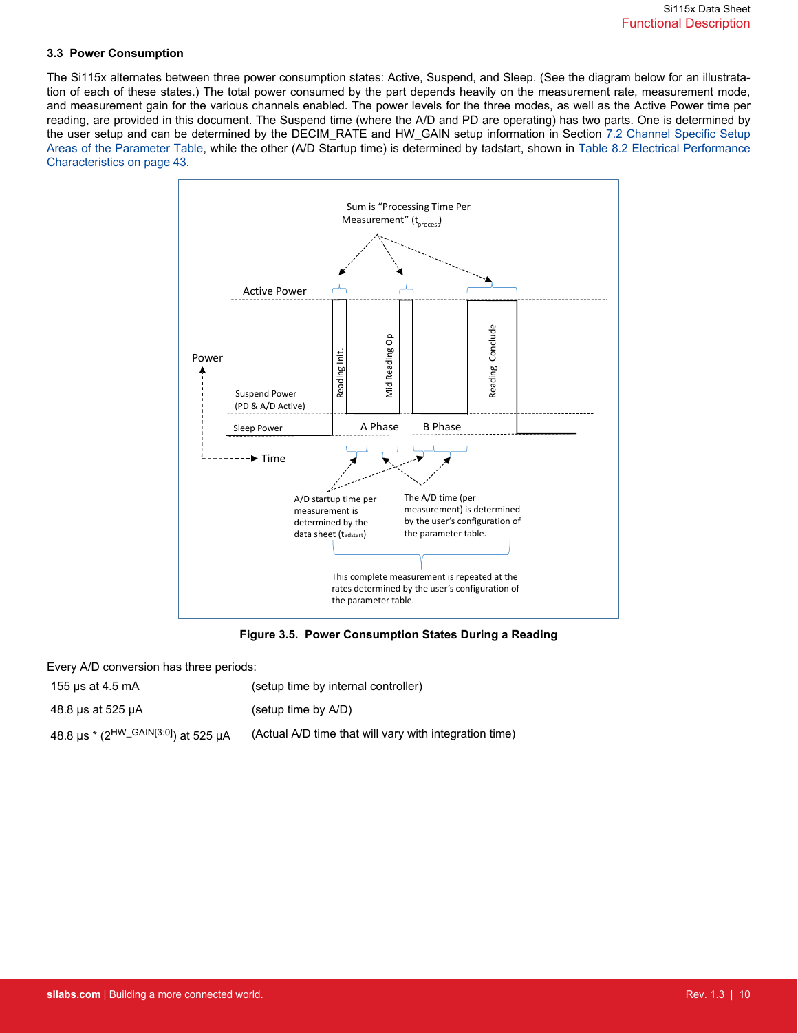### 3.3 Power Consumption

The Si115x alternates between three power consumption states: Active, Suspend, and Sleep. (See the diagram below for an illustrata-tion of each of these states.) The total power consumed by the part depends heavily on the measurement rate, measurement mode, and measurement gain for the various channels enabled. The power levels for the three modes, as well as the Active Power time per reading, are provided in this document. The Suspend time (where the A/D and PD are operating) has two parts. One is determined by the user setup and can be determined by the DECIM_RATE and HW_GAIN setup information in Section 7.2 Channel Specific Setup Areas of the Parameter Table, while the other (A/D Startup time) is determined by tadstart, shown in Table 8.2 Electrical Performance Characteristics on page 43.

Figure 3.5. Power Consumption States During a Reading

Every A/D conversion has three periods:

| | |
|---|---|
| 155 µs at 4.5 mA | (setup time by internal controller) |
| 48.8 µs at 525 µA | (setup time by A/D) |
| 48.8 µs * ($2^{HW\_GAIN[3:0]}$) at 525 µA | (Actual A/D time that will vary with integration time) |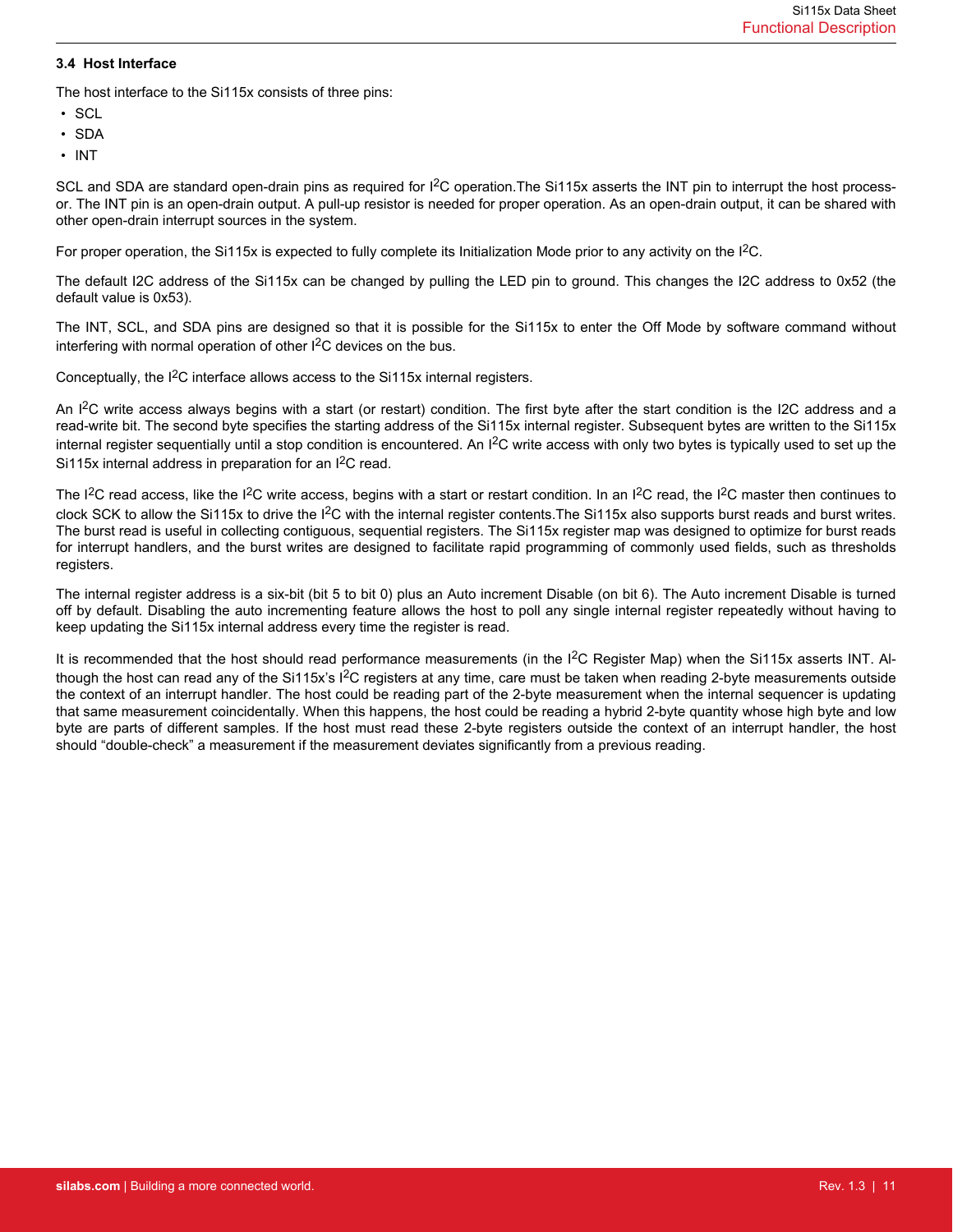### 3.4 Host Interface

The host interface to the Si115x consists of three pins:

- SCL
- SDA
- INT

SCL and SDA are standard open-drain pins as required for I$^2$C operation.The Si115x asserts the INT pin to interrupt the host processor. The INT pin is an open-drain output. A pull-up resistor is needed for proper operation. As an open-drain output, it can be shared with other open-drain interrupt sources in the system.

For proper operation, the Si115x is expected to fully complete its Initialization Mode prior to any activity on the I$^2$C.

The default I2C address of the Si115x can be changed by pulling the LED pin to ground. This changes the I2C address to 0x52 (the default value is 0x53).

The INT, SCL, and SDA pins are designed so that it is possible for the Si115x to enter the Off Mode by software command without interfering with normal operation of other I$^2$C devices on the bus.

Conceptually, the I$^2$C interface allows access to the Si115x internal registers.

An I$^2$C write access always begins with a start (or restart) condition. The first byte after the start condition is the I2C address and a read-write bit. The second byte specifies the starting address of the Si115x internal register. Subsequent bytes are written to the Si115x internal register sequentially until a stop condition is encountered. An I$^2$C write access with only two bytes is typically used to set up the Si115x internal address in preparation for an I$^2$C read.

The I$^2$C read access, like the I$^2$C write access, begins with a start or restart condition. In an I$^2$C read, the I$^2$C master then continues to clock SCK to allow the Si115x to drive the I$^2$C with the internal register contents.The Si115x also supports burst reads and burst writes. The burst read is useful in collecting contiguous, sequential registers. The Si115x register map was designed to optimize for burst reads for interrupt handlers, and the burst writes are designed to facilitate rapid programming of commonly used fields, such as thresholds registers.

The internal register address is a six-bit (bit 5 to bit 0) plus an Auto increment Disable (on bit 6). The Auto increment Disable is turned off by default. Disabling the auto incrementing feature allows the host to poll any single internal register repeatedly without having to keep updating the Si115x internal address every time the register is read.

It is recommended that the host should read performance measurements (in the I$^2$C Register Map) when the Si115x asserts INT. Although the host can read any of the Si115x's I$^2$C registers at any time, care must be taken when reading 2-byte measurements outside the context of an interrupt handler. The host could be reading part of the 2-byte measurement when the internal sequencer is updating that same measurement coincidentally. When this happens, the host could be reading a hybrid 2-byte quantity whose high byte and low byte are parts of different samples. If the host must read these 2-byte registers outside the context of an interrupt handler, the host should "double-check" a measurement if the measurement deviates significantly from a previous reading.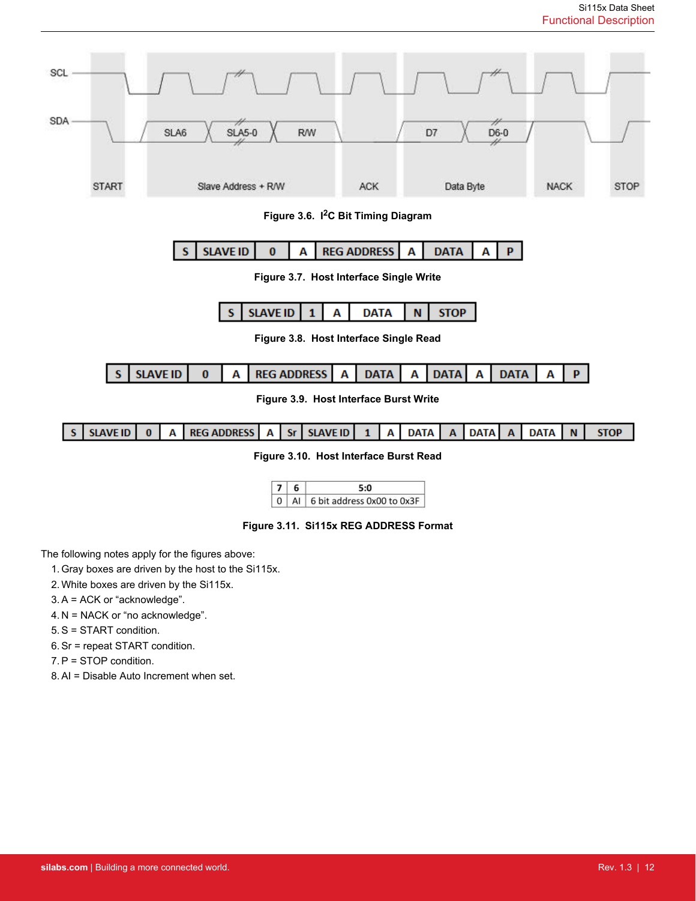SCL

SDA

START | Slave Address + R/W (SLA6, SLA5-0, R/W) | ACK | Data Byte (D7, D6-0) | NACK | STOP

Figure 3.6. I²C Bit Timing Diagram

| S | SLAVE ID | 0 | A | REG ADDRESS | A | DATA | A | P |
|---|---|---|---|---|---|---|---|---|

Figure 3.7. Host Interface Single Write

| S | SLAVE ID | 1 | A | DATA | N | STOP |
|---|---|---|---|---|---|---|

Figure 3.8. Host Interface Single Read

| S | SLAVE ID | 0 | A | REG ADDRESS | A | DATA | A | DATA | A | DATA | A | P |
|---|---|---|---|---|---|---|---|---|---|---|---|---|

Figure 3.9. Host Interface Burst Write

| S | SLAVE ID | 0 | A | REG ADDRESS | A | Sr | SLAVE ID | 1 | A | DATA | A | DATA | A | DATA | N | STOP |
|---|---|---|---|---|---|---|---|---|---|---|---|---|---|---|---|---|

Figure 3.10. Host Interface Burst Read

| 7 | 6 | 5:0 |
|---|---|---|
| 0 | AI | 6 bit address 0x00 to 0x3F |

Figure 3.11. Si115x REG ADDRESS Format

The following notes apply for the figures above:

1. Gray boxes are driven by the host to the Si115x.
2. White boxes are driven by the Si115x.
3. A = ACK or "acknowledge".
4. N = NACK or "no acknowledge".
5. S = START condition.
6. Sr = repeat START condition.
7. P = STOP condition.
8. AI = Disable Auto Increment when set.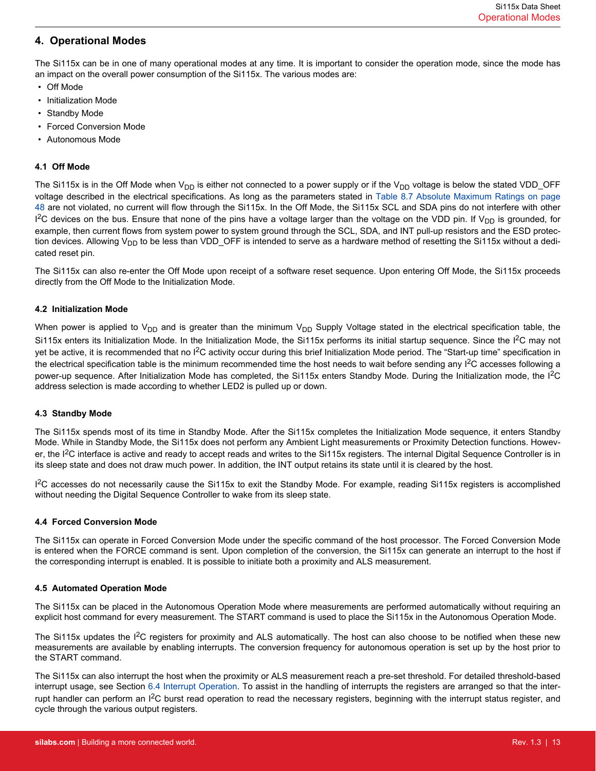## 4. Operational Modes

The Si115x can be in one of many operational modes at any time. It is important to consider the operation mode, since the mode has an impact on the overall power consumption of the Si115x. The various modes are:

- Off Mode
- Initialization Mode
- Standby Mode
- Forced Conversion Mode
- Autonomous Mode

### 4.1 Off Mode

The Si115x is in the Off Mode when $V_{DD}$ is either not connected to a power supply or if the $V_{DD}$ voltage is below the stated VDD_OFF voltage described in the electrical specifications. As long as the parameters stated in Table 8.7 Absolute Maximum Ratings on page 48 are not violated, no current will flow through the Si115x. In the Off Mode, the Si115x SCL and SDA pins do not interfere with other $I^2C$ devices on the bus. Ensure that none of the pins have a voltage larger than the voltage on the VDD pin. If $V_{DD}$ is grounded, for example, then current flows from system power to system ground through the SCL, SDA, and INT pull-up resistors and the ESD protection devices. Allowing $V_{DD}$ to be less than VDD_OFF is intended to serve as a hardware method of resetting the Si115x without a dedicated reset pin.

The Si115x can also re-enter the Off Mode upon receipt of a software reset sequence. Upon entering Off Mode, the Si115x proceeds directly from the Off Mode to the Initialization Mode.

### 4.2 Initialization Mode

When power is applied to $V_{DD}$ and is greater than the minimum $V_{DD}$ Supply Voltage stated in the electrical specification table, the Si115x enters its Initialization Mode. In the Initialization Mode, the Si115x performs its initial startup sequence. Since the $I^2C$ may not yet be active, it is recommended that no $I^2C$ activity occur during this brief Initialization Mode period. The "Start-up time" specification in the electrical specification table is the minimum recommended time the host needs to wait before sending any $I^2C$ accesses following a power-up sequence. After Initialization Mode has completed, the Si115x enters Standby Mode. During the Initialization mode, the $I^2C$ address selection is made according to whether LED2 is pulled up or down.

### 4.3 Standby Mode

The Si115x spends most of its time in Standby Mode. After the Si115x completes the Initialization Mode sequence, it enters Standby Mode. While in Standby Mode, the Si115x does not perform any Ambient Light measurements or Proximity Detection functions. However, the $I^2C$ interface is active and ready to accept reads and writes to the Si115x registers. The internal Digital Sequence Controller is in its sleep state and does not draw much power. In addition, the INT output retains its state until it is cleared by the host.

$I^2C$ accesses do not necessarily cause the Si115x to exit the Standby Mode. For example, reading Si115x registers is accomplished without needing the Digital Sequence Controller to wake from its sleep state.

### 4.4 Forced Conversion Mode

The Si115x can operate in Forced Conversion Mode under the specific command of the host processor. The Forced Conversion Mode is entered when the FORCE command is sent. Upon completion of the conversion, the Si115x can generate an interrupt to the host if the corresponding interrupt is enabled. It is possible to initiate both a proximity and ALS measurement.

### 4.5 Automated Operation Mode

The Si115x can be placed in the Autonomous Operation Mode where measurements are performed automatically without requiring an explicit host command for every measurement. The START command is used to place the Si115x in the Autonomous Operation Mode.

The Si115x updates the $I^2C$ registers for proximity and ALS automatically. The host can also choose to be notified when these new measurements are available by enabling interrupts. The conversion frequency for autonomous operation is set up by the host prior to the START command.

The Si115x can also interrupt the host when the proximity or ALS measurement reach a pre-set threshold. For detailed threshold-based interrupt usage, see Section 6.4 Interrupt Operation. To assist in the handling of interrupts the registers are arranged so that the interrupt handler can perform an $I^2C$ burst read operation to read the necessary registers, beginning with the interrupt status register, and cycle through the various output registers.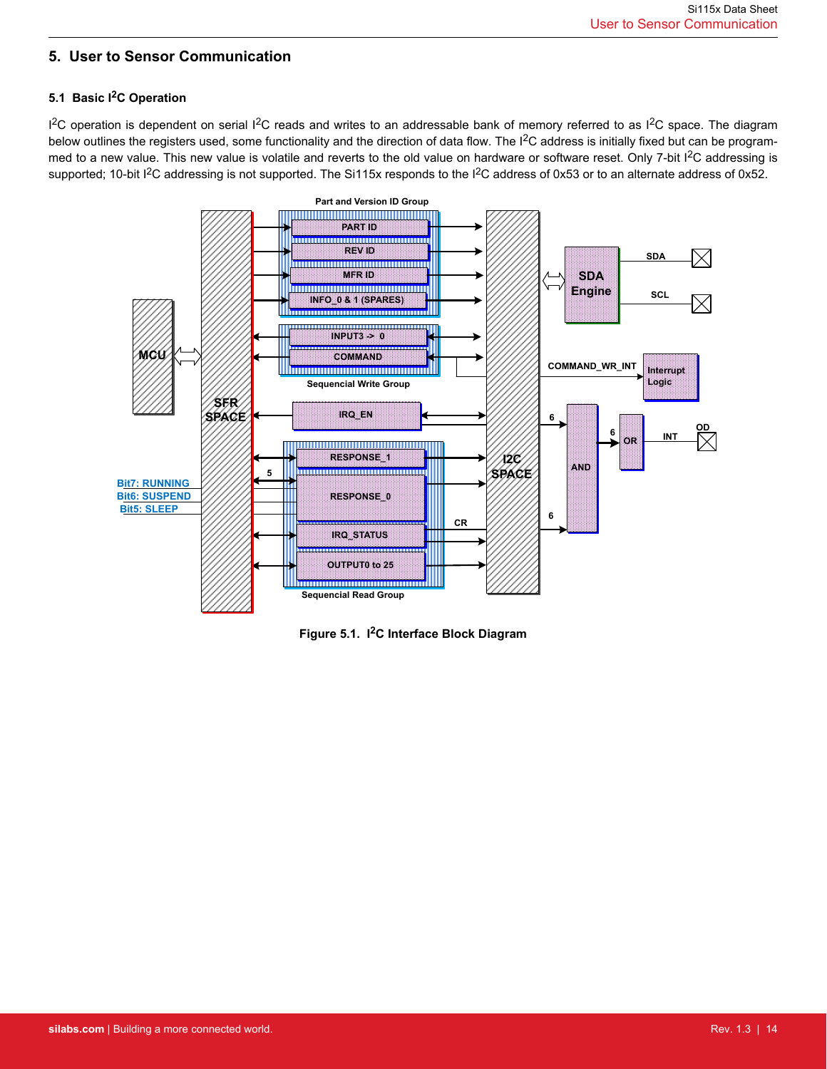## 5. User to Sensor Communication

### 5.1 Basic I$^2$C Operation

I$^2$C operation is dependent on serial I$^2$C reads and writes to an addressable bank of memory referred to as I$^2$C space. The diagram below outlines the registers used, some functionality and the direction of data flow. The I$^2$C address is initially fixed but can be programmed to a new value. This new value is volatile and reverts to the old value on hardware or software reset. Only 7-bit I$^2$C addressing is supported; 10-bit I$^2$C addressing is not supported. The Si115x responds to the I$^2$C address of 0x53 or to an alternate address of 0x52.

**Figure 5.1. I$^2$C Interface Block Diagram**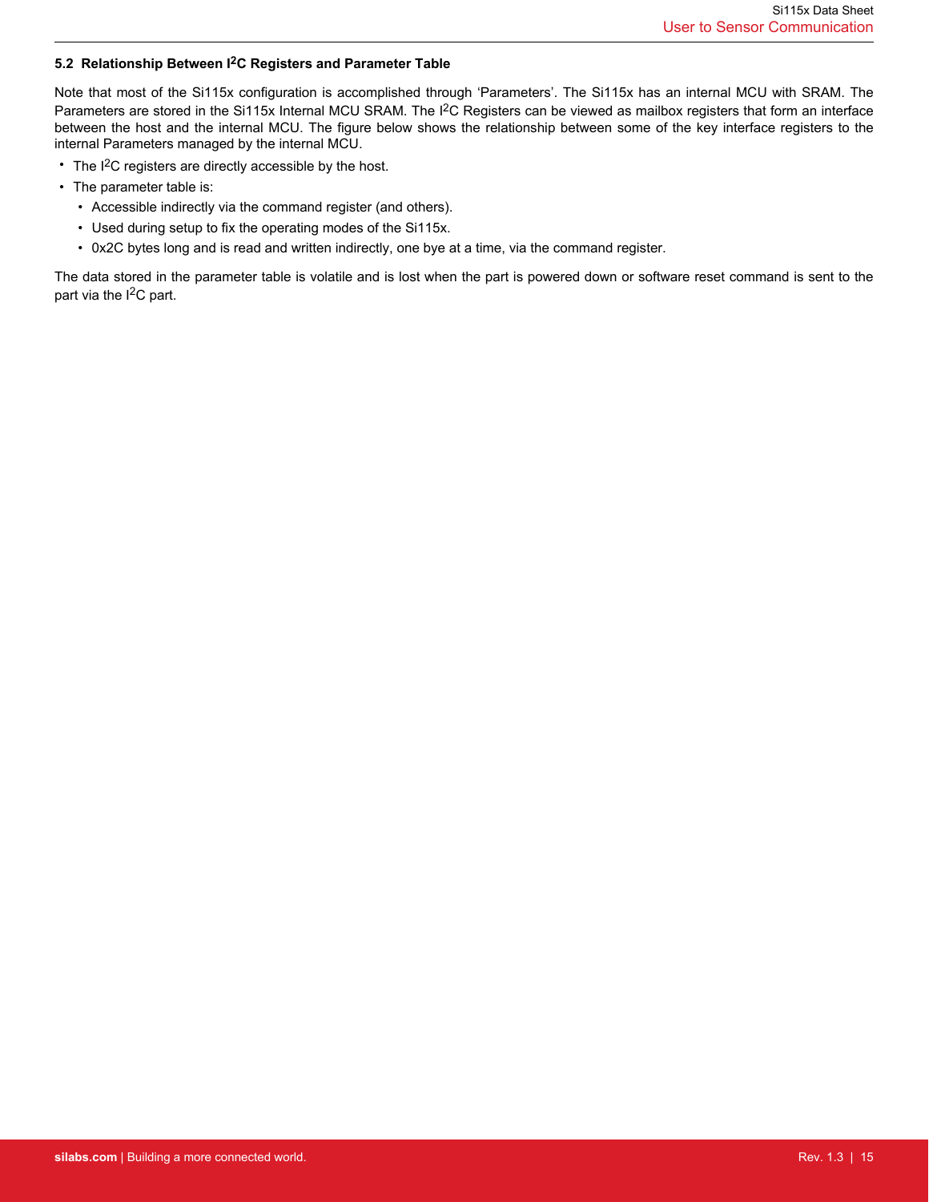### 5.2 Relationship Between I$^2$C Registers and Parameter Table

Note that most of the Si115x configuration is accomplished through 'Parameters'. The Si115x has an internal MCU with SRAM. The Parameters are stored in the Si115x Internal MCU SRAM. The I$^2$C Registers can be viewed as mailbox registers that form an interface between the host and the internal MCU. The figure below shows the relationship between some of the key interface registers to the internal Parameters managed by the internal MCU.

- The I$^2$C registers are directly accessible by the host.
- The parameter table is:
  - Accessible indirectly via the command register (and others).
  - Used during setup to fix the operating modes of the Si115x.
  - 0x2C bytes long and is read and written indirectly, one bye at a time, via the command register.

The data stored in the parameter table is volatile and is lost when the part is powered down or software reset command is sent to the part via the I$^2$C part.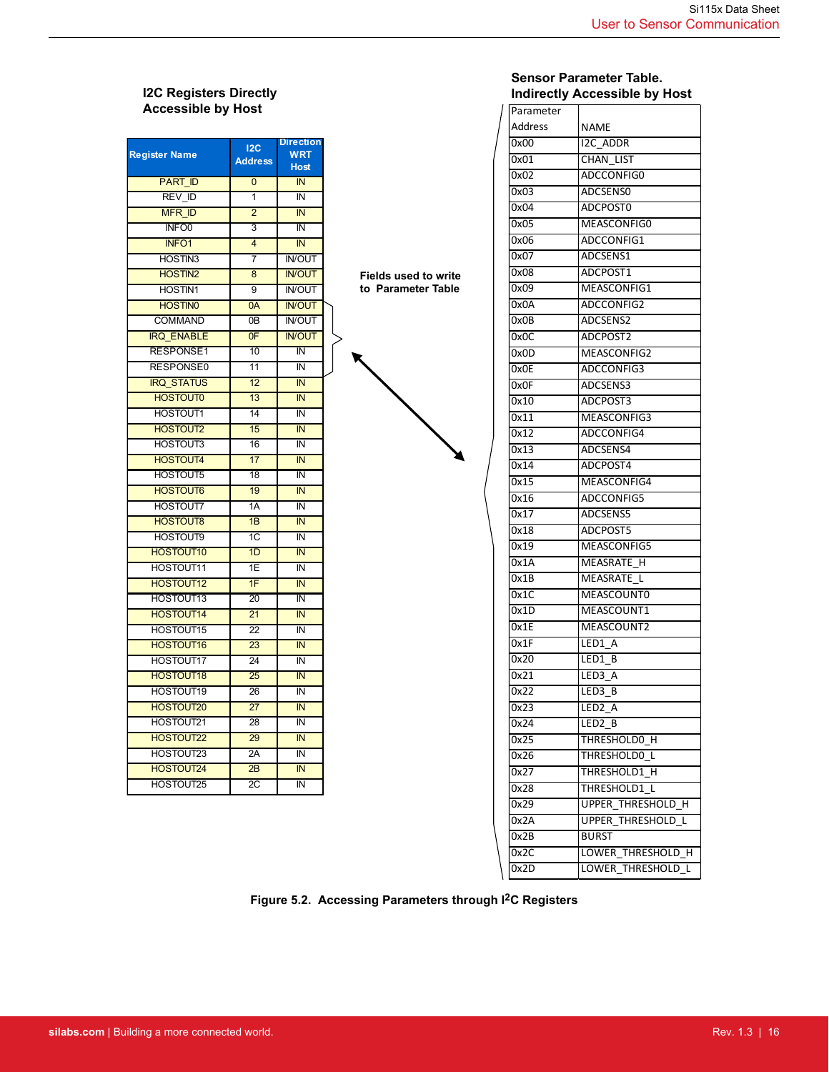### I2C Registers Directly Accessible by Host

| Register Name | I2C Address | Direction WRT Host |
|---|---|---|
| PART_ID | 0 | IN |
| REV_ID | 1 | IN |
| MFR_ID | 2 | IN |
| INFO0 | 3 | IN |
| INFO1 | 4 | IN |
| HOSTIN3 | 7 | IN/OUT |
| HOSTIN2 | 8 | IN/OUT |
| HOSTIN1 | 9 | IN/OUT |
| HOSTIN0 | 0A | IN/OUT |
| COMMAND | 0B | IN/OUT |
| IRQ_ENABLE | 0F | IN/OUT |
| RESPONSE1 | 10 | IN |
| RESPONSE0 | 11 | IN |
| IRQ_STATUS | 12 | IN |
| HOSTOUT0 | 13 | IN |
| HOSTOUT1 | 14 | IN |
| HOSTOUT2 | 15 | IN |
| HOSTOUT3 | 16 | IN |
| HOSTOUT4 | 17 | IN |
| HOSTOUT5 | 18 | IN |
| HOSTOUT6 | 19 | IN |
| HOSTOUT7 | 1A | IN |
| HOSTOUT8 | 1B | IN |
| HOSTOUT9 | 1C | IN |
| HOSTOUT10 | 1D | IN |
| HOSTOUT11 | 1E | IN |
| HOSTOUT12 | 1F | IN |
| HOSTOUT13 | 20 | IN |
| HOSTOUT14 | 21 | IN |
| HOSTOUT15 | 22 | IN |
| HOSTOUT16 | 23 | IN |
| HOSTOUT17 | 24 | IN |
| HOSTOUT18 | 25 | IN |
| HOSTOUT19 | 26 | IN |
| HOSTOUT20 | 27 | IN |
| HOSTOUT21 | 28 | IN |
| HOSTOUT22 | 29 | IN |
| HOSTOUT23 | 2A | IN |
| HOSTOUT24 | 2B | IN |
| HOSTOUT25 | 2C | IN |

**Fields used to write to Parameter Table**

### Sensor Parameter Table. Indirectly Accessible by Host

| Parameter Address | NAME |
|---|---|
| 0x00 | I2C_ADDR |
| 0x01 | CHAN_LIST |
| 0x02 | ADCCONFIG0 |
| 0x03 | ADCSENS0 |
| 0x04 | ADCPOST0 |
| 0x05 | MEASCONFIG0 |
| 0x06 | ADCCONFIG1 |
| 0x07 | ADCSENS1 |
| 0x08 | ADCPOST1 |
| 0x09 | MEASCONFIG1 |
| 0x0A | ADCCONFIG2 |
| 0x0B | ADCSENS2 |
| 0x0C | ADCPOST2 |
| 0x0D | MEASCONFIG2 |
| 0x0E | ADCCONFIG3 |
| 0x0F | ADCSENS3 |
| 0x10 | ADCPOST3 |
| 0x11 | MEASCONFIG3 |
| 0x12 | ADCCONFIG4 |
| 0x13 | ADCSENS4 |
| 0x14 | ADCPOST4 |
| 0x15 | MEASCONFIG4 |
| 0x16 | ADCCONFIG5 |
| 0x17 | ADCSENS5 |
| 0x18 | ADCPOST5 |
| 0x19 | MEASCONFIG5 |
| 0x1A | MEASRATE_H |
| 0x1B | MEASRATE_L |
| 0x1C | MEASCOUNT0 |
| 0x1D | MEASCOUNT1 |
| 0x1E | MEASCOUNT2 |
| 0x1F | LED1_A |
| 0x20 | LED1_B |
| 0x21 | LED3_A |
| 0x22 | LED3_B |
| 0x23 | LED2_A |
| 0x24 | LED2_B |
| 0x25 | THRESHOLD0_H |
| 0x26 | THRESHOLD0_L |
| 0x27 | THRESHOLD1_H |
| 0x28 | THRESHOLD1_L |
| 0x29 | UPPER_THRESHOLD_H |
| 0x2A | UPPER_THRESHOLD_L |
| 0x2B | BURST |
| 0x2C | LOWER_THRESHOLD_H |
| 0x2D | LOWER_THRESHOLD_L |

**Figure 5.2. Accessing Parameters through I²C Registers**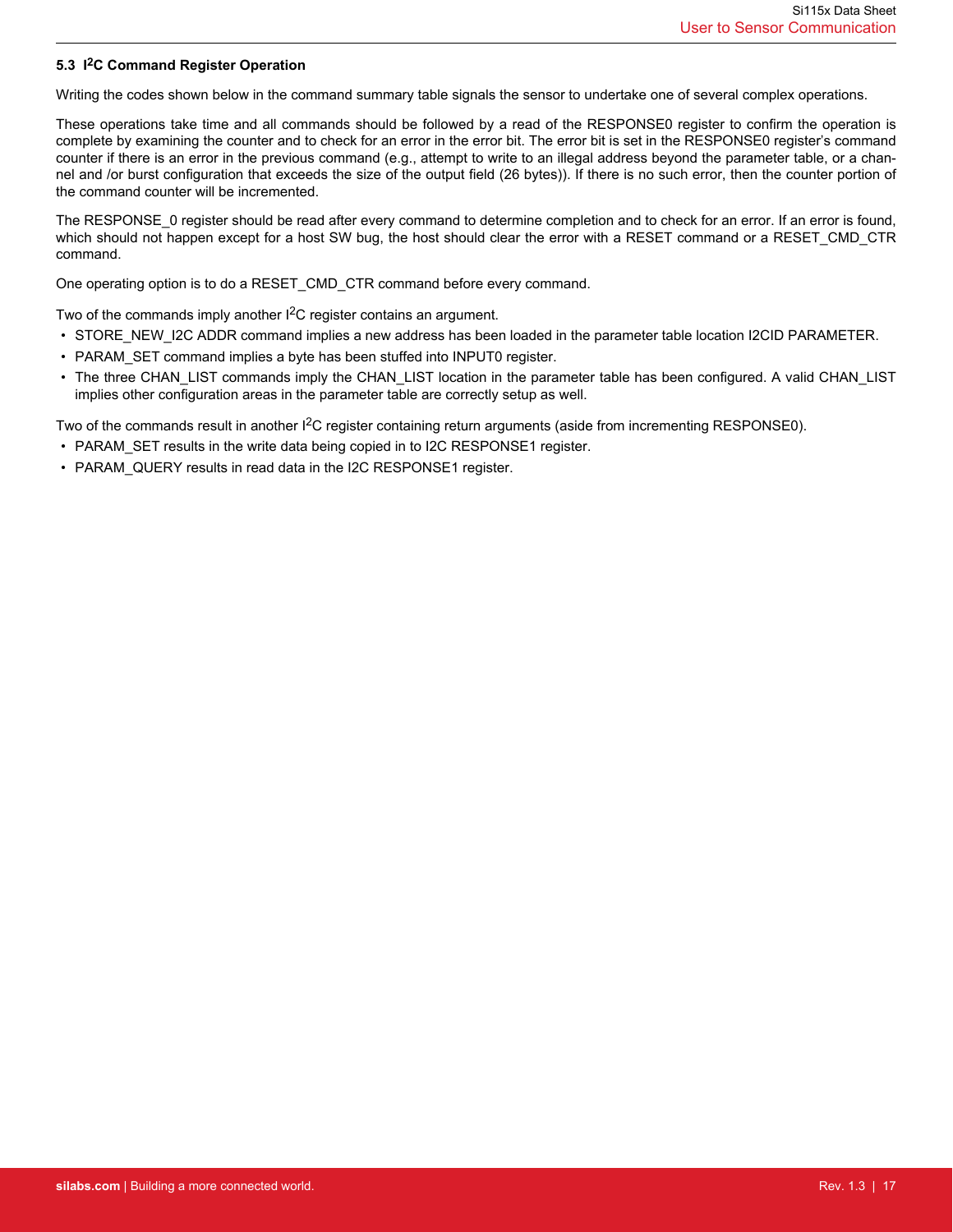### 5.3 I2C Command Register Operation

Writing the codes shown below in the command summary table signals the sensor to undertake one of several complex operations.

These operations take time and all commands should be followed by a read of the RESPONSE0 register to confirm the operation is complete by examining the counter and to check for an error in the error bit. The error bit is set in the RESPONSE0 register's command counter if there is an error in the previous command (e.g., attempt to write to an illegal address beyond the parameter table, or a channel and /or burst configuration that exceeds the size of the output field (26 bytes)). If there is no such error, then the counter portion of the command counter will be incremented.

The RESPONSE_0 register should be read after every command to determine completion and to check for an error. If an error is found, which should not happen except for a host SW bug, the host should clear the error with a RESET command or a RESET_CMD_CTR command.

One operating option is to do a RESET_CMD_CTR command before every command.

Two of the commands imply another I2C register contains an argument.

- STORE_NEW_I2C ADDR command implies a new address has been loaded in the parameter table location I2CID PARAMETER.
- PARAM_SET command implies a byte has been stuffed into INPUT0 register.
- The three CHAN_LIST commands imply the CHAN_LIST location in the parameter table has been configured. A valid CHAN_LIST implies other configuration areas in the parameter table are correctly setup as well.

Two of the commands result in another I2C register containing return arguments (aside from incrementing RESPONSE0).

- PARAM_SET results in the write data being copied in to I2C RESPONSE1 register.
- PARAM_QUERY results in read data in the I2C RESPONSE1 register.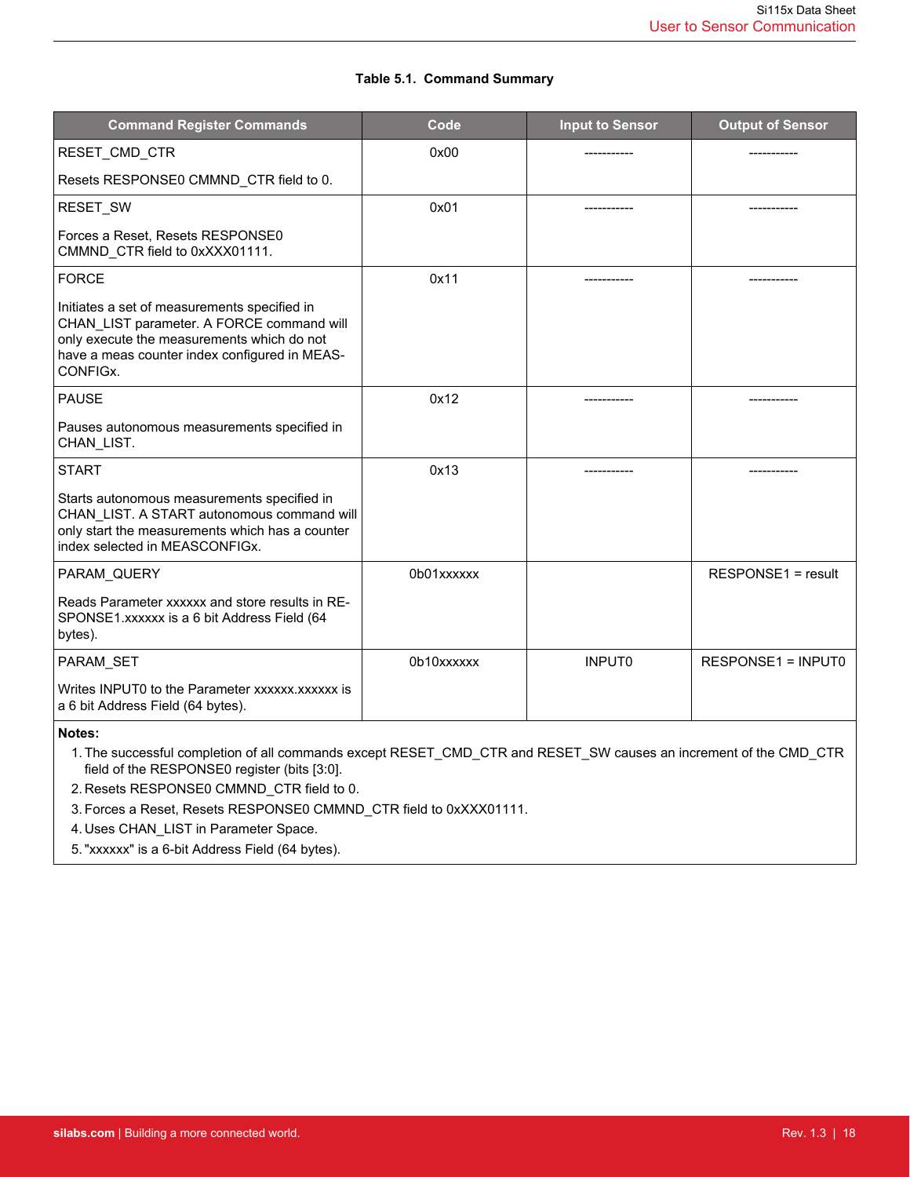**Table 5.1. Command Summary**

| Command Register Commands | Code | Input to Sensor | Output of Sensor |
|---|---|---|---|
| RESET_CMD_CTR<br><br>Resets RESPONSE0 CMMND_CTR field to 0. | 0x00 | ----------- | ----------- |
| RESET_SW<br><br>Forces a Reset, Resets RESPONSE0 CMMND_CTR field to 0xXXX01111. | 0x01 | ----------- | ----------- |
| FORCE<br><br>Initiates a set of measurements specified in CHAN_LIST parameter. A FORCE command will only execute the measurements which do not have a meas counter index configured in MEASCONFIGx. | 0x11 | ----------- | ----------- |
| PAUSE<br><br>Pauses autonomous measurements specified in CHAN_LIST. | 0x12 | ----------- | ----------- |
| START<br><br>Starts autonomous measurements specified in CHAN_LIST. A START autonomous command will only start the measurements which has a counter index selected in MEASCONFIGx. | 0x13 | ----------- | ----------- |
| PARAM_QUERY<br><br>Reads Parameter xxxxxx and store results in RESPONSE1.xxxxxx is a 6 bit Address Field (64 bytes). | 0b01xxxxxx | | RESPONSE1 = result |
| PARAM_SET<br><br>Writes INPUT0 to the Parameter xxxxxx.xxxxxx is a 6 bit Address Field (64 bytes). | 0b10xxxxxx | INPUT0 | RESPONSE1 = INPUT0 |

**Notes:**

1. The successful completion of all commands except RESET_CMD_CTR and RESET_SW causes an increment of the CMD_CTR field of the RESPONSE0 register (bits [3:0].
2. Resets RESPONSE0 CMMND_CTR field to 0.
3. Forces a Reset, Resets RESPONSE0 CMMND_CTR field to 0xXXX01111.
4. Uses CHAN_LIST in Parameter Space.
5. "xxxxxx" is a 6-bit Address Field (64 bytes).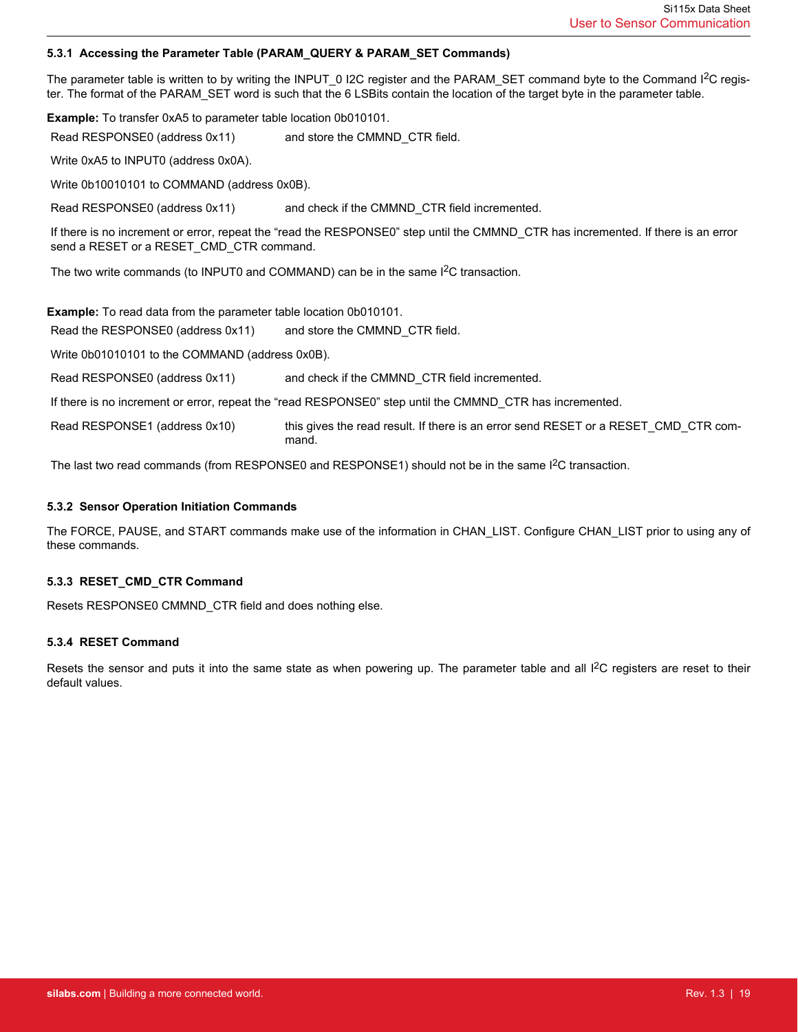### 5.3.1 Accessing the Parameter Table (PARAM_QUERY & PARAM_SET Commands)

The parameter table is written to by writing the INPUT_0 I2C register and the PARAM_SET command byte to the Command I$^2$C register. The format of the PARAM_SET word is such that the 6 LSBits contain the location of the target byte in the parameter table.

**Example:** To transfer 0xA5 to parameter table location 0b010101.

| | |
|---|---|
| Read RESPONSE0 (address 0x11) | and store the CMMND_CTR field. |
| Write 0xA5 to INPUT0 (address 0x0A). | |
| Write 0b10010101 to COMMAND (address 0x0B). | |
| Read RESPONSE0 (address 0x11) | and check if the CMMND_CTR field incremented. |

If there is no increment or error, repeat the "read the RESPONSE0" step until the CMMND_CTR has incremented. If there is an error send a RESET or a RESET_CMD_CTR command.

The two write commands (to INPUT0 and COMMAND) can be in the same I$^2$C transaction.

**Example:** To read data from the parameter table location 0b010101.

| | |
|---|---|
| Read the RESPONSE0 (address 0x11) | and store the CMMND_CTR field. |
| Write 0b01010101 to the COMMAND (address 0x0B). | |
| Read RESPONSE0 (address 0x11) | and check if the CMMND_CTR field incremented. |

If there is no increment or error, repeat the "read RESPONSE0" step until the CMMND_CTR has incremented.

| | |
|---|---|
| Read RESPONSE1 (address 0x10) | this gives the read result. If there is an error send RESET or a RESET_CMD_CTR command. |

The last two read commands (from RESPONSE0 and RESPONSE1) should not be in the same I$^2$C transaction.

### 5.3.2 Sensor Operation Initiation Commands

The FORCE, PAUSE, and START commands make use of the information in CHAN_LIST. Configure CHAN_LIST prior to using any of these commands.

### 5.3.3 RESET_CMD_CTR Command

Resets RESPONSE0 CMMND_CTR field and does nothing else.

### 5.3.4 RESET Command

Resets the sensor and puts it into the same state as when powering up. The parameter table and all I$^2$C registers are reset to their default values.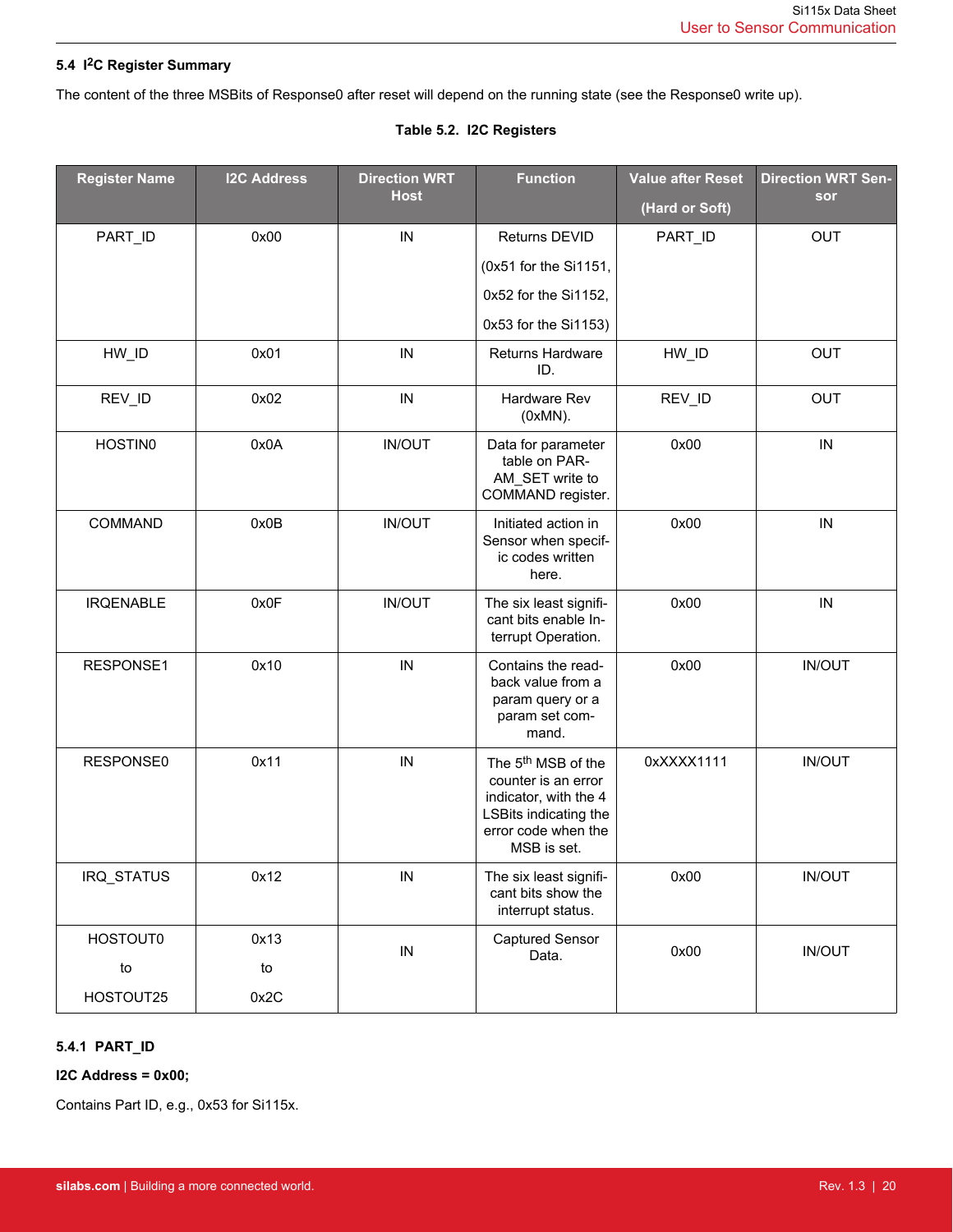## 5.4 I2C Register Summary

The content of the three MSBits of Response0 after reset will depend on the running state (see the Response0 write up).

**Table 5.2. I2C Registers**

| Register Name | I2C Address | Direction WRT Host | Function | Value after Reset (Hard or Soft) | Direction WRT Sensor |
|---|---|---|---|---|---|
| PART_ID | 0x00 | IN | Returns DEVID (0x51 for the Si1151, 0x52 for the Si1152, 0x53 for the Si1153) | PART_ID | OUT |
| HW_ID | 0x01 | IN | Returns Hardware ID. | HW_ID | OUT |
| REV_ID | 0x02 | IN | Hardware Rev (0xMN). | REV_ID | OUT |
| HOSTIN0 | 0x0A | IN/OUT | Data for parameter table on PARAM_SET write to COMMAND register. | 0x00 | IN |
| COMMAND | 0x0B | IN/OUT | Initiated action in Sensor when specific codes written here. | 0x00 | IN |
| IRQENABLE | 0x0F | IN/OUT | The six least significant bits enable Interrupt Operation. | 0x00 | IN |
| RESPONSE1 | 0x10 | IN | Contains the readback value from a param query or a param set command. | 0x00 | IN/OUT |
| RESPONSE0 | 0x11 | IN | The 5th MSB of the counter is an error indicator, with the 4 LSBits indicating the error code when the MSB is set. | 0xXXXX1111 | IN/OUT |
| IRQ_STATUS | 0x12 | IN | The six least significant bits show the interrupt status. | 0x00 | IN/OUT |
| HOSTOUT0 to HOSTOUT25 | 0x13 to 0x2C | IN | Captured Sensor Data. | 0x00 | IN/OUT |

### 5.4.1 PART_ID

**I2C Address = 0x00;**

Contains Part ID, e.g., 0x53 for Si115x.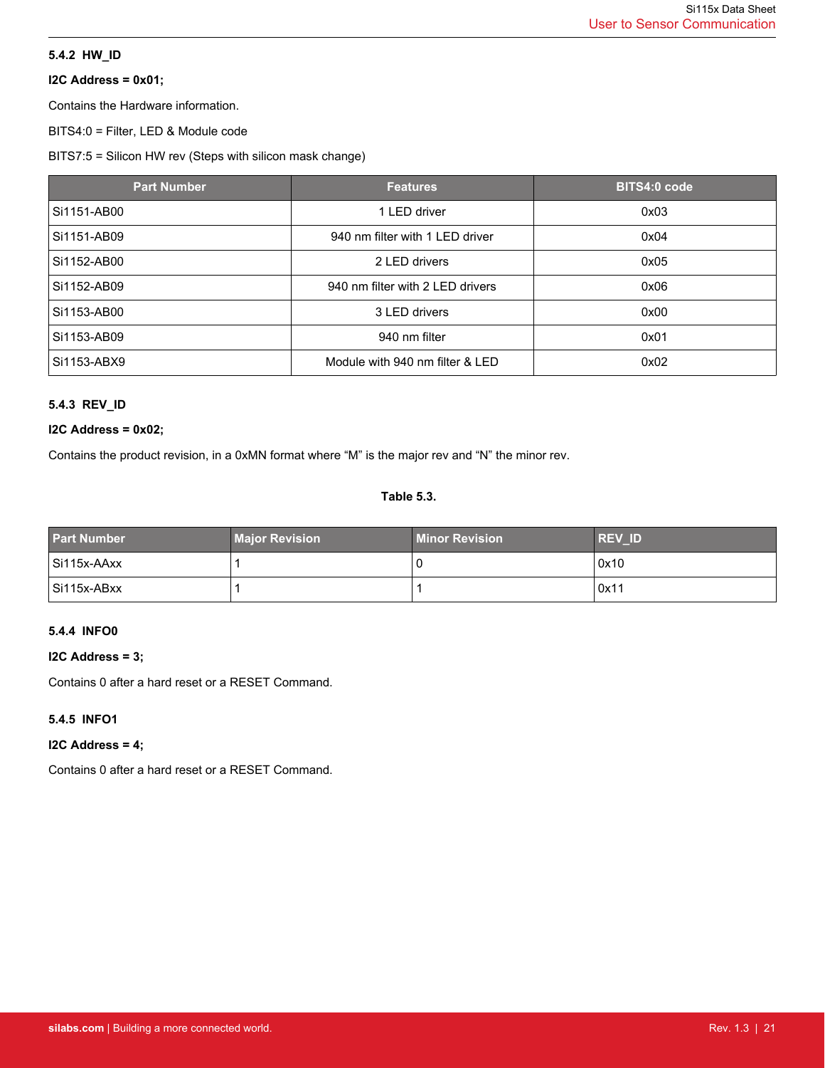### 5.4.2 HW_ID

**I2C Address = 0x01;**

Contains the Hardware information.

BITS4:0 = Filter, LED & Module code

BITS7:5 = Silicon HW rev (Steps with silicon mask change)

| Part Number | Features | BITS4:0 code |
|---|---|---|
| Si1151-AB00 | 1 LED driver | 0x03 |
| Si1151-AB09 | 940 nm filter with 1 LED driver | 0x04 |
| Si1152-AB00 | 2 LED drivers | 0x05 |
| Si1152-AB09 | 940 nm filter with 2 LED drivers | 0x06 |
| Si1153-AB00 | 3 LED drivers | 0x00 |
| Si1153-AB09 | 940 nm filter | 0x01 |
| Si1153-ABX9 | Module with 940 nm filter & LED | 0x02 |

### 5.4.3 REV_ID

**I2C Address = 0x02;**

Contains the product revision, in a 0xMN format where "M" is the major rev and "N" the minor rev.

**Table 5.3.**

| Part Number | Major Revision | Minor Revision | REV_ID |
|---|---|---|---|
| Si115x-AAxx | 1 | 0 | 0x10 |
| Si115x-ABxx | 1 | 1 | 0x11 |

### 5.4.4 INFO0

**I2C Address = 3;**

Contains 0 after a hard reset or a RESET Command.

### 5.4.5 INFO1

**I2C Address = 4;**

Contains 0 after a hard reset or a RESET Command.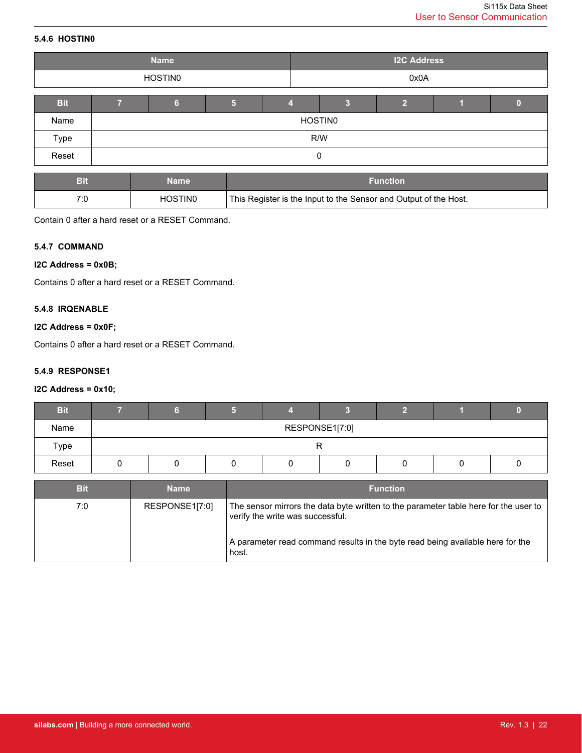### 5.4.6 HOSTIN0

| Name | I2C Address |
|---|---|
| HOSTIN0 | 0x0A |

| Bit | 7 | 6 | 5 | 4 | 3 | 2 | 1 | 0 |
|---|---|---|---|---|---|---|---|---|
| Name | HOSTIN0 | | | | | | | |
| Type | R/W | | | | | | | |
| Reset | 0 | | | | | | | |

| Bit | Name | Function |
|---|---|---|
| 7:0 | HOSTIN0 | This Register is the Input to the Sensor and Output of the Host. |

Contain 0 after a hard reset or a RESET Command.

### 5.4.7 COMMAND

**I2C Address = 0x0B;**

Contains 0 after a hard reset or a RESET Command.

### 5.4.8 IRQENABLE

**I2C Address = 0x0F;**

Contains 0 after a hard reset or a RESET Command.

### 5.4.9 RESPONSE1

**I2C Address = 0x10;**

| Bit | 7 | 6 | 5 | 4 | 3 | 2 | 1 | 0 |
|---|---|---|---|---|---|---|---|---|
| Name | RESPONSE1[7:0] | | | | | | | |
| Type | R | | | | | | | |
| Reset | 0 | 0 | 0 | 0 | 0 | 0 | 0 | 0 |

| Bit | Name | Function |
|---|---|---|
| 7:0 | RESPONSE1[7:0] | The sensor mirrors the data byte written to the parameter table here for the user to verify the write was successful.<br><br>A parameter read command results in the byte read being available here for the host. |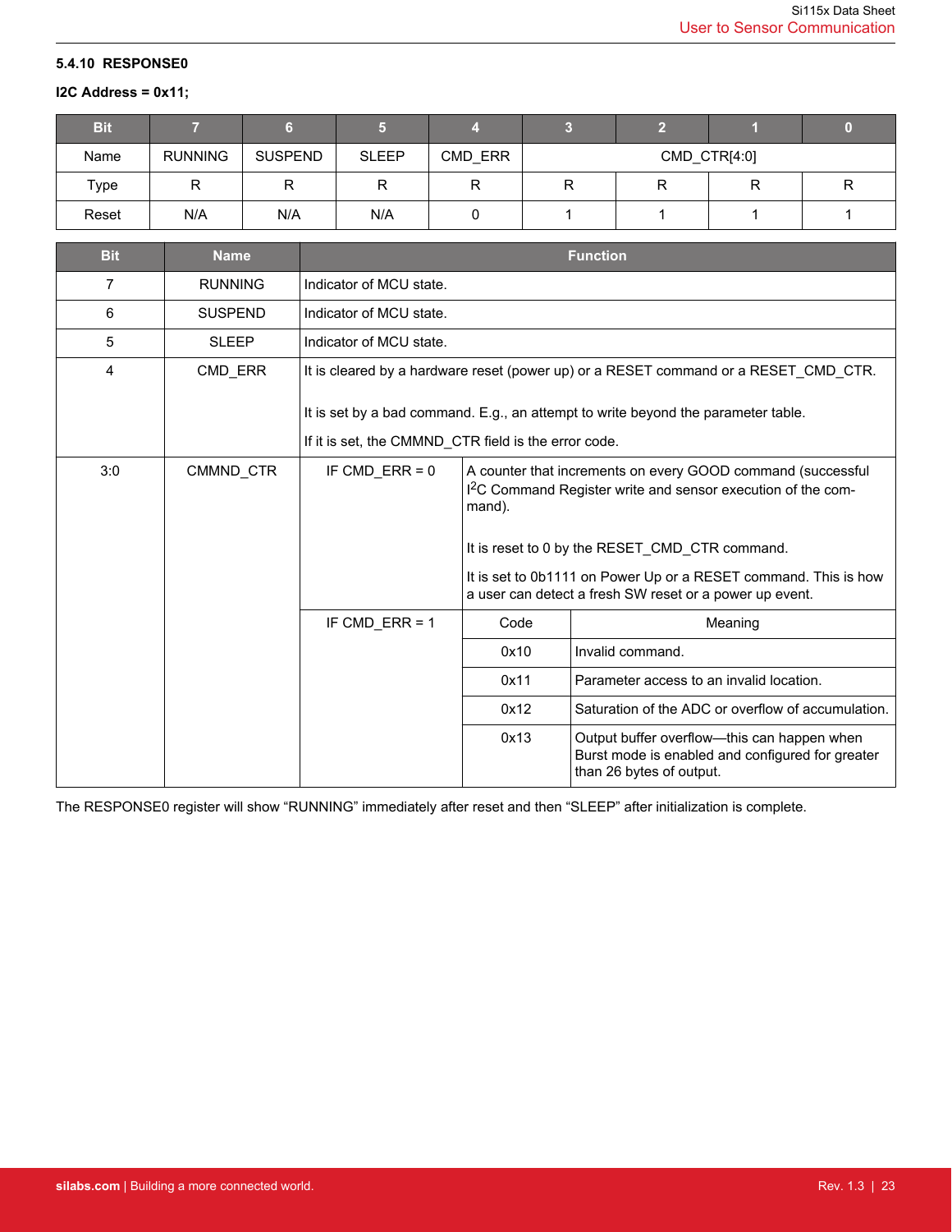### 5.4.10 RESPONSE0

**I2C Address = 0x11;**

| Bit | 7 | 6 | 5 | 4 | 3 | 2 | 1 | 0 |
|---|---|---|---|---|---|---|---|---|
| Name | RUNNING | SUSPEND | SLEEP | CMD_ERR | CMD_CTR[4:0] | | | |
| Type | R | R | R | R | R | R | R | R |
| Reset | N/A | N/A | N/A | 0 | 1 | 1 | 1 | 1 |

| Bit | Name | Function | | |
|---|---|---|---|---|
| 7 | RUNNING | Indicator of MCU state. | | |
| 6 | SUSPEND | Indicator of MCU state. | | |
| 5 | SLEEP | Indicator of MCU state. | | |
| 4 | CMD_ERR | It is cleared by a hardware reset (power up) or a RESET command or a RESET_CMD_CTR.<br><br>It is set by a bad command. E.g., an attempt to write beyond the parameter table.<br><br>If it is set, the CMMND_CTR field is the error code. | | |
| 3:0 | CMMND_CTR | IF CMD_ERR = 0 | A counter that increments on every GOOD command (successful $I^2C$ Command Register write and sensor execution of the command).<br><br>It is reset to 0 by the RESET_CMD_CTR command.<br><br>It is set to 0b1111 on Power Up or a RESET command. This is how a user can detect a fresh SW reset or a power up event. | |
| | | IF CMD_ERR = 1 | Code | Meaning |
| | | | 0x10 | Invalid command. |
| | | | 0x11 | Parameter access to an invalid location. |
| | | | 0x12 | Saturation of the ADC or overflow of accumulation. |
| | | | 0x13 | Output buffer overflow—this can happen when Burst mode is enabled and configured for greater than 26 bytes of output. |

The RESPONSE0 register will show “RUNNING” immediately after reset and then “SLEEP” after initialization is complete.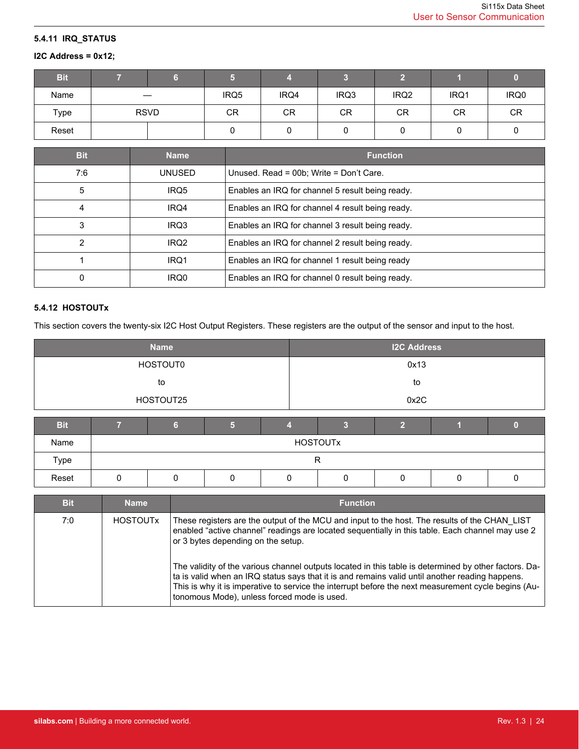### 5.4.11 IRQ_STATUS

**I2C Address = 0x12;**

| Bit | 7 | 6 | 5 | 4 | 3 | 2 | 1 | 0 |
|---|---|---|---|---|---|---|---|---|
| Name | — | | IRQ5 | IRQ4 | IRQ3 | IRQ2 | IRQ1 | IRQ0 |
| Type | RSVD | | CR | CR | CR | CR | CR | CR |
| Reset | | | 0 | 0 | 0 | 0 | 0 | 0 |

| Bit | Name | Function |
|---|---|---|
| 7:6 | UNUSED | Unused. Read = 00b; Write = Don't Care. |
| 5 | IRQ5 | Enables an IRQ for channel 5 result being ready. |
| 4 | IRQ4 | Enables an IRQ for channel 4 result being ready. |
| 3 | IRQ3 | Enables an IRQ for channel 3 result being ready. |
| 2 | IRQ2 | Enables an IRQ for channel 2 result being ready. |
| 1 | IRQ1 | Enables an IRQ for channel 1 result being ready |
| 0 | IRQ0 | Enables an IRQ for channel 0 result being ready. |

### 5.4.12 HOSTOUTx

This section covers the twenty-six I2C Host Output Registers. These registers are the output of the sensor and input to the host.

| Name | I2C Address |
|---|---|
| HOSTOUT0<br>to<br>HOSTOUT25 | 0x13<br>to<br>0x2C |

| Bit | 7 | 6 | 5 | 4 | 3 | 2 | 1 | 0 |
|---|---|---|---|---|---|---|---|---|
| Name | HOSTOUTx | | | | | | | |
| Type | R | | | | | | | |
| Reset | 0 | 0 | 0 | 0 | 0 | 0 | 0 | 0 |

| Bit | Name | Function |
|---|---|---|
| 7:0 | HOSTOUTx | These registers are the output of the MCU and input to the host. The results of the CHAN_LIST enabled "active channel" readings are located sequentially in this table. Each channel may use 2 or 3 bytes depending on the setup.<br><br>The validity of the various channel outputs located in this table is determined by other factors. Data is valid when an IRQ status says that it is and remains valid until another reading happens. This is why it is imperative to service the interrupt before the next measurement cycle begins (Autonomous Mode), unless forced mode is used. |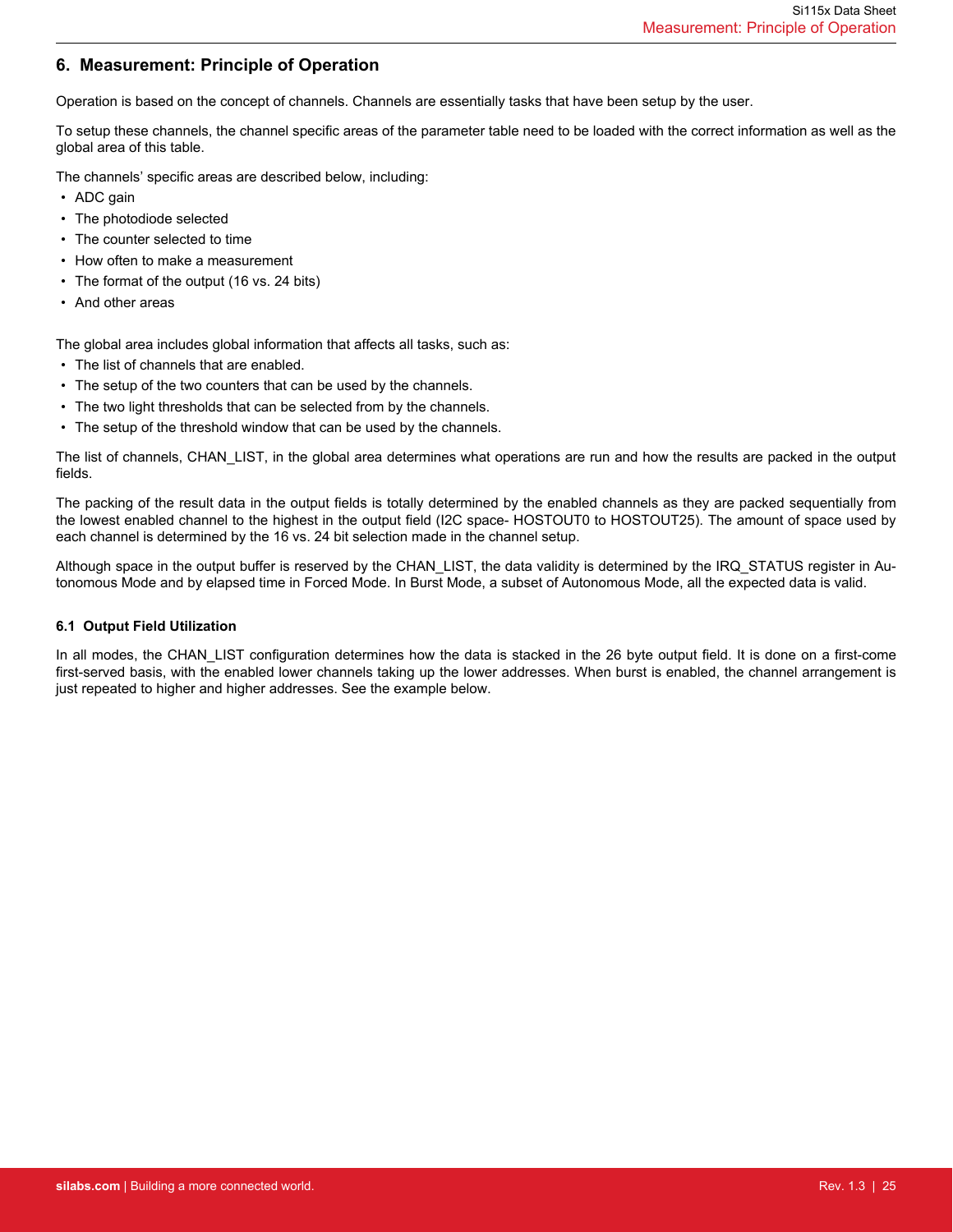## 6. Measurement: Principle of Operation

Operation is based on the concept of channels. Channels are essentially tasks that have been setup by the user.

To setup these channels, the channel specific areas of the parameter table need to be loaded with the correct information as well as the global area of this table.

The channels' specific areas are described below, including:

- ADC gain
- The photodiode selected
- The counter selected to time
- How often to make a measurement
- The format of the output (16 vs. 24 bits)
- And other areas

The global area includes global information that affects all tasks, such as:

- The list of channels that are enabled.
- The setup of the two counters that can be used by the channels.
- The two light thresholds that can be selected from by the channels.
- The setup of the threshold window that can be used by the channels.

The list of channels, CHAN_LIST, in the global area determines what operations are run and how the results are packed in the output fields.

The packing of the result data in the output fields is totally determined by the enabled channels as they are packed sequentially from the lowest enabled channel to the highest in the output field (I2C space- HOSTOUT0 to HOSTOUT25). The amount of space used by each channel is determined by the 16 vs. 24 bit selection made in the channel setup.

Although space in the output buffer is reserved by the CHAN_LIST, the data validity is determined by the IRQ_STATUS register in Autonomous Mode and by elapsed time in Forced Mode. In Burst Mode, a subset of Autonomous Mode, all the expected data is valid.

### 6.1 Output Field Utilization

In all modes, the CHAN_LIST configuration determines how the data is stacked in the 26 byte output field. It is done on a first-come first-served basis, with the enabled lower channels taking up the lower addresses. When burst is enabled, the channel arrangement is just repeated to higher and higher addresses. See the example below.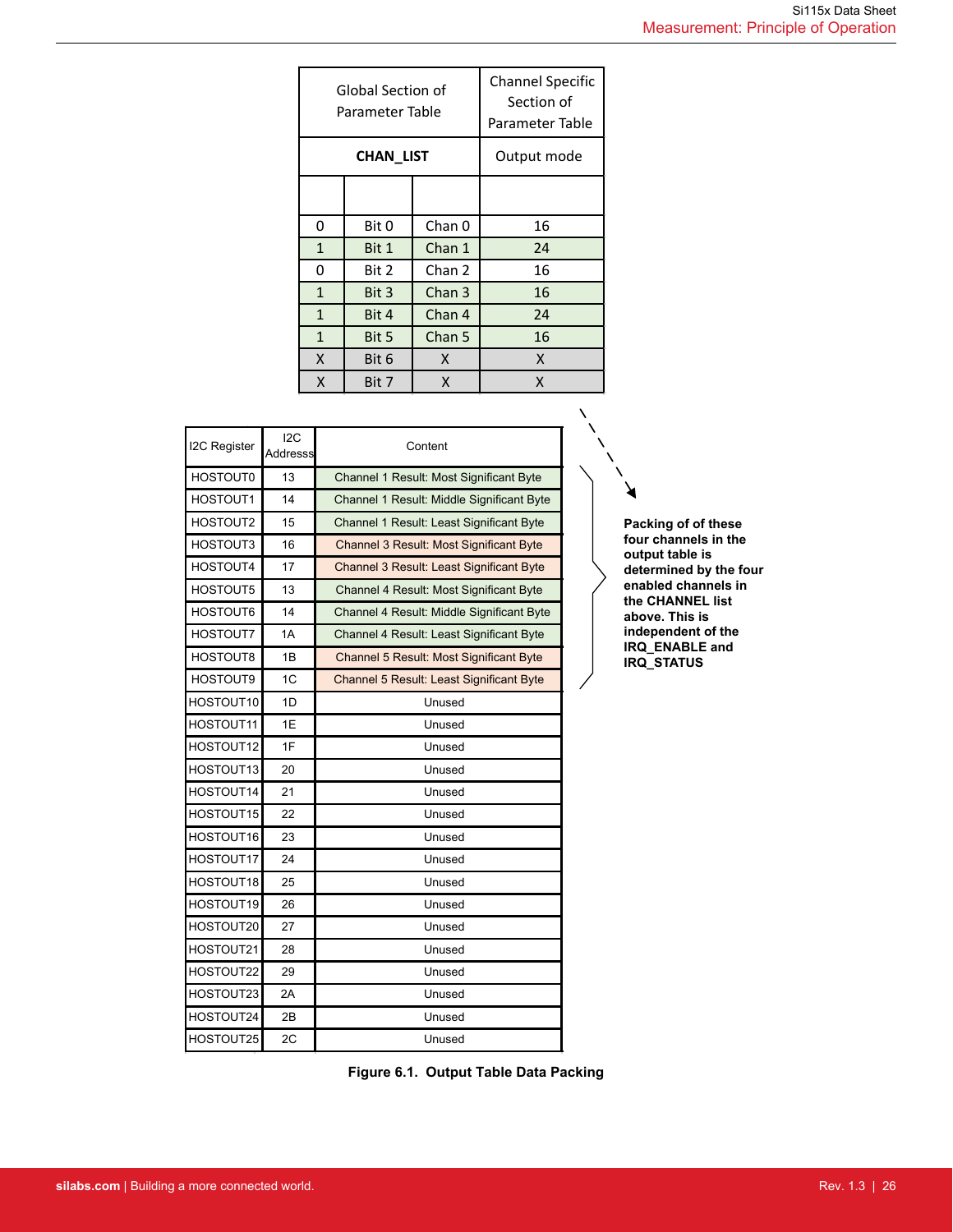| Global Section of Parameter Table | | | Channel Specific Section of Parameter Table |
|---|---|---|---|
| **CHAN_LIST** | | | Output mode |
| | | | |
| 0 | Bit 0 | Chan 0 | 16 |
| 1 | Bit 1 | Chan 1 | 24 |
| 0 | Bit 2 | Chan 2 | 16 |
| 1 | Bit 3 | Chan 3 | 16 |
| 1 | Bit 4 | Chan 4 | 24 |
| 1 | Bit 5 | Chan 5 | 16 |
| X | Bit 6 | X | X |
| X | Bit 7 | X | X |

| I2C Register | I2C Addresss | Content |
|---|---|---|
| HOSTOUT0 | 13 | Channel 1 Result: Most Significant Byte |
| HOSTOUT1 | 14 | Channel 1 Result: Middle Significant Byte |
| HOSTOUT2 | 15 | Channel 1 Result: Least Significant Byte |
| HOSTOUT3 | 16 | Channel 3 Result: Most Significant Byte |
| HOSTOUT4 | 17 | Channel 3 Result: Least Significant Byte |
| HOSTOUT5 | 13 | Channel 4 Result: Most Significant Byte |
| HOSTOUT6 | 14 | Channel 4 Result: Middle Significant Byte |
| HOSTOUT7 | 1A | Channel 4 Result: Least Significant Byte |
| HOSTOUT8 | 1B | Channel 5 Result: Most Significant Byte |
| HOSTOUT9 | 1C | Channel 5 Result: Least Significant Byte |
| HOSTOUT10 | 1D | Unused |
| HOSTOUT11 | 1E | Unused |
| HOSTOUT12 | 1F | Unused |
| HOSTOUT13 | 20 | Unused |
| HOSTOUT14 | 21 | Unused |
| HOSTOUT15 | 22 | Unused |
| HOSTOUT16 | 23 | Unused |
| HOSTOUT17 | 24 | Unused |
| HOSTOUT18 | 25 | Unused |
| HOSTOUT19 | 26 | Unused |
| HOSTOUT20 | 27 | Unused |
| HOSTOUT21 | 28 | Unused |
| HOSTOUT22 | 29 | Unused |
| HOSTOUT23 | 2A | Unused |
| HOSTOUT24 | 2B | Unused |
| HOSTOUT25 | 2C | Unused |

**Packing of of these four channels in the output table is determined by the four enabled channels in the CHANNEL list above. This is independent of the IRQ_ENABLE and IRQ_STATUS**

**Figure 6.1. Output Table Data Packing**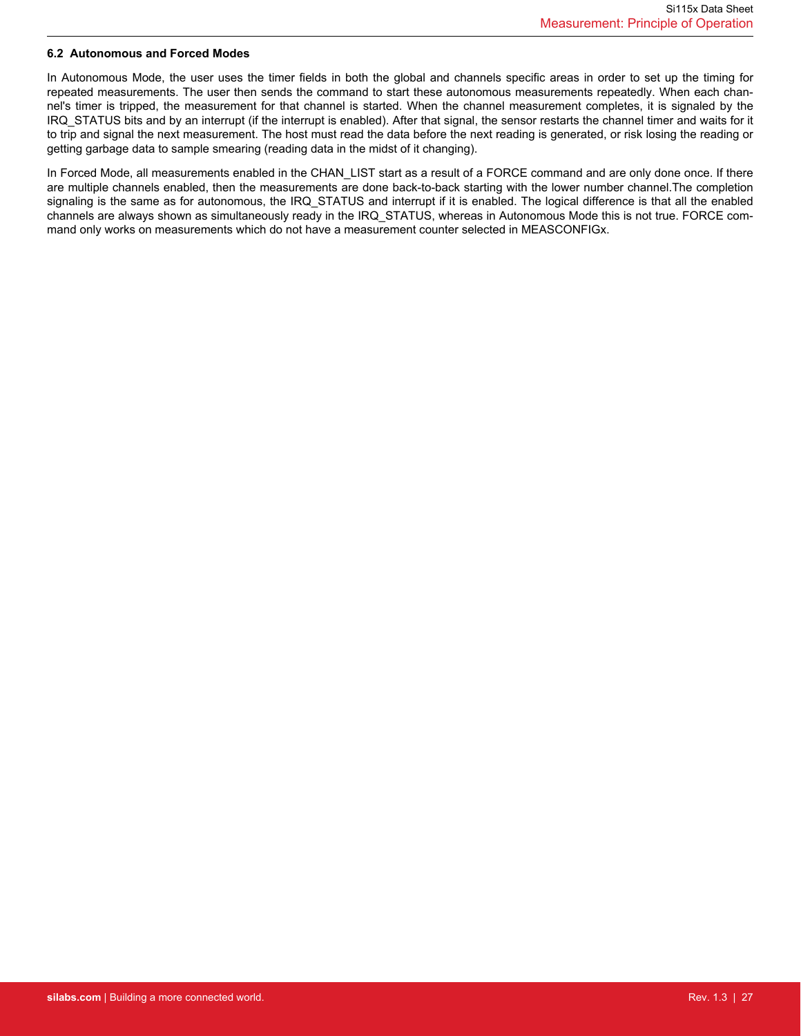### 6.2 Autonomous and Forced Modes

In Autonomous Mode, the user uses the timer fields in both the global and channels specific areas in order to set up the timing for repeated measurements. The user then sends the command to start these autonomous measurements repeatedly. When each channel's timer is tripped, the measurement for that channel is started. When the channel measurement completes, it is signaled by the IRQ_STATUS bits and by an interrupt (if the interrupt is enabled). After that signal, the sensor restarts the channel timer and waits for it to trip and signal the next measurement. The host must read the data before the next reading is generated, or risk losing the reading or getting garbage data to sample smearing (reading data in the midst of it changing).

In Forced Mode, all measurements enabled in the CHAN_LIST start as a result of a FORCE command and are only done once. If there are multiple channels enabled, then the measurements are done back-to-back starting with the lower number channel.The completion signaling is the same as for autonomous, the IRQ_STATUS and interrupt if it is enabled. The logical difference is that all the enabled channels are always shown as simultaneously ready in the IRQ_STATUS, whereas in Autonomous Mode this is not true. FORCE command only works on measurements which do not have a measurement counter selected in MEASCONFIGx.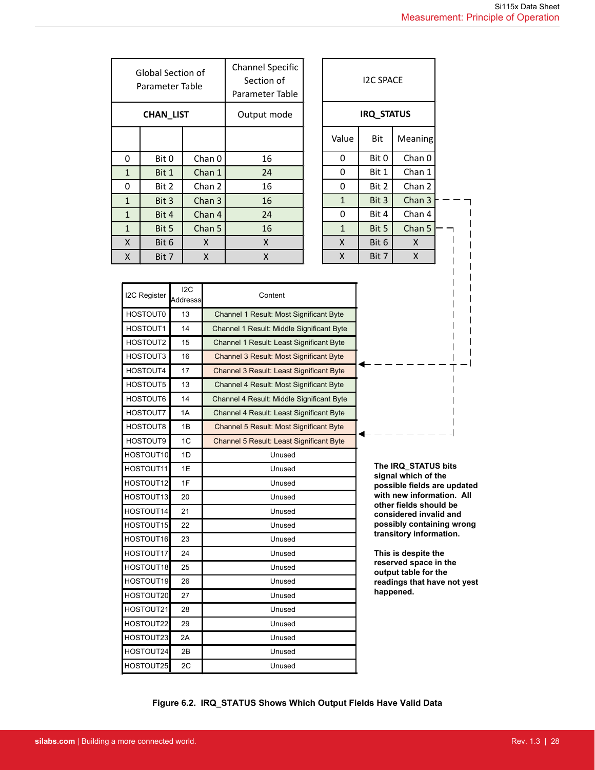| Global Section of Parameter Table | | | Channel Specific Section of Parameter Table |
|---|---|---|---|
| **CHAN_LIST** | | | Output mode |
| | | | |
| 0 | Bit 0 | Chan 0 | 16 |
| 1 | Bit 1 | Chan 1 | 24 |
| 0 | Bit 2 | Chan 2 | 16 |
| 1 | Bit 3 | Chan 3 | 16 |
| 1 | Bit 4 | Chan 4 | 24 |
| 1 | Bit 5 | Chan 5 | 16 |
| X | Bit 6 | X | X |
| X | Bit 7 | X | X |

| I2C SPACE | | |
|---|---|---|
| **IRQ_STATUS** | | |
| Value | Bit | Meaning |
| 0 | Bit 0 | Chan 0 |
| 0 | Bit 1 | Chan 1 |
| 0 | Bit 2 | Chan 2 |
| 1 | Bit 3 | Chan 3 |
| 0 | Bit 4 | Chan 4 |
| 1 | Bit 5 | Chan 5 |
| X | Bit 6 | X |
| X | Bit 7 | X |

| I2C Register | I2C Addresss | Content |
|---|---|---|
| HOSTOUT0 | 13 | Channel 1 Result: Most Significant Byte |
| HOSTOUT1 | 14 | Channel 1 Result: Middle Significant Byte |
| HOSTOUT2 | 15 | Channel 1 Result: Least Significant Byte |
| HOSTOUT3 | 16 | Channel 3 Result: Most Significant Byte |
| HOSTOUT4 | 17 | Channel 3 Result: Least Significant Byte |
| HOSTOUT5 | 13 | Channel 4 Result: Most Significant Byte |
| HOSTOUT6 | 14 | Channel 4 Result: Middle Significant Byte |
| HOSTOUT7 | 1A | Channel 4 Result: Least Significant Byte |
| HOSTOUT8 | 1B | Channel 5 Result: Most Significant Byte |
| HOSTOUT9 | 1C | Channel 5 Result: Least Significant Byte |
| HOSTOUT10 | 1D | Unused |
| HOSTOUT11 | 1E | Unused |
| HOSTOUT12 | 1F | Unused |
| HOSTOUT13 | 20 | Unused |
| HOSTOUT14 | 21 | Unused |
| HOSTOUT15 | 22 | Unused |
| HOSTOUT16 | 23 | Unused |
| HOSTOUT17 | 24 | Unused |
| HOSTOUT18 | 25 | Unused |
| HOSTOUT19 | 26 | Unused |
| HOSTOUT20 | 27 | Unused |
| HOSTOUT21 | 28 | Unused |
| HOSTOUT22 | 29 | Unused |
| HOSTOUT23 | 2A | Unused |
| HOSTOUT24 | 2B | Unused |
| HOSTOUT25 | 2C | Unused |

**The IRQ_STATUS bits signal which of the possible fields are updated with new information. All other fields should be considered invalid and possibly containing wrong transitory information.**

**This is despite the reserved space in the output table for the readings that have not yest happened.**

**Figure 6.2. IRQ_STATUS Shows Which Output Fields Have Valid Data**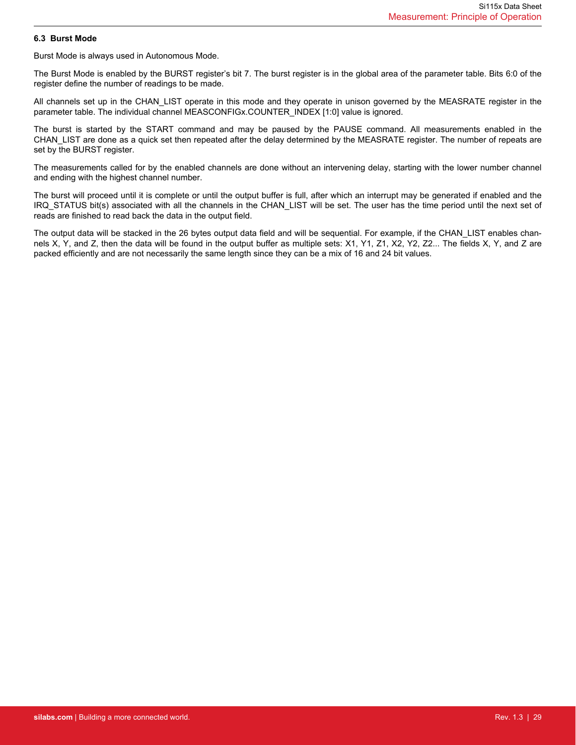### 6.3 Burst Mode

Burst Mode is always used in Autonomous Mode.

The Burst Mode is enabled by the BURST register's bit 7. The burst register is in the global area of the parameter table. Bits 6:0 of the register define the number of readings to be made.

All channels set up in the CHAN_LIST operate in this mode and they operate in unison governed by the MEASRATE register in the parameter table. The individual channel MEASCONFIGx.COUNTER_INDEX [1:0] value is ignored.

The burst is started by the START command and may be paused by the PAUSE command. All measurements enabled in the CHAN_LIST are done as a quick set then repeated after the delay determined by the MEASRATE register. The number of repeats are set by the BURST register.

The measurements called for by the enabled channels are done without an intervening delay, starting with the lower number channel and ending with the highest channel number.

The burst will proceed until it is complete or until the output buffer is full, after which an interrupt may be generated if enabled and the IRQ_STATUS bit(s) associated with all the channels in the CHAN_LIST will be set. The user has the time period until the next set of reads are finished to read back the data in the output field.

The output data will be stacked in the 26 bytes output data field and will be sequential. For example, if the CHAN_LIST enables channels X, Y, and Z, then the data will be found in the output buffer as multiple sets: X1, Y1, Z1, X2, Y2, Z2... The fields X, Y, and Z are packed efficiently and are not necessarily the same length since they can be a mix of 16 and 24 bit values.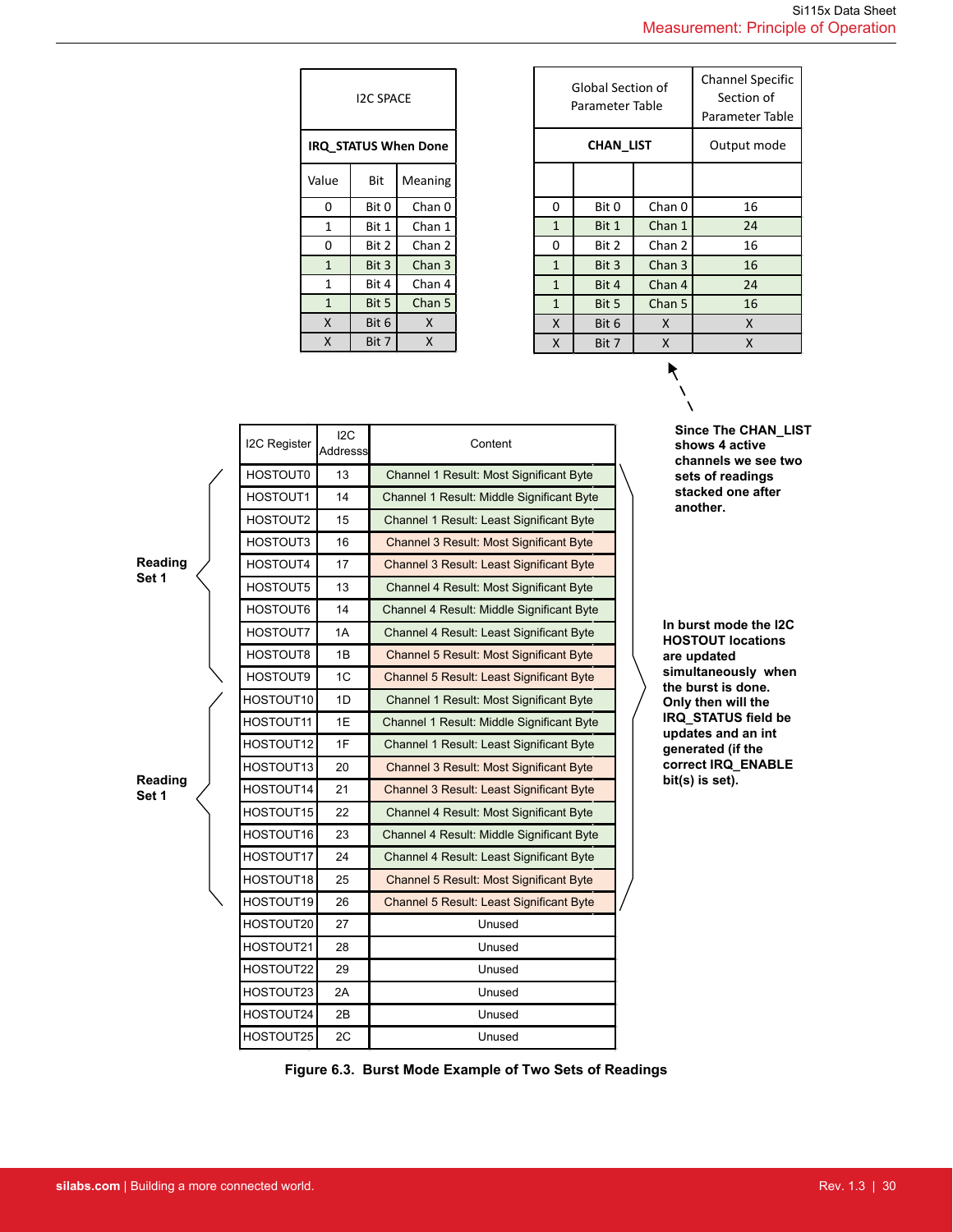| I2C SPACE | | |
|---|---|---|
| **IRQ_STATUS When Done** | | |
| Value | Bit | Meaning |
| 0 | Bit 0 | Chan 0 |
| 1 | Bit 1 | Chan 1 |
| 0 | Bit 2 | Chan 2 |
| 1 | Bit 3 | Chan 3 |
| 1 | Bit 4 | Chan 4 |
| 1 | Bit 5 | Chan 5 |
| X | Bit 6 | X |
| X | Bit 7 | X |

| Global Section of Parameter Table | | | Channel Specific Section of Parameter Table |
|---|---|---|---|
| **CHAN_LIST** | | | Output mode |
| 0 | Bit 0 | Chan 0 | 16 |
| 1 | Bit 1 | Chan 1 | 24 |
| 0 | Bit 2 | Chan 2 | 16 |
| 1 | Bit 3 | Chan 3 | 16 |
| 1 | Bit 4 | Chan 4 | 24 |
| 1 | Bit 5 | Chan 5 | 16 |
| X | Bit 6 | X | X |
| X | Bit 7 | X | X |

**Since The CHAN_LIST shows 4 active channels we see two sets of readings stacked one after another.**

| | I2C Register | I2C Addresss | Content |
|---|---|---|---|
| Reading Set 1 | HOSTOUT0 | 13 | Channel 1 Result: Most Significant Byte |
| | HOSTOUT1 | 14 | Channel 1 Result: Middle Significant Byte |
| | HOSTOUT2 | 15 | Channel 1 Result: Least Significant Byte |
| | HOSTOUT3 | 16 | Channel 3 Result: Most Significant Byte |
| | HOSTOUT4 | 17 | Channel 3 Result: Least Significant Byte |
| | HOSTOUT5 | 13 | Channel 4 Result: Most Significant Byte |
| | HOSTOUT6 | 14 | Channel 4 Result: Middle Significant Byte |
| | HOSTOUT7 | 1A | Channel 4 Result: Least Significant Byte |
| | HOSTOUT8 | 1B | Channel 5 Result: Most Significant Byte |
| | HOSTOUT9 | 1C | Channel 5 Result: Least Significant Byte |
| Reading Set 1 | HOSTOUT10 | 1D | Channel 1 Result: Most Significant Byte |
| | HOSTOUT11 | 1E | Channel 1 Result: Middle Significant Byte |
| | HOSTOUT12 | 1F | Channel 1 Result: Least Significant Byte |
| | HOSTOUT13 | 20 | Channel 3 Result: Most Significant Byte |
| | HOSTOUT14 | 21 | Channel 3 Result: Least Significant Byte |
| | HOSTOUT15 | 22 | Channel 4 Result: Most Significant Byte |
| | HOSTOUT16 | 23 | Channel 4 Result: Middle Significant Byte |
| | HOSTOUT17 | 24 | Channel 4 Result: Least Significant Byte |
| | HOSTOUT18 | 25 | Channel 5 Result: Most Significant Byte |
| | HOSTOUT19 | 26 | Channel 5 Result: Least Significant Byte |
| | HOSTOUT20 | 27 | Unused |
| | HOSTOUT21 | 28 | Unused |
| | HOSTOUT22 | 29 | Unused |
| | HOSTOUT23 | 2A | Unused |
| | HOSTOUT24 | 2B | Unused |
| | HOSTOUT25 | 2C | Unused |

**In burst mode the I2C HOSTOUT locations are updated simultaneously when the burst is done. Only then will the IRQ_STATUS field be updates and an int generated (if the correct IRQ_ENABLE bit(s) is set).**

**Figure 6.3. Burst Mode Example of Two Sets of Readings**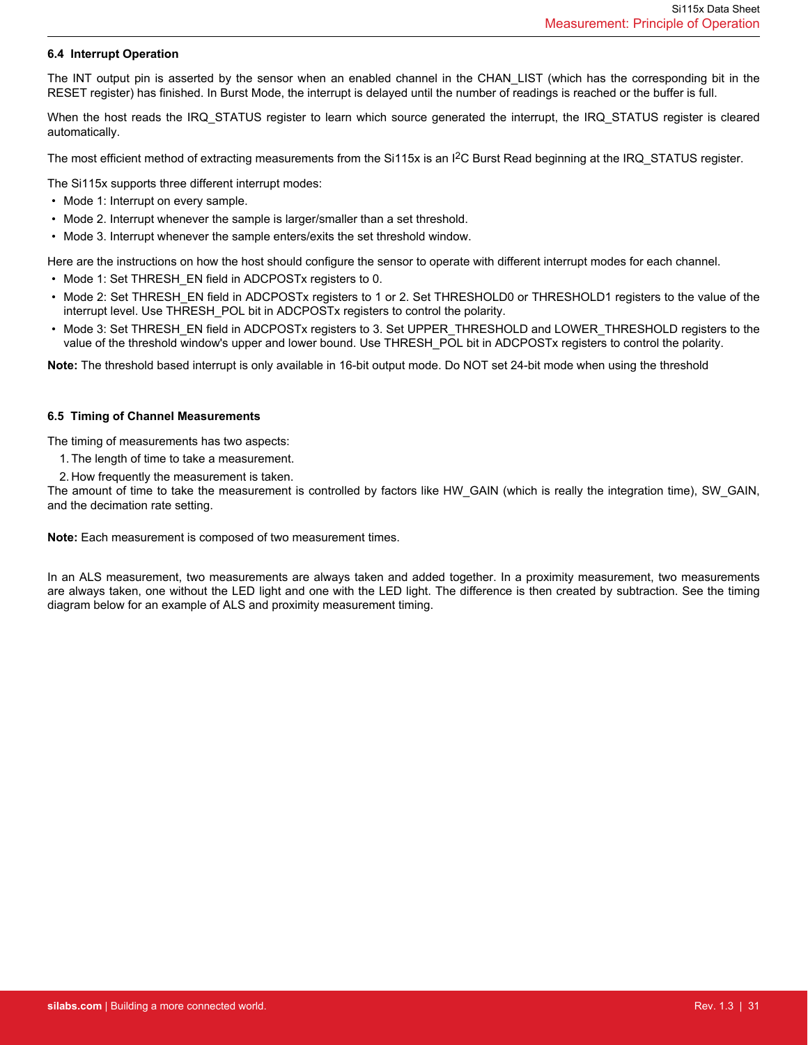### 6.4 Interrupt Operation

The INT output pin is asserted by the sensor when an enabled channel in the CHAN_LIST (which has the corresponding bit in the RESET register) has finished. In Burst Mode, the interrupt is delayed until the number of readings is reached or the buffer is full.

When the host reads the IRQ_STATUS register to learn which source generated the interrupt, the IRQ_STATUS register is cleared automatically.

The most efficient method of extracting measurements from the Si115x is an $I^2C$ Burst Read beginning at the IRQ_STATUS register.

The Si115x supports three different interrupt modes:

- Mode 1: Interrupt on every sample.
- Mode 2. Interrupt whenever the sample is larger/smaller than a set threshold.
- Mode 3. Interrupt whenever the sample enters/exits the set threshold window.

Here are the instructions on how the host should configure the sensor to operate with different interrupt modes for each channel.

- Mode 1: Set THRESH_EN field in ADCPOSTx registers to 0.
- Mode 2: Set THRESH_EN field in ADCPOSTx registers to 1 or 2. Set THRESHOLD0 or THRESHOLD1 registers to the value of the interrupt level. Use THRESH_POL bit in ADCPOSTx registers to control the polarity.
- Mode 3: Set THRESH_EN field in ADCPOSTx registers to 3. Set UPPER_THRESHOLD and LOWER_THRESHOLD registers to the value of the threshold window's upper and lower bound. Use THRESH_POL bit in ADCPOSTx registers to control the polarity.

**Note:** The threshold based interrupt is only available in 16-bit output mode. Do NOT set 24-bit mode when using the threshold

### 6.5 Timing of Channel Measurements

The timing of measurements has two aspects:

1. The length of time to take a measurement.
2. How frequently the measurement is taken.

The amount of time to take the measurement is controlled by factors like HW_GAIN (which is really the integration time), SW_GAIN, and the decimation rate setting.

**Note:** Each measurement is composed of two measurement times.

In an ALS measurement, two measurements are always taken and added together. In a proximity measurement, two measurements are always taken, one without the LED light and one with the LED light. The difference is then created by subtraction. See the timing diagram below for an example of ALS and proximity measurement timing.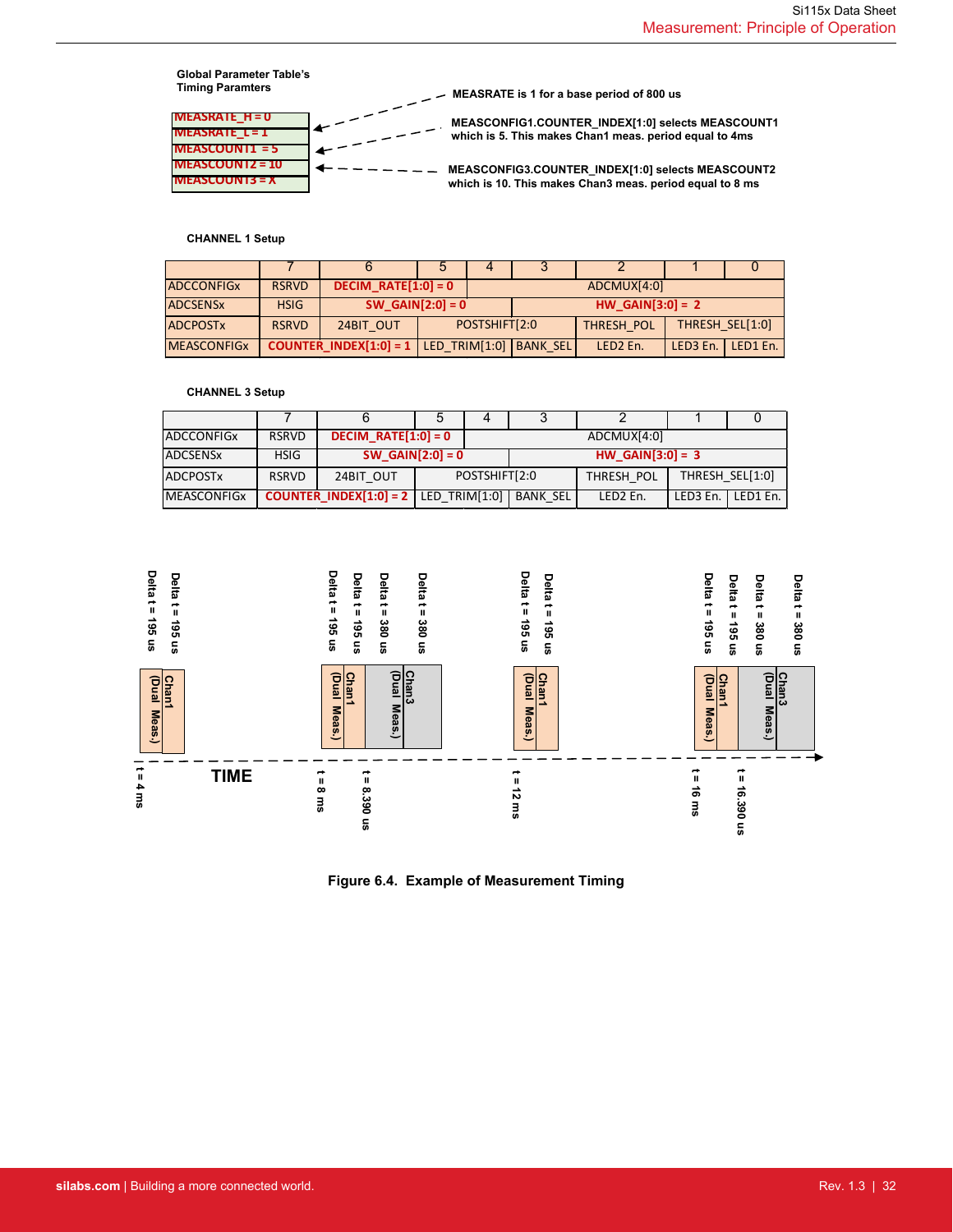Global Parameter Table's Timing Paramters

| MEASRATE_H = 0 |
|---|
| MEASRATE_L = 1 |
| MEASCOUNT1 = 5 |
| MEASCOUNT2 = 10 |
| MEASCOUNT3 = X |

MEASRATE is 1 for a base period of 800 us

MEASCONFIG1.COUNTER_INDEX[1:0] selects MEASCOUNT1 which is 5. This makes Chan1 meas. period equal to 4ms

MEASCONFIG3.COUNTER_INDEX[1:0] selects MEASCOUNT2 which is 10. This makes Chan3 meas. period equal to 8 ms

**CHANNEL 1 Setup**

| | 7 | 6 | 5 | 4 | 3 | 2 | 1 | 0 |
|---|---|---|---|---|---|---|---|---|
| ADCCONFIGx | RSRVD | DECIM_RATE[1:0] = 0 | | ADCMUX[4:0] | | | | |
| ADCSENSx | HSIG | SW_GAIN[2:0] = 0 | | | HW_GAIN[3:0] = 2 | | | |
| ADCPOSTx | RSRVD | 24BIT_OUT | POSTSHIFT[2:0 | | | THRESH_POL | THRESH_SEL[1:0] | |
| MEASCONFIGx | COUNTER_INDEX[1:0] = 1 | | LED_TRIM[1:0] | | BANK_SEL | LED2 En. | LED3 En. | LED1 En. |

**CHANNEL 3 Setup**

| | 7 | 6 | 5 | 4 | 3 | 2 | 1 | 0 |
|---|---|---|---|---|---|---|---|---|
| ADCCONFIGx | RSRVD | DECIM_RATE[1:0] = 0 | | ADCMUX[4:0] | | | | |
| ADCSENSx | HSIG | SW_GAIN[2:0] = 0 | | | HW_GAIN[3:0] = 3 | | | |
| ADCPOSTx | RSRVD | 24BIT_OUT | POSTSHIFT[2:0 | | | THRESH_POL | THRESH_SEL[1:0] | |
| MEASCONFIGx | COUNTER_INDEX[1:0] = 2 | | LED_TRIM[1:0] | | BANK_SEL | LED2 En. | LED3 En. | LED1 En. |

Delta t = 195 us, Delta t = 195 us — Chan1 (Dual Meas.) — t = 4 ms

TIME

Delta t = 195 us, Delta t = 195 us, Delta t = 380 us, Delta t = 380 us — Chan1 (Dual Meas.), Chan3 (Dual Meas.) — t = 8 ms, t = 8.390 us

Delta t = 195 us, Delta t = 195 us — Chan1 (Dual Meas.) — t = 12 ms

Delta t = 195 us, Delta t = 195 us, Delta t = 380 us, Delta t = 380 us — Chan1 (Dual Meas.), Chan3 (Dual Meas.) — t = 16 ms, t = 16.390 us

**Figure 6.4. Example of Measurement Timing**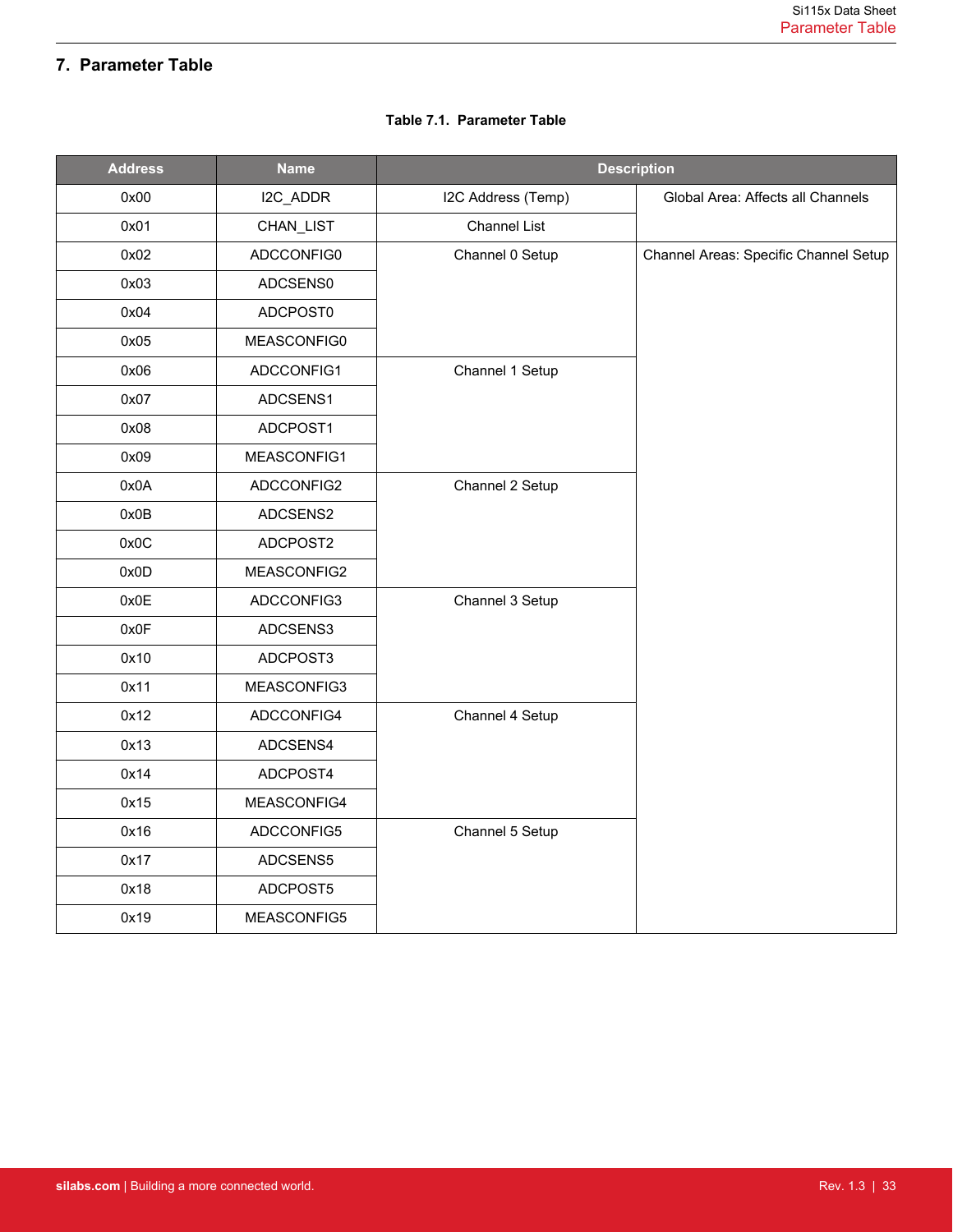# 7. Parameter Table

**Table 7.1. Parameter Table**

| Address | Name | Description | |
|---|---|---|---|
| 0x00 | I2C_ADDR | I2C Address (Temp) | Global Area: Affects all Channels |
| 0x01 | CHAN_LIST | Channel List | |
| 0x02 | ADCCONFIG0 | Channel 0 Setup | Channel Areas: Specific Channel Setup |
| 0x03 | ADCSENS0 | | |
| 0x04 | ADCPOST0 | | |
| 0x05 | MEASCONFIG0 | | |
| 0x06 | ADCCONFIG1 | Channel 1 Setup | |
| 0x07 | ADCSENS1 | | |
| 0x08 | ADCPOST1 | | |
| 0x09 | MEASCONFIG1 | | |
| 0x0A | ADCCONFIG2 | Channel 2 Setup | |
| 0x0B | ADCSENS2 | | |
| 0x0C | ADCPOST2 | | |
| 0x0D | MEASCONFIG2 | | |
| 0x0E | ADCCONFIG3 | Channel 3 Setup | |
| 0x0F | ADCSENS3 | | |
| 0x10 | ADCPOST3 | | |
| 0x11 | MEASCONFIG3 | | |
| 0x12 | ADCCONFIG4 | Channel 4 Setup | |
| 0x13 | ADCSENS4 | | |
| 0x14 | ADCPOST4 | | |
| 0x15 | MEASCONFIG4 | | |
| 0x16 | ADCCONFIG5 | Channel 5 Setup | |
| 0x17 | ADCSENS5 | | |
| 0x18 | ADCPOST5 | | |
| 0x19 | MEASCONFIG5 | | |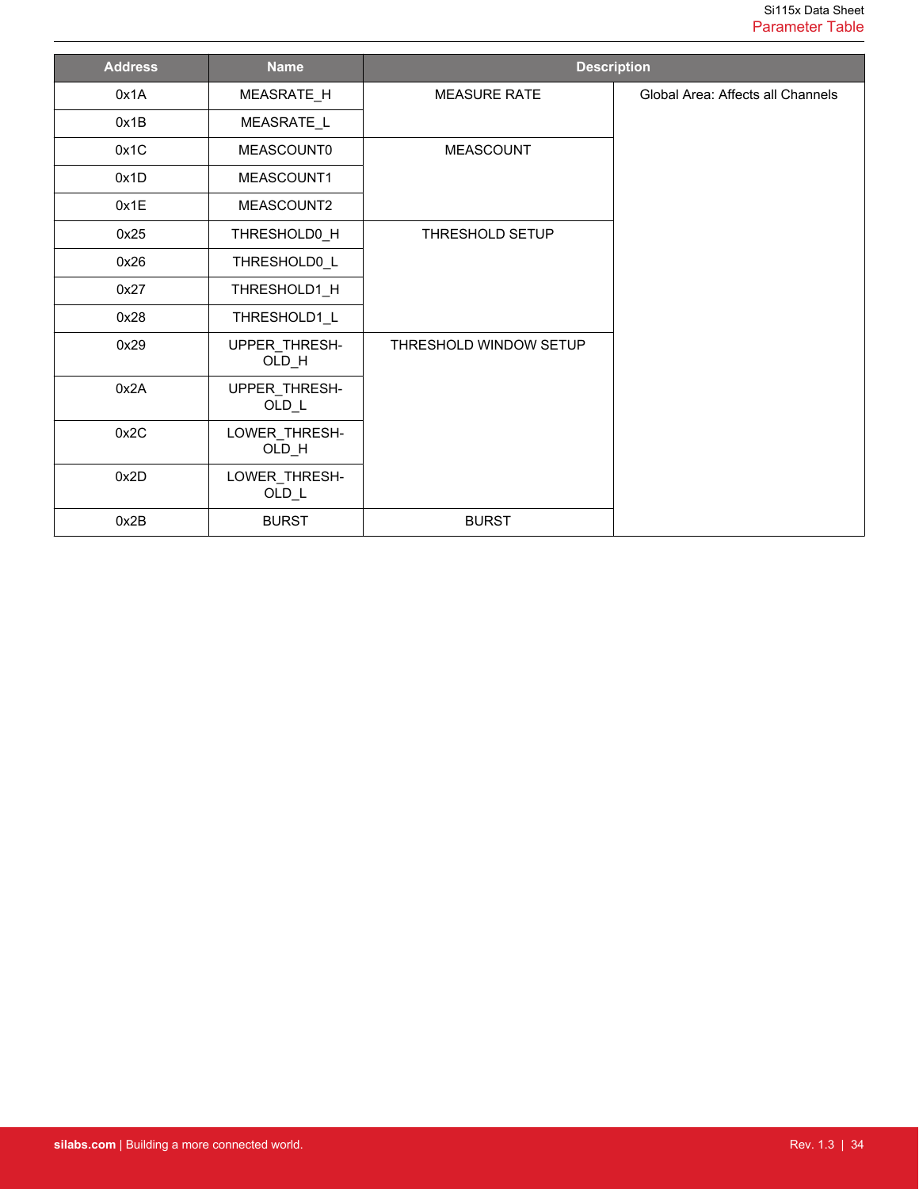| Address | Name | Description | |
|---|---|---|---|
| 0x1A | MEASRATE_H | MEASURE RATE | Global Area: Affects all Channels |
| 0x1B | MEASRATE_L | | |
| 0x1C | MEASCOUNT0 | MEASCOUNT | |
| 0x1D | MEASCOUNT1 | | |
| 0x1E | MEASCOUNT2 | | |
| 0x25 | THRESHOLD0_H | THRESHOLD SETUP | |
| 0x26 | THRESHOLD0_L | | |
| 0x27 | THRESHOLD1_H | | |
| 0x28 | THRESHOLD1_L | | |
| 0x29 | UPPER_THRESH-OLD_H | THRESHOLD WINDOW SETUP | |
| 0x2A | UPPER_THRESH-OLD_L | | |
| 0x2C | LOWER_THRESH-OLD_H | | |
| 0x2D | LOWER_THRESH-OLD_L | | |
| 0x2B | BURST | BURST | |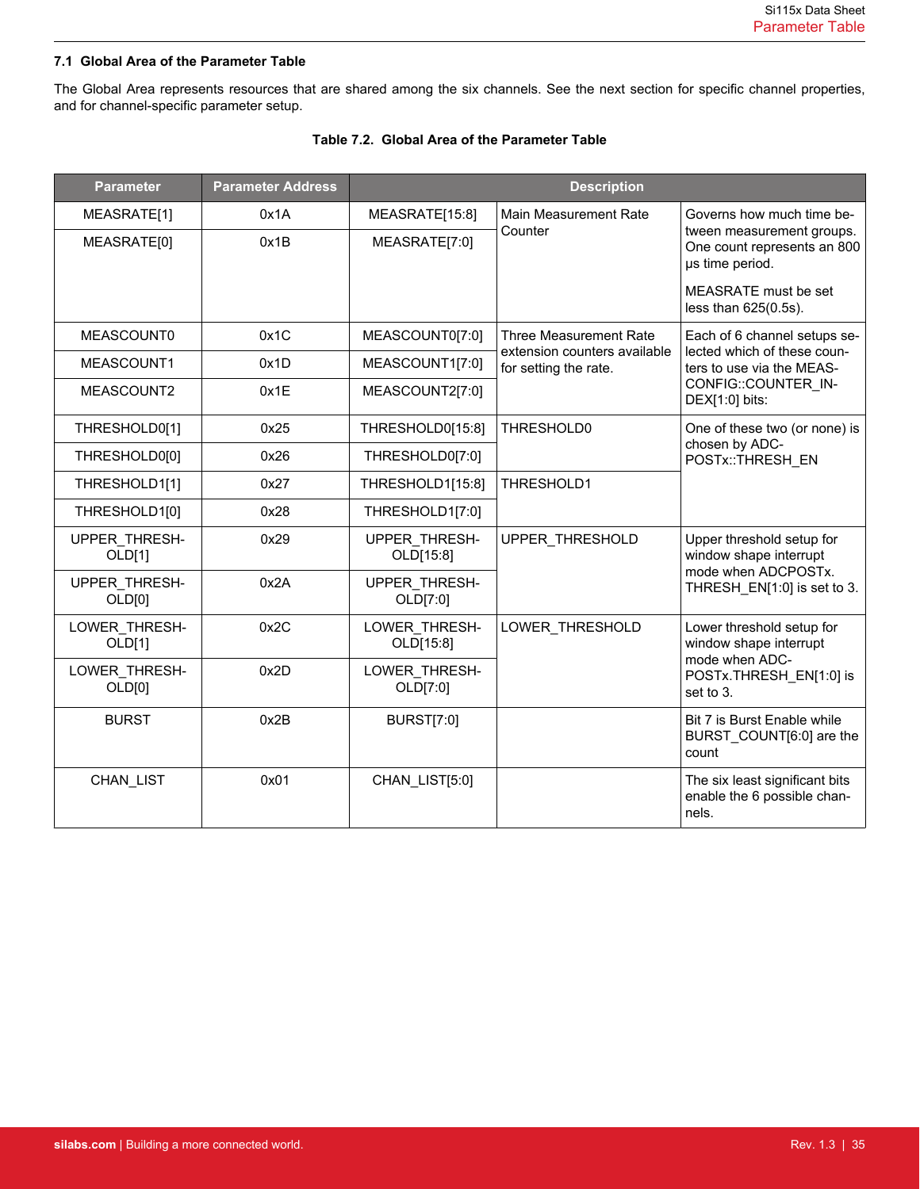## 7.1 Global Area of the Parameter Table

The Global Area represents resources that are shared among the six channels. See the next section for specific channel properties, and for channel-specific parameter setup.

**Table 7.2. Global Area of the Parameter Table**

| Parameter | Parameter Address | Description | | |
|---|---|---|---|---|
| MEASRATE[1] | 0x1A | MEASRATE[15:8] | Main Measurement Rate Counter | Governs how much time between measurement groups. One count represents an 800 µs time period. MEASRATE must be set less than 625(0.5s). |
| MEASRATE[0] | 0x1B | MEASRATE[7:0] | | |
| MEASCOUNT0 | 0x1C | MEASCOUNT0[7:0] | Three Measurement Rate extension counters available for setting the rate. | Each of 6 channel setups selected which of these counters to use via the MEASCONFIG::COUNTER_INDEX[1:0] bits: |
| MEASCOUNT1 | 0x1D | MEASCOUNT1[7:0] | | |
| MEASCOUNT2 | 0x1E | MEASCOUNT2[7:0] | | |
| THRESHOLD0[1] | 0x25 | THRESHOLD0[15:8] | THRESHOLD0 | One of these two (or none) is chosen by ADCPOSTx::THRESH_EN |
| THRESHOLD0[0] | 0x26 | THRESHOLD0[7:0] | | |
| THRESHOLD1[1] | 0x27 | THRESHOLD1[15:8] | THRESHOLD1 | |
| THRESHOLD1[0] | 0x28 | THRESHOLD1[7:0] | | |
| UPPER_THRESHOLD[1] | 0x29 | UPPER_THRESHOLD[15:8] | UPPER_THRESHOLD | Upper threshold setup for window shape interrupt mode when ADCPOSTx.THRESH_EN[1:0] is set to 3. |
| UPPER_THRESHOLD[0] | 0x2A | UPPER_THRESHOLD[7:0] | | |
| LOWER_THRESHOLD[1] | 0x2C | LOWER_THRESHOLD[15:8] | LOWER_THRESHOLD | Lower threshold setup for window shape interrupt mode when ADCPOSTx.THRESH_EN[1:0] is set to 3. |
| LOWER_THRESHOLD[0] | 0x2D | LOWER_THRESHOLD[7:0] | | |
| BURST | 0x2B | BURST[7:0] | | Bit 7 is Burst Enable while BURST_COUNT[6:0] are the count |
| CHAN_LIST | 0x01 | CHAN_LIST[5:0] | | The six least significant bits enable the 6 possible channels. |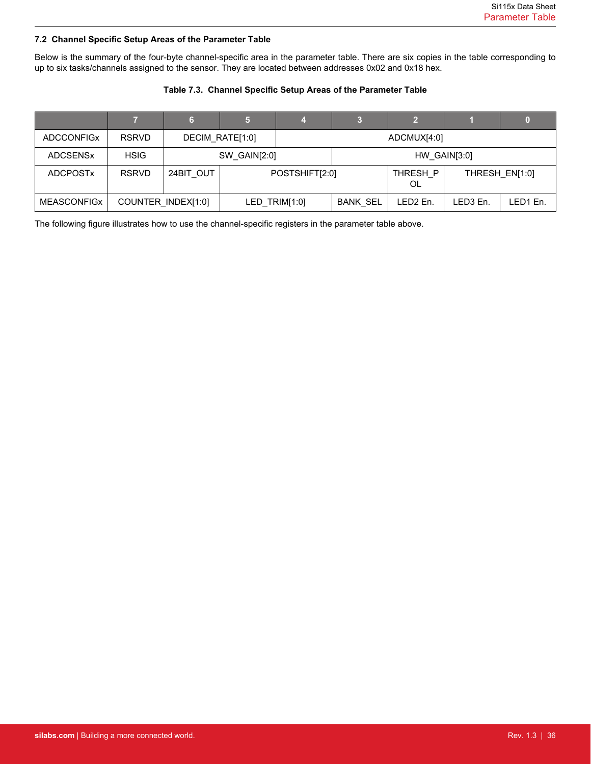### 7.2 Channel Specific Setup Areas of the Parameter Table

Below is the summary of the four-byte channel-specific area in the parameter table. There are six copies in the table corresponding to up to six tasks/channels assigned to the sensor. They are located between addresses 0x02 and 0x18 hex.

**Table 7.3. Channel Specific Setup Areas of the Parameter Table**

| | 7 | 6 | 5 | 4 | 3 | 2 | 1 | 0 |
|---|---|---|---|---|---|---|---|---|
| ADCCONFIGx | RSRVD | DECIM_RATE[1:0] | | ADCMUX[4:0] | | | | |
| ADCSENSx | HSIG | SW_GAIN[2:0] | | | HW_GAIN[3:0] | | | |
| ADCPOSTx | RSRVD | 24BIT_OUT | POSTSHIFT[2:0] | | | THRESH_POL | THRESH_EN[1:0] | |
| MEASCONFIGx | COUNTER_INDEX[1:0] | | LED_TRIM[1:0] | | BANK_SEL | LED2 En. | LED3 En. | LED1 En. |

The following figure illustrates how to use the channel-specific registers in the parameter table above.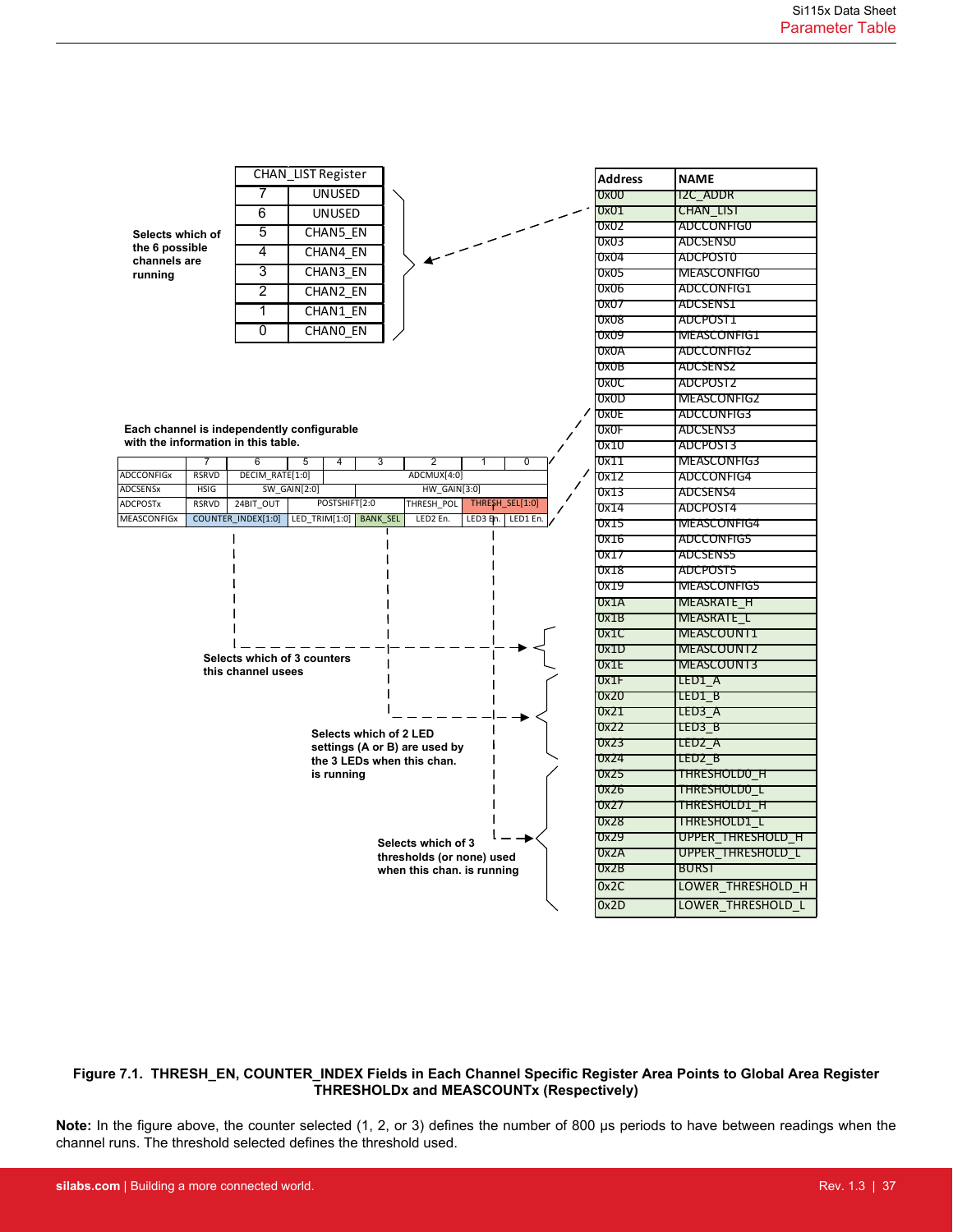**CHAN_LIST Register**

| Bit | Name |
|---|---|
| 7 | UNUSED |
| 6 | UNUSED |
| 5 | CHAN5_EN |
| 4 | CHAN4_EN |
| 3 | CHAN3_EN |
| 2 | CHAN2_EN |
| 1 | CHAN1_EN |
| 0 | CHAN0_EN |

**Selects which of the 6 possible channels are running**

**Each channel is independently configurable with the information in this table.**

| | 7 | 6 | 5 | 4 | 3 | 2 | 1 | 0 |
|---|---|---|---|---|---|---|---|---|
| ADCCONFIGx | RSRVD | DECIM_RATE[1:0] | | ADCMUX[4:0] | | | | |
| ADCSENSx | HSIG | SW_GAIN[2:0] | | | HW_GAIN[3:0] | | | |
| ADCPOSTx | RSRVD | 24BIT_OUT | POSTSHIFT[2:0] | | | THRESH_POL | THRESH_SEL[1:0] | |
| MEASCONFIGx | COUNTER_INDEX[1:0] | | LED_TRIM[1:0] | | BANK_SEL | LED2 En. | LED3 En. | LED1 En. |

**Selects which of 3 counters this channel usees**

**Selects which of 2 LED settings (A or B) are used by the 3 LEDs when this chan. is running**

**Selects which of 3 thresholds (or none) used when this chan. is running**

| Address | NAME |
|---|---|
| 0x00 | I2C_ADDR |
| 0x01 | CHAN_LIST |
| 0x02 | ADCCONFIG0 |
| 0x03 | ADCSENS0 |
| 0x04 | ADCPOST0 |
| 0x05 | MEASCONFIG0 |
| 0x06 | ADCCONFIG1 |
| 0x07 | ADCSENS1 |
| 0x08 | ADCPOST1 |
| 0x09 | MEASCONFIG1 |
| 0x0A | ADCCONFIG2 |
| 0x0B | ADCSENS2 |
| 0x0C | ADCPOST2 |
| 0x0D | MEASCONFIG2 |
| 0x0E | ADCCONFIG3 |
| 0x0F | ADCSENS3 |
| 0x10 | ADCPOST3 |
| 0x11 | MEASCONFIG3 |
| 0x12 | ADCCONFIG4 |
| 0x13 | ADCSENS4 |
| 0x14 | ADCPOST4 |
| 0x15 | MEASCONFIG4 |
| 0x16 | ADCCONFIG5 |
| 0x17 | ADCSENS5 |
| 0x18 | ADCPOST5 |
| 0x19 | MEASCONFIG5 |
| 0x1A | MEASRATE_H |
| 0x1B | MEASRATE_L |
| 0x1C | MEASCOUNT1 |
| 0x1D | MEASCOUNT2 |
| 0x1E | MEASCOUNT3 |
| 0x1F | LED1_A |
| 0x20 | LED1_B |
| 0x21 | LED3_A |
| 0x22 | LED3_B |
| 0x23 | LED2_A |
| 0x24 | LED2_B |
| 0x25 | THRESHOLD0_H |
| 0x26 | THRESHOLD0_L |
| 0x27 | THRESHOLD1_H |
| 0x28 | THRESHOLD1_L |
| 0x29 | UPPER_THRESHOLD_H |
| 0x2A | UPPER_THRESHOLD_L |
| 0x2B | BURST |
| 0x2C | LOWER_THRESHOLD_H |
| 0x2D | LOWER_THRESHOLD_L |

**Figure 7.1. THRESH_EN, COUNTER_INDEX Fields in Each Channel Specific Register Area Points to Global Area Register THRESHOLDx and MEASCOUNTx (Respectively)**

**Note:** In the figure above, the counter selected (1, 2, or 3) defines the number of 800 μs periods to have between readings when the channel runs. The threshold selected defines the threshold used.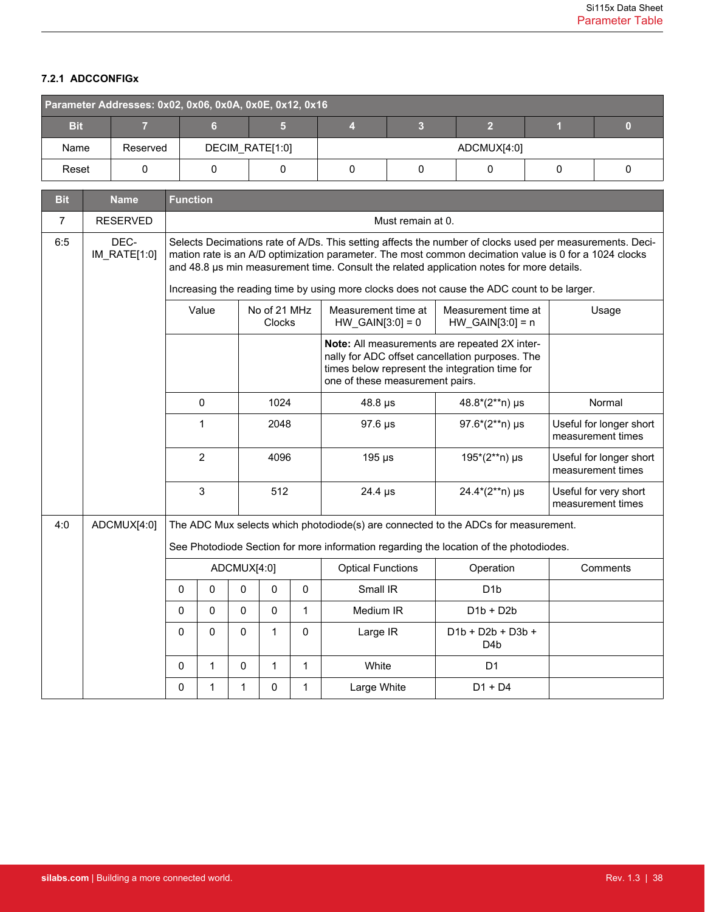### 7.2.1 ADCCONFIGx

| Parameter Addresses: 0x02, 0x06, 0x0A, 0x0E, 0x12, 0x16 | | | | | | | | |
|---|---|---|---|---|---|---|---|---|
| **Bit** | **7** | **6** | **5** | **4** | **3** | **2** | **1** | **0** |
| Name | Reserved | DECIM_RATE[1:0] | | ADCMUX[4:0] | | | | |
| Reset | 0 | 0 | 0 | 0 | 0 | 0 | 0 | 0 |

| Bit | Name | Function |
|---|---|---|
| 7 | RESERVED | Must remain at 0. |
| 6:5 | DECIM_RATE[1:0] | Selects Decimations rate of A/Ds. This setting affects the number of clocks used per measurements. Decimation rate is an A/D optimization parameter. The most common decimation value is 0 for a 1024 clocks and 48.8 µs min measurement time. Consult the related application notes for more details.<br><br>Increasing the reading time by using more clocks does not cause the ADC count to be larger. |
| 4:0 | ADCMUX[4:0] | The ADC Mux selects which photodiode(s) are connected to the ADCs for measurement.<br><br>See Photodiode Section for more information regarding the location of the photodiodes. |

DECIM_RATE[1:0] values:

| Value | No of 21 MHz Clocks | Measurement time at HW_GAIN[3:0] = 0 | Measurement time at HW_GAIN[3:0] = n | Usage |
|---|---|---|---|---|
| | | **Note:** All measurements are repeated 2X internally for ADC offset cancellation purposes. The times below represent the integration time for one of these measurement pairs. | | |
| 0 | 1024 | 48.8 µs | 48.8*(2**n) µs | Normal |
| 1 | 2048 | 97.6 µs | 97.6*(2**n) µs | Useful for longer short measurement times |
| 2 | 4096 | 195 µs | 195*(2**n) µs | Useful for longer short measurement times |
| 3 | 512 | 24.4 µs | 24.4*(2**n) µs | Useful for very short measurement times |

ADCMUX[4:0] values:

| ADCMUX[4:0] | | | | | Optical Functions | Operation | Comments |
|---|---|---|---|---|---|---|---|
| 0 | 0 | 0 | 0 | 0 | Small IR | D1b | |
| 0 | 0 | 0 | 0 | 1 | Medium IR | D1b + D2b | |
| 0 | 0 | 0 | 1 | 0 | Large IR | D1b + D2b + D3b + D4b | |
| 0 | 1 | 0 | 1 | 1 | White | D1 | |
| 0 | 1 | 1 | 0 | 1 | Large White | D1 + D4 | |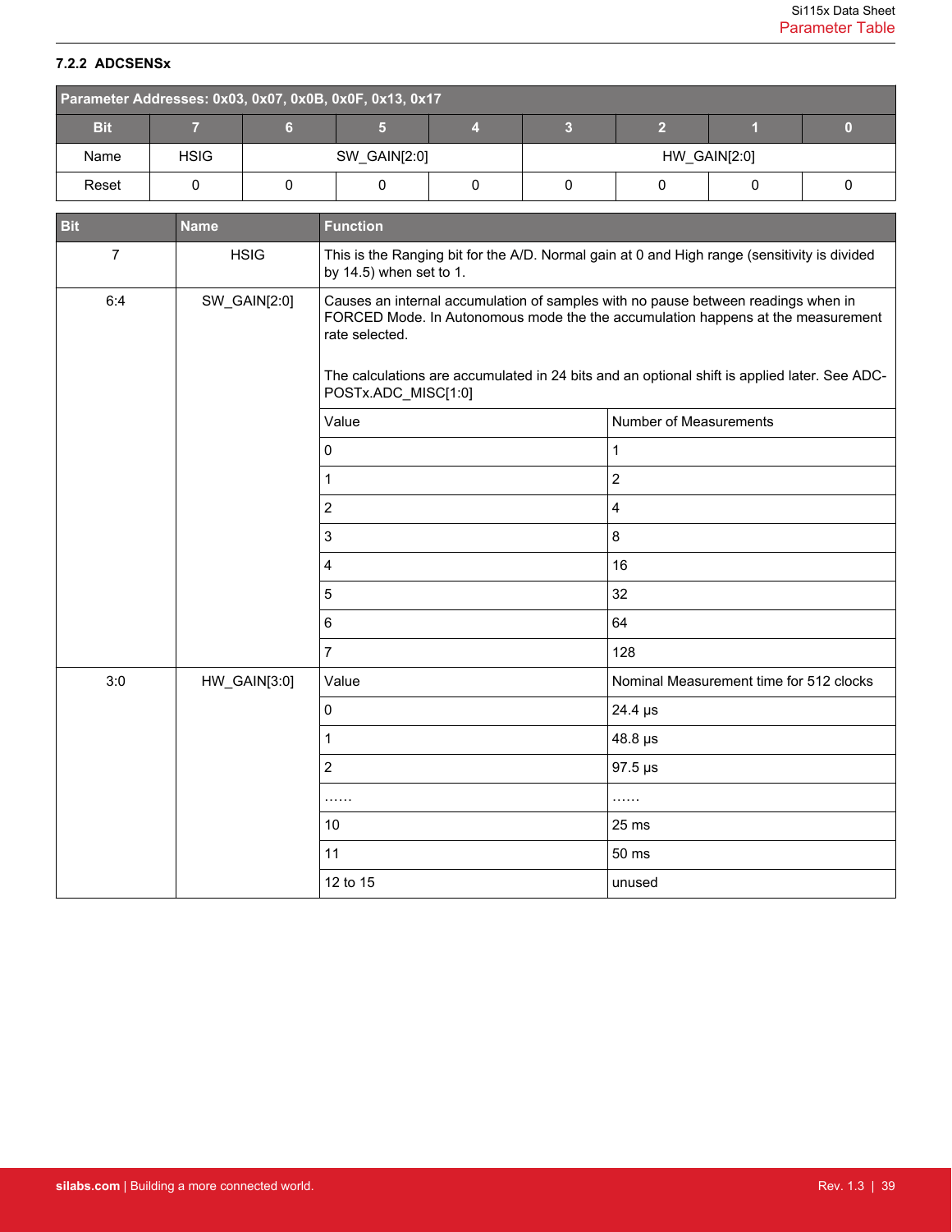### 7.2.2 ADCSENSx

| Parameter Addresses: 0x03, 0x07, 0x0B, 0x0F, 0x13, 0x17 | | | | | | | | |
|---|---|---|---|---|---|---|---|---|
| **Bit** | **7** | **6** | **5** | **4** | **3** | **2** | **1** | **0** |
| Name | HSIG | SW_GAIN[2:0] | | | HW_GAIN[2:0] | | | |
| Reset | 0 | 0 | 0 | 0 | 0 | 0 | 0 | 0 |

| Bit | Name | Function | |
|---|---|---|---|
| 7 | HSIG | This is the Ranging bit for the A/D. Normal gain at 0 and High range (sensitivity is divided by 14.5) when set to 1. | |
| 6:4 | SW_GAIN[2:0] | Causes an internal accumulation of samples with no pause between readings when in FORCED Mode. In Autonomous mode the the accumulation happens at the measurement rate selected.<br><br>The calculations are accumulated in 24 bits and an optional shift is applied later. See ADC-POSTx.ADC_MISC[1:0] | |
| | | Value | Number of Measurements |
| | | 0 | 1 |
| | | 1 | 2 |
| | | 2 | 4 |
| | | 3 | 8 |
| | | 4 | 16 |
| | | 5 | 32 |
| | | 6 | 64 |
| | | 7 | 128 |
| 3:0 | HW_GAIN[3:0] | Value | Nominal Measurement time for 512 clocks |
| | | 0 | 24.4 µs |
| | | 1 | 48.8 µs |
| | | 2 | 97.5 µs |
| | | …… | …… |
| | | 10 | 25 ms |
| | | 11 | 50 ms |
| | | 12 to 15 | unused |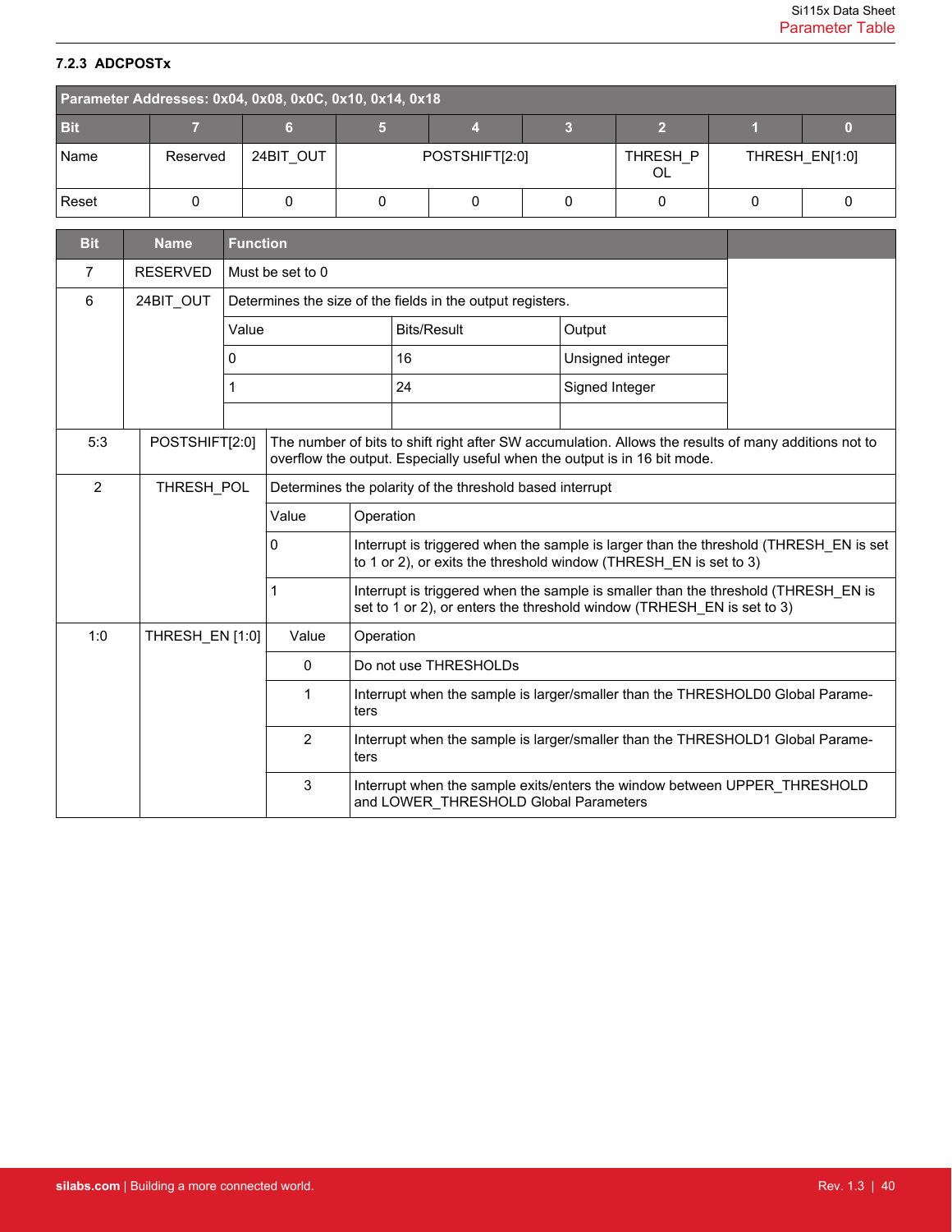### 7.2.3 ADCPOSTx

| Parameter Addresses: 0x04, 0x08, 0x0C, 0x10, 0x14, 0x18 | | | | | | | | |
|---|---|---|---|---|---|---|---|---|
| **Bit** | **7** | **6** | **5** | **4** | **3** | **2** | **1** | **0** |
| Name | Reserved | 24BIT_OUT | POSTSHIFT[2:0] | | | THRESH_POL | THRESH_EN[1:0] | |
| Reset | 0 | 0 | 0 | 0 | 0 | 0 | 0 | 0 |

| Bit | Name | Function |
|---|---|---|
| 7 | RESERVED | Must be set to 0 |
| 6 | 24BIT_OUT | Determines the size of the fields in the output registers.<br>Value: 0 — Bits/Result: 16 — Output: Unsigned integer<br>Value: 1 — Bits/Result: 24 — Output: Signed Integer |
| 5:3 | POSTSHIFT[2:0] | The number of bits to shift right after SW accumulation. Allows the results of many additions not to overflow the output. Especially useful when the output is in 16 bit mode. |
| 2 | THRESH_POL | Determines the polarity of the threshold based interrupt<br>Value 0: Interrupt is triggered when the sample is larger than the threshold (THRESH_EN is set to 1 or 2), or exits the threshold window (THRESH_EN is set to 3)<br>Value 1: Interrupt is triggered when the sample is smaller than the threshold (THRESH_EN is set to 1 or 2), or enters the threshold window (TRHESH_EN is set to 3) |
| 1:0 | THRESH_EN [1:0] | Value 0: Do not use THRESHOLDs<br>Value 1: Interrupt when the sample is larger/smaller than the THRESHOLD0 Global Parameters<br>Value 2: Interrupt when the sample is larger/smaller than the THRESHOLD1 Global Parameters<br>Value 3: Interrupt when the sample exits/enters the window between UPPER_THRESHOLD and LOWER_THRESHOLD Global Parameters |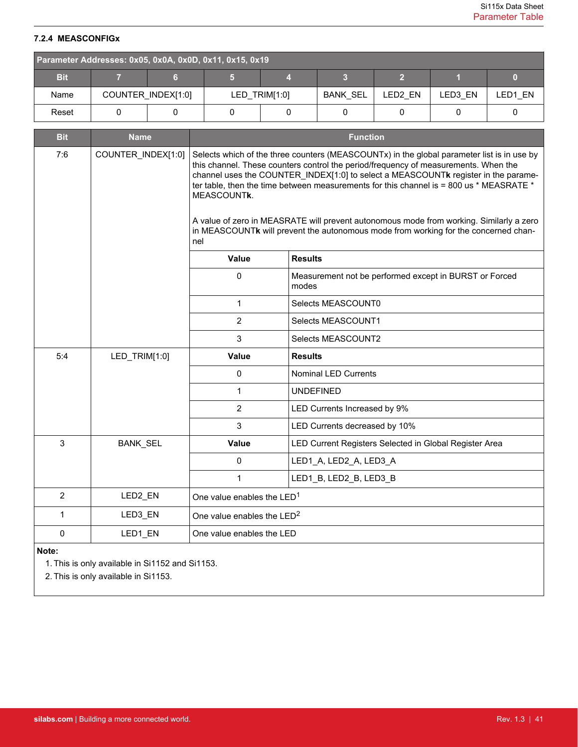### 7.2.4 MEASCONFIGx

| Parameter Addresses: 0x05, 0x0A, 0x0D, 0x11, 0x15, 0x19 | | | | | | | | |
|---|---|---|---|---|---|---|---|---|
| **Bit** | **7** | **6** | **5** | **4** | **3** | **2** | **1** | **0** |
| Name | COUNTER_INDEX[1:0] | | LED_TRIM[1:0] | | BANK_SEL | LED2_EN | LED3_EN | LED1_EN |
| Reset | 0 | 0 | 0 | 0 | 0 | 0 | 0 | 0 |

| Bit | Name | Function | |
|---|---|---|---|
| 7:6 | COUNTER_INDEX[1:0] | Selects which of the three counters (MEASCOUNTx) in the global parameter list is in use by this channel. These counters control the period/frequency of measurements. When the channel uses the COUNTER_INDEX[1:0] to select a MEASCOUNT**k** register in the parameter table, then the time between measurements for this channel is = 800 us * MEASRATE * MEASCOUNT**k**.<br><br>A value of zero in MEASRATE will prevent autonomous mode from working. Similarly a zero in MEASCOUNT**k** will prevent the autonomous mode from working for the concerned channel | |
| | | **Value** | **Results** |
| | | 0 | Measurement not be performed except in BURST or Forced modes |
| | | 1 | Selects MEASCOUNT0 |
| | | 2 | Selects MEASCOUNT1 |
| | | 3 | Selects MEASCOUNT2 |
| 5:4 | LED_TRIM[1:0] | **Value** | **Results** |
| | | 0 | Nominal LED Currents |
| | | 1 | UNDEFINED |
| | | 2 | LED Currents Increased by 9% |
| | | 3 | LED Currents decreased by 10% |
| 3 | BANK_SEL | **Value** | LED Current Registers Selected in Global Register Area |
| | | 0 | LED1_A, LED2_A, LED3_A |
| | | 1 | LED1_B, LED2_B, LED3_B |
| 2 | LED2_EN | One value enables the LED[1] | |
| 1 | LED3_EN | One value enables the LED[2] | |
| 0 | LED1_EN | One value enables the LED | |

**Note:**

1. This is only available in Si1152 and Si1153.
2. This is only available in Si1153.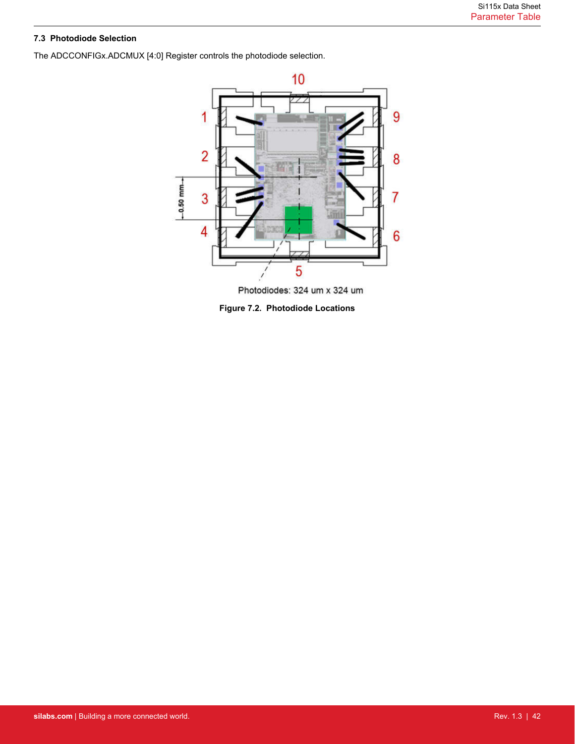### 7.3 Photodiode Selection

The ADCCONFIGx.ADCMUX [4:0] Register controls the photodiode selection.

Photodiodes: 324 um x 324 um

**Figure 7.2. Photodiode Locations**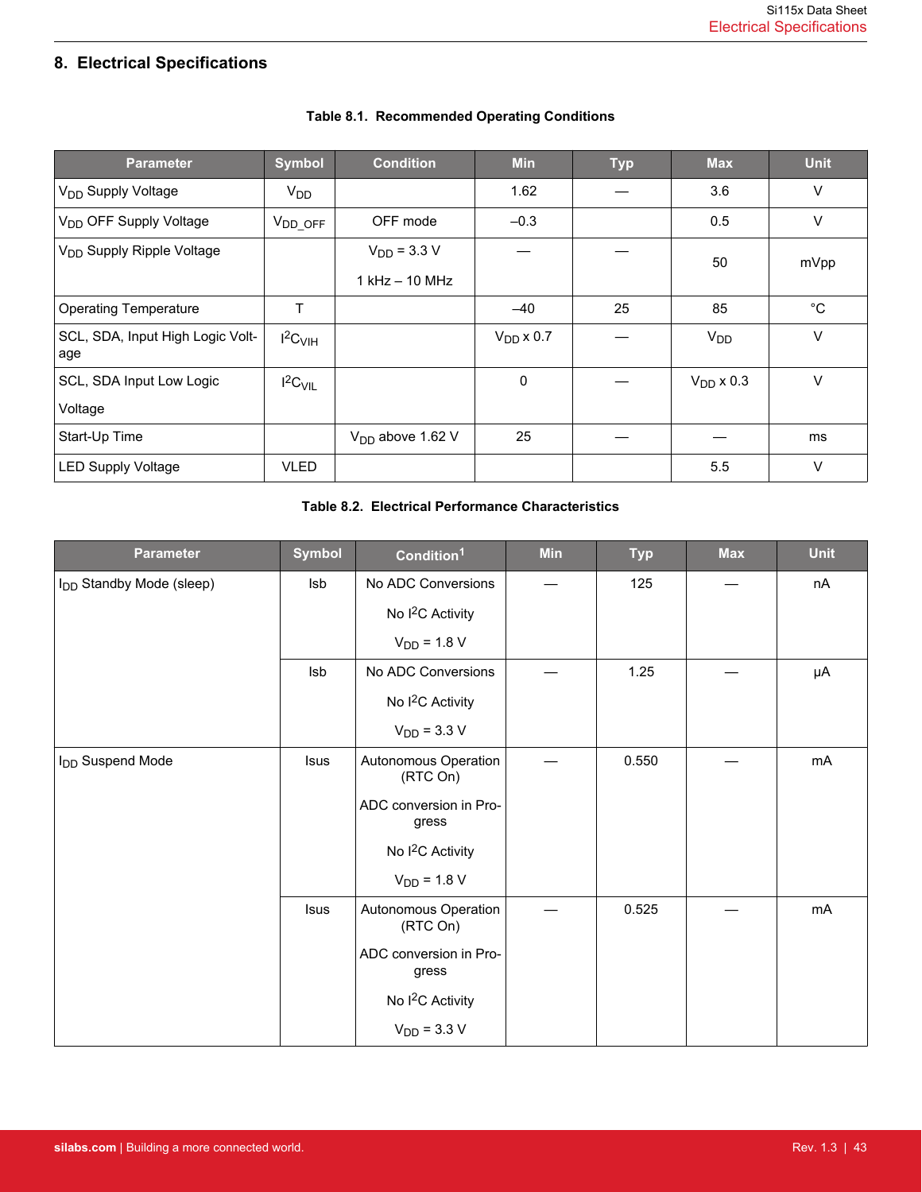# 8. Electrical Specifications

**Table 8.1. Recommended Operating Conditions**

| Parameter | Symbol | Condition | Min | Typ | Max | Unit |
|---|---|---|---|---|---|---|
| $V_{DD}$ Supply Voltage | $V_{DD}$ | | 1.62 | — | 3.6 | V |
| $V_{DD}$ OFF Supply Voltage | $V_{DD\_OFF}$ | OFF mode | –0.3 | | 0.5 | V |
| $V_{DD}$ Supply Ripple Voltage | | $V_{DD}$ = 3.3 V<br>1 kHz – 10 MHz | — | — | 50 | mVpp |
| Operating Temperature | T | | –40 | 25 | 85 | °C |
| SCL, SDA, Input High Logic Voltage | $I^2C_{VIH}$ | | $V_{DD}$ x 0.7 | — | $V_{DD}$ | V |
| SCL, SDA Input Low Logic Voltage | $I^2C_{VIL}$ | | 0 | — | $V_{DD}$ x 0.3 | V |
| Start-Up Time | | $V_{DD}$ above 1.62 V | 25 | — | — | ms |
| LED Supply Voltage | VLED | | | | 5.5 | V |

**Table 8.2. Electrical Performance Characteristics**

| Parameter | Symbol | Condition[1] | Min | Typ | Max | Unit |
|---|---|---|---|---|---|---|
| $I_{DD}$ Standby Mode (sleep) | Isb | No ADC Conversions<br>No $I^2C$ Activity<br>$V_{DD}$ = 1.8 V | — | 125 | — | nA |
| | Isb | No ADC Conversions<br>No $I^2C$ Activity<br>$V_{DD}$ = 3.3 V | — | 1.25 | — | μA |
| $I_{DD}$ Suspend Mode | Isus | Autonomous Operation (RTC On)<br>ADC conversion in Progress<br>No $I^2C$ Activity<br>$V_{DD}$ = 1.8 V | — | 0.550 | — | mA |
| | Isus | Autonomous Operation (RTC On)<br>ADC conversion in Progress<br>No $I^2C$ Activity<br>$V_{DD}$ = 3.3 V | — | 0.525 | — | mA |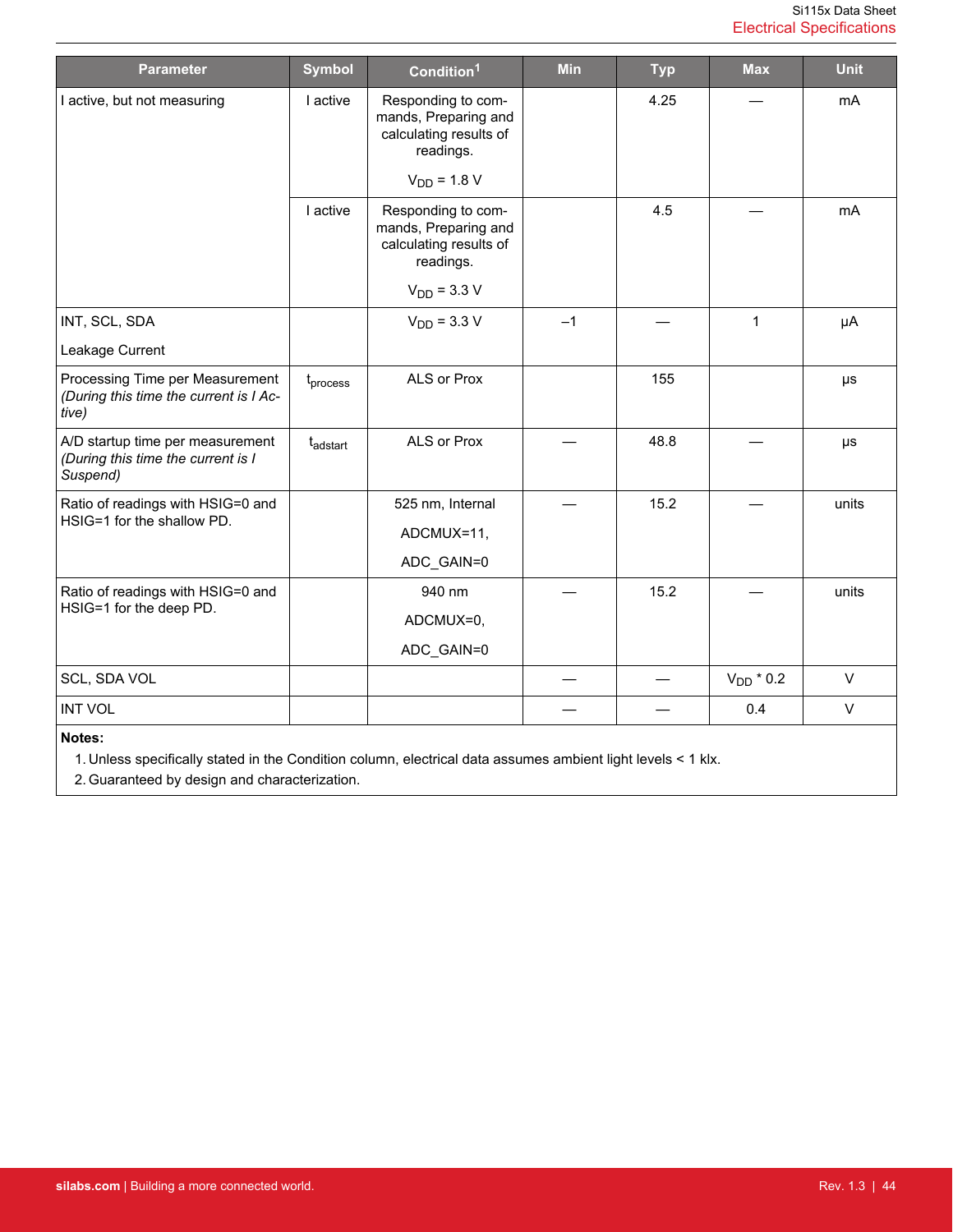| Parameter | Symbol | Condition[1] | Min | Typ | Max | Unit |
| --- | --- | --- | --- | --- | --- | --- |
| I active, but not measuring | I active | Responding to commands, Preparing and calculating results of readings. $V_{DD}$ = 1.8 V | | 4.25 | — | mA |
| | I active | Responding to commands, Preparing and calculating results of readings. $V_{DD}$ = 3.3 V | | 4.5 | — | mA |
| INT, SCL, SDA Leakage Current | | $V_{DD}$ = 3.3 V | –1 | — | 1 | µA |
| Processing Time per Measurement *(During this time the current is I Active)* | $t_{process}$ | ALS or Prox | | 155 | | µs |
| A/D startup time per measurement *(During this time the current is I Suspend)* | $t_{adstart}$ | ALS or Prox | — | 48.8 | — | µs |
| Ratio of readings with HSIG=0 and HSIG=1 for the shallow PD. | | 525 nm, Internal ADCMUX=11, ADC_GAIN=0 | — | 15.2 | — | units |
| Ratio of readings with HSIG=0 and HSIG=1 for the deep PD. | | 940 nm ADCMUX=0, ADC_GAIN=0 | — | 15.2 | — | units |
| SCL, SDA VOL | | | — | — | $V_{DD}$ * 0.2 | V |
| INT VOL | | | — | — | 0.4 | V |

**Notes:**

1. Unless specifically stated in the Condition column, electrical data assumes ambient light levels < 1 klx.
2. Guaranteed by design and characterization.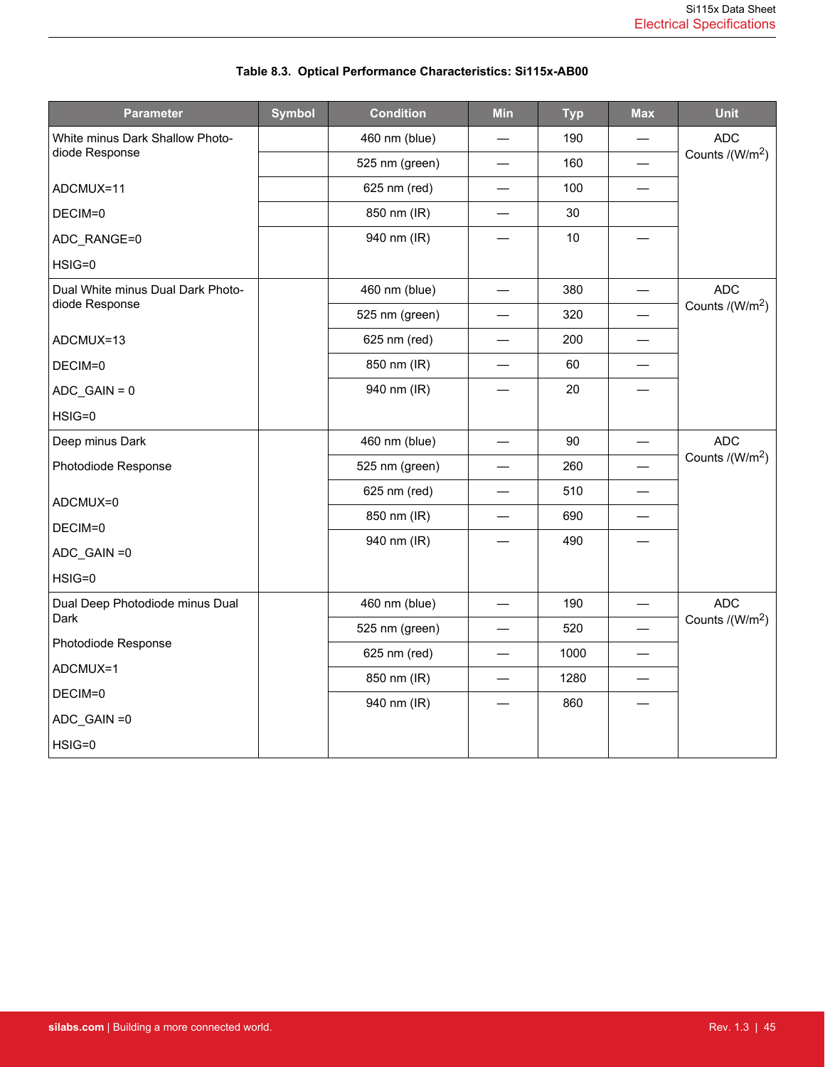**Table 8.3. Optical Performance Characteristics: Si115x-AB00**

| Parameter | Symbol | Condition | Min | Typ | Max | Unit |
|---|---|---|---|---|---|---|
| White minus Dark Shallow Photodiode Response<br><br>ADCMUX=11<br>DECIM=0<br>ADC_RANGE=0<br>HSIG=0 | | 460 nm (blue) | — | 190 | — | ADC Counts /(W/$m^2$) |
| | | 525 nm (green) | — | 160 | — | |
| | | 625 nm (red) | — | 100 | — | |
| | | 850 nm (IR) | — | 30 | | |
| | | 940 nm (IR) | — | 10 | — | |
| Dual White minus Dual Dark Photodiode Response<br><br>ADCMUX=13<br>DECIM=0<br>ADC_GAIN = 0<br>HSIG=0 | | 460 nm (blue) | — | 380 | — | ADC Counts /(W/$m^2$) |
| | | 525 nm (green) | — | 320 | — | |
| | | 625 nm (red) | — | 200 | — | |
| | | 850 nm (IR) | — | 60 | — | |
| | | 940 nm (IR) | — | 20 | — | |
| Deep minus Dark<br>Photodiode Response<br><br>ADCMUX=0<br>DECIM=0<br>ADC_GAIN =0<br>HSIG=0 | | 460 nm (blue) | — | 90 | — | ADC Counts /(W/$m^2$) |
| | | 525 nm (green) | — | 260 | — | |
| | | 625 nm (red) | — | 510 | — | |
| | | 850 nm (IR) | — | 690 | — | |
| | | 940 nm (IR) | — | 490 | — | |
| Dual Deep Photodiode minus Dual Dark<br>Photodiode Response<br>ADCMUX=1<br>DECIM=0<br>ADC_GAIN =0<br>HSIG=0 | | 460 nm (blue) | — | 190 | — | ADC Counts /(W/$m^2$) |
| | | 525 nm (green) | — | 520 | — | |
| | | 625 nm (red) | — | 1000 | — | |
| | | 850 nm (IR) | — | 1280 | — | |
| | | 940 nm (IR) | — | 860 | — | |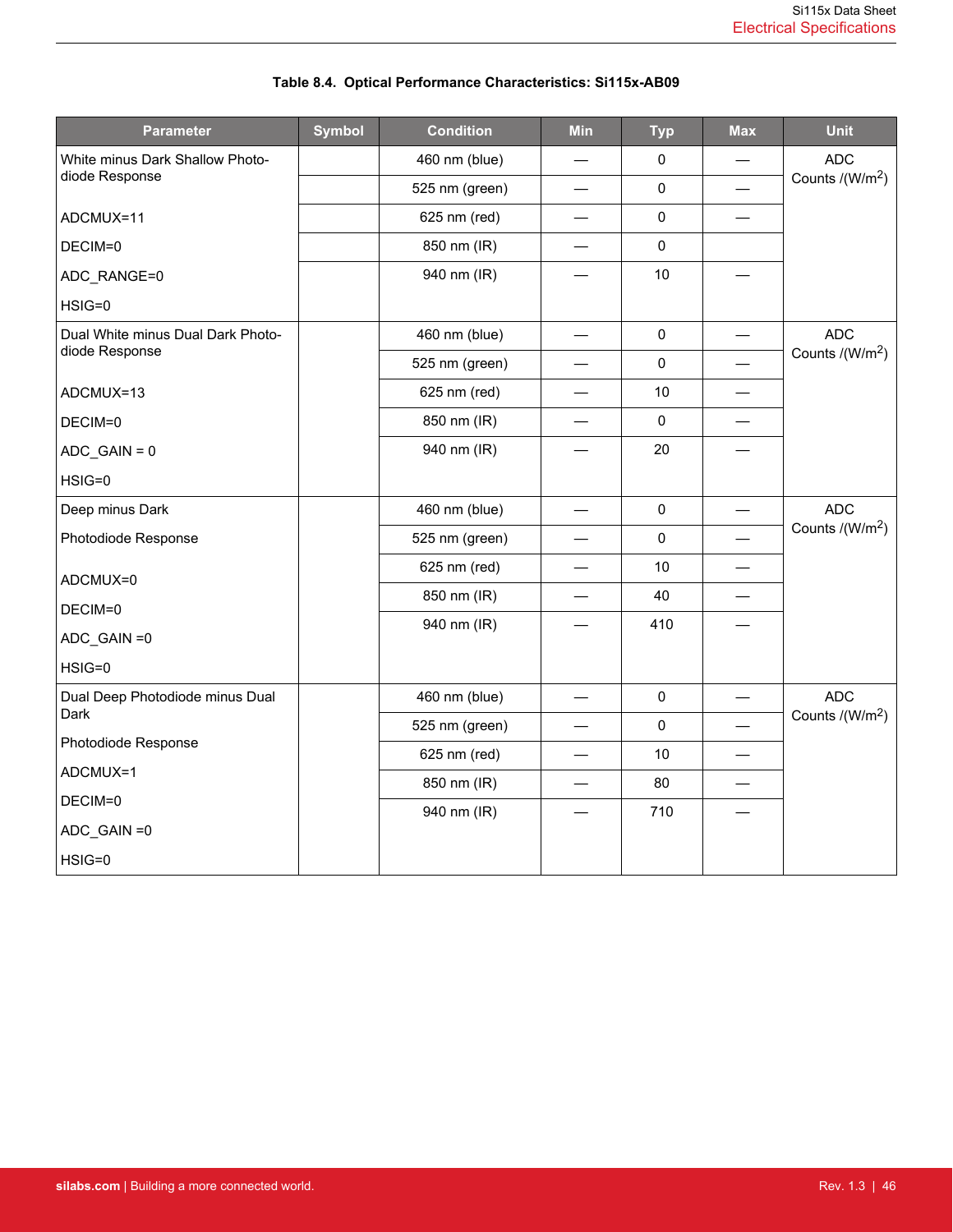**Table 8.4. Optical Performance Characteristics: Si115x-AB09**

| Parameter | Symbol | Condition | Min | Typ | Max | Unit |
|---|---|---|---|---|---|---|
| White minus Dark Shallow Photo-diode Response<br><br>ADCMUX=11<br>DECIM=0<br>ADC_RANGE=0<br>HSIG=0 | | 460 nm (blue) | — | 0 | — | ADC Counts /(W/m$^2$) |
| | | 525 nm (green) | — | 0 | — | |
| | | 625 nm (red) | — | 0 | — | |
| | | 850 nm (IR) | — | 0 | | |
| | | 940 nm (IR) | — | 10 | — | |
| Dual White minus Dual Dark Photo-diode Response<br><br>ADCMUX=13<br>DECIM=0<br>ADC_GAIN = 0<br>HSIG=0 | | 460 nm (blue) | — | 0 | — | ADC Counts /(W/m$^2$) |
| | | 525 nm (green) | — | 0 | — | |
| | | 625 nm (red) | — | 10 | — | |
| | | 850 nm (IR) | — | 0 | — | |
| | | 940 nm (IR) | — | 20 | — | |
| Deep minus Dark<br>Photodiode Response<br><br>ADCMUX=0<br>DECIM=0<br>ADC_GAIN =0<br>HSIG=0 | | 460 nm (blue) | — | 0 | — | ADC Counts /(W/m$^2$) |
| | | 525 nm (green) | — | 0 | — | |
| | | 625 nm (red) | — | 10 | — | |
| | | 850 nm (IR) | — | 40 | — | |
| | | 940 nm (IR) | — | 410 | — | |
| Dual Deep Photodiode minus Dual Dark<br>Photodiode Response<br>ADCMUX=1<br>DECIM=0<br>ADC_GAIN =0<br>HSIG=0 | | 460 nm (blue) | — | 0 | — | ADC Counts /(W/m$^2$) |
| | | 525 nm (green) | — | 0 | — | |
| | | 625 nm (red) | — | 10 | — | |
| | | 850 nm (IR) | — | 80 | — | |
| | | 940 nm (IR) | — | 710 | — | |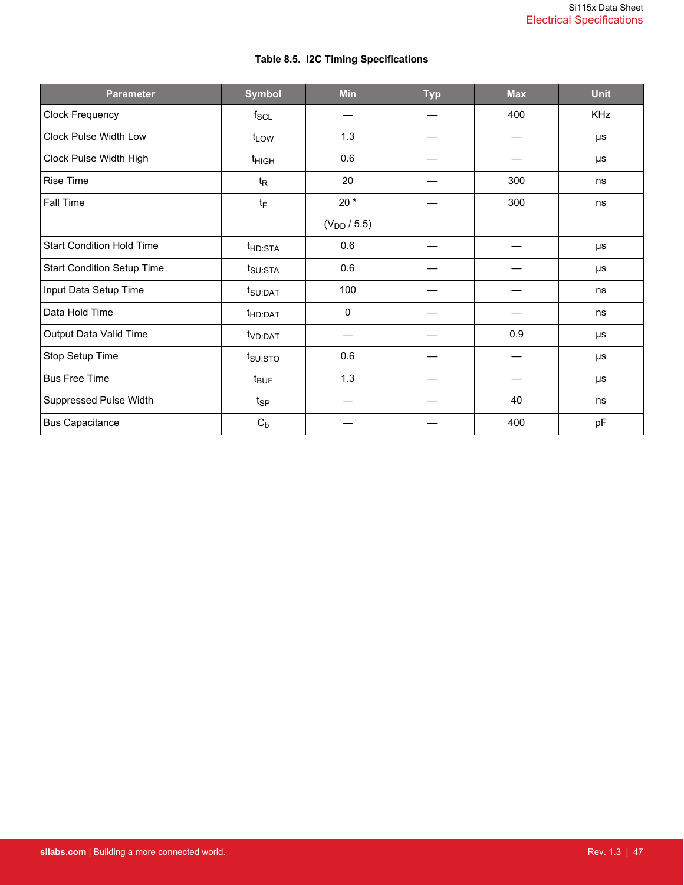**Table 8.5. I2C Timing Specifications**

| Parameter | Symbol | Min | Typ | Max | Unit |
|---|---|---|---|---|---|
| Clock Frequency | $f_{SCL}$ | — | — | 400 | KHz |
| Clock Pulse Width Low | $t_{LOW}$ | 1.3 | — | — | µs |
| Clock Pulse Width High | $t_{HIGH}$ | 0.6 | — | — | µs |
| Rise Time | $t_R$ | 20 | — | 300 | ns |
| Fall Time | $t_F$ | 20 * ($V_{DD}$ / 5.5) | — | 300 | ns |
| Start Condition Hold Time | $t_{HD:STA}$ | 0.6 | — | — | µs |
| Start Condition Setup Time | $t_{SU:STA}$ | 0.6 | — | — | µs |
| Input Data Setup Time | $t_{SU:DAT}$ | 100 | — | — | ns |
| Data Hold Time | $t_{HD:DAT}$ | 0 | — | — | ns |
| Output Data Valid Time | $t_{VD:DAT}$ | — | — | 0.9 | µs |
| Stop Setup Time | $t_{SU:STO}$ | 0.6 | — | — | µs |
| Bus Free Time | $t_{BUF}$ | 1.3 | — | — | µs |
| Suppressed Pulse Width | $t_{SP}$ | — | — | 40 | ns |
| Bus Capacitance | $C_b$ | — | — | 400 | pF |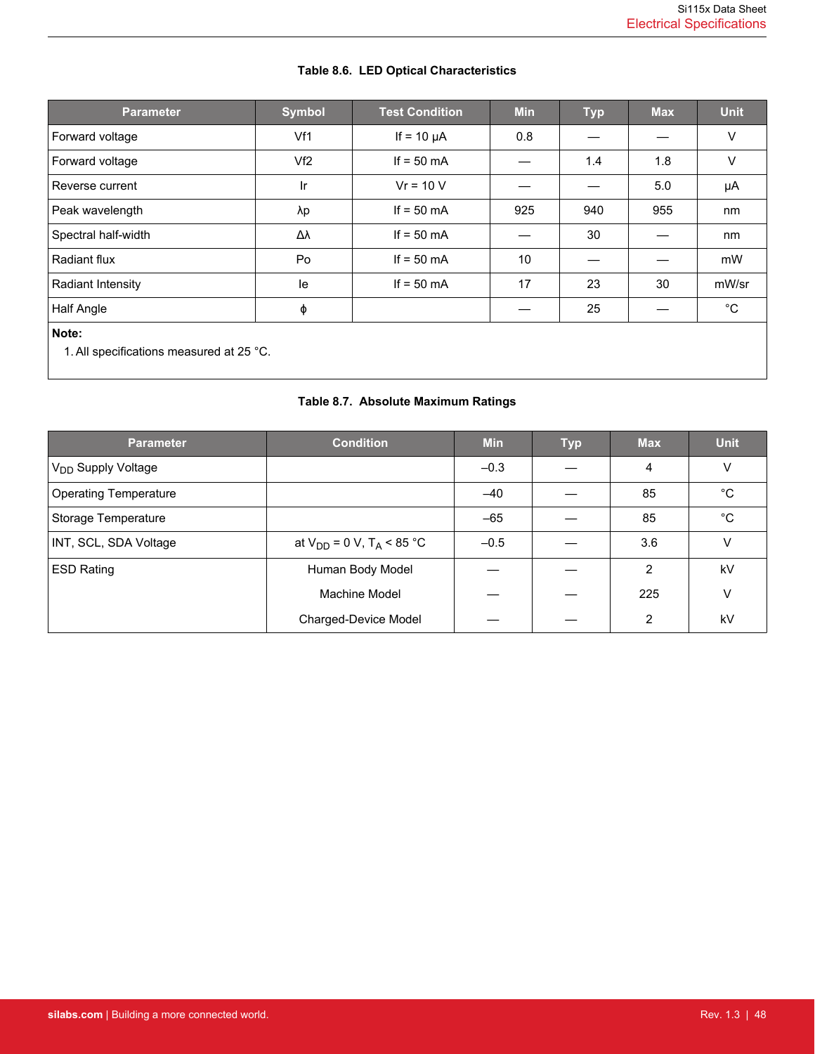**Table 8.6. LED Optical Characteristics**

| Parameter | Symbol | Test Condition | Min | Typ | Max | Unit |
|---|---|---|---|---|---|---|
| Forward voltage | Vf1 | If = 10 µA | 0.8 | — | — | V |
| Forward voltage | Vf2 | If = 50 mA | — | 1.4 | 1.8 | V |
| Reverse current | Ir | Vr = 10 V | — | — | 5.0 | µA |
| Peak wavelength | λp | If = 50 mA | 925 | 940 | 955 | nm |
| Spectral half-width | Δλ | If = 50 mA | — | 30 | — | nm |
| Radiant flux | Po | If = 50 mA | 10 | — | — | mW |
| Radiant Intensity | Ie | If = 50 mA | 17 | 23 | 30 | mW/sr |
| Half Angle | ϕ | | — | 25 | — | °C |

**Note:**

1. All specifications measured at 25 °C.

**Table 8.7. Absolute Maximum Ratings**

| Parameter | Condition | Min | Typ | Max | Unit |
|---|---|---|---|---|---|
| $V_{DD}$ Supply Voltage | | –0.3 | — | 4 | V |
| Operating Temperature | | –40 | — | 85 | °C |
| Storage Temperature | | –65 | — | 85 | °C |
| INT, SCL, SDA Voltage | at $V_{DD}$ = 0 V, $T_A$ < 85 °C | –0.5 | — | 3.6 | V |
| ESD Rating | Human Body Model | — | — | 2 | kV |
| | Machine Model | — | — | 225 | V |
| | Charged-Device Model | — | — | 2 | kV |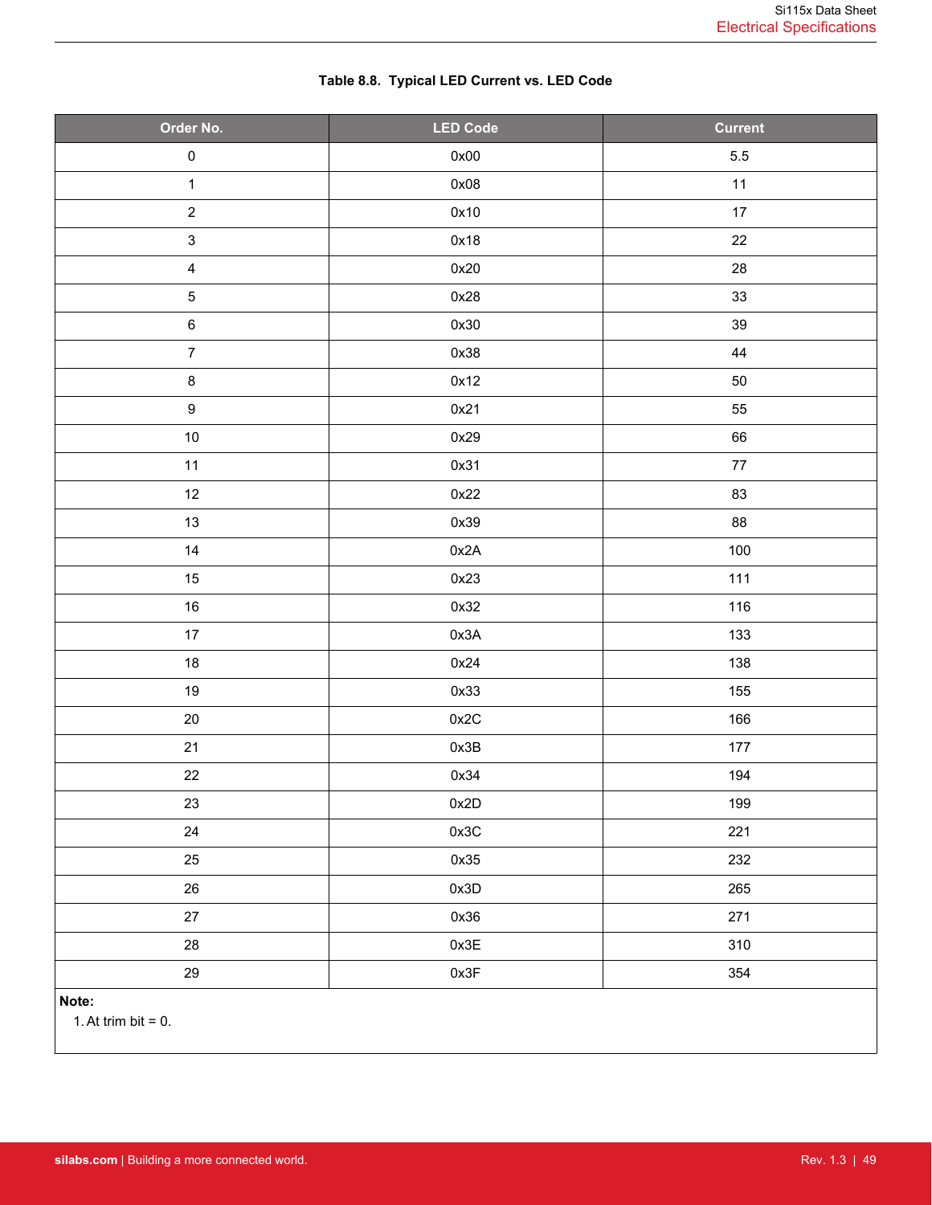**Table 8.8. Typical LED Current vs. LED Code**

| Order No. | LED Code | Current |
|---|---|---|
| 0 | 0x00 | 5.5 |
| 1 | 0x08 | 11 |
| 2 | 0x10 | 17 |
| 3 | 0x18 | 22 |
| 4 | 0x20 | 28 |
| 5 | 0x28 | 33 |
| 6 | 0x30 | 39 |
| 7 | 0x38 | 44 |
| 8 | 0x12 | 50 |
| 9 | 0x21 | 55 |
| 10 | 0x29 | 66 |
| 11 | 0x31 | 77 |
| 12 | 0x22 | 83 |
| 13 | 0x39 | 88 |
| 14 | 0x2A | 100 |
| 15 | 0x23 | 111 |
| 16 | 0x32 | 116 |
| 17 | 0x3A | 133 |
| 18 | 0x24 | 138 |
| 19 | 0x33 | 155 |
| 20 | 0x2C | 166 |
| 21 | 0x3B | 177 |
| 22 | 0x34 | 194 |
| 23 | 0x2D | 199 |
| 24 | 0x3C | 221 |
| 25 | 0x35 | 232 |
| 26 | 0x3D | 265 |
| 27 | 0x36 | 271 |
| 28 | 0x3E | 310 |
| 29 | 0x3F | 354 |

**Note:**

1. At trim bit = 0.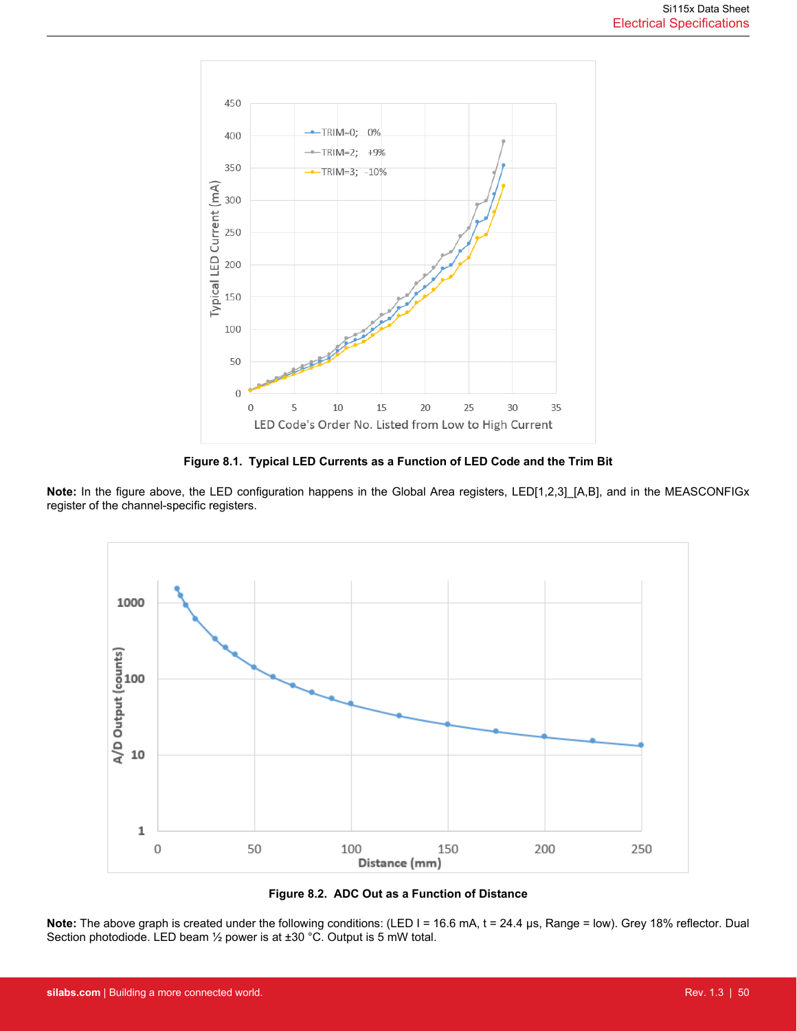Figure 8.1. Typical LED Currents as a Function of LED Code and the Trim Bit

**Note:** In the figure above, the LED configuration happens in the Global Area registers, LED[1,2,3]_[A,B], and in the MEASCONFIGx register of the channel-specific registers.

Figure 8.2. ADC Out as a Function of Distance

**Note:** The above graph is created under the following conditions: (LED I = 16.6 mA, t = 24.4 µs, Range = low). Grey 18% reflector. Dual Section photodiode. LED beam ½ power is at ±30 °C. Output is 5 mW total.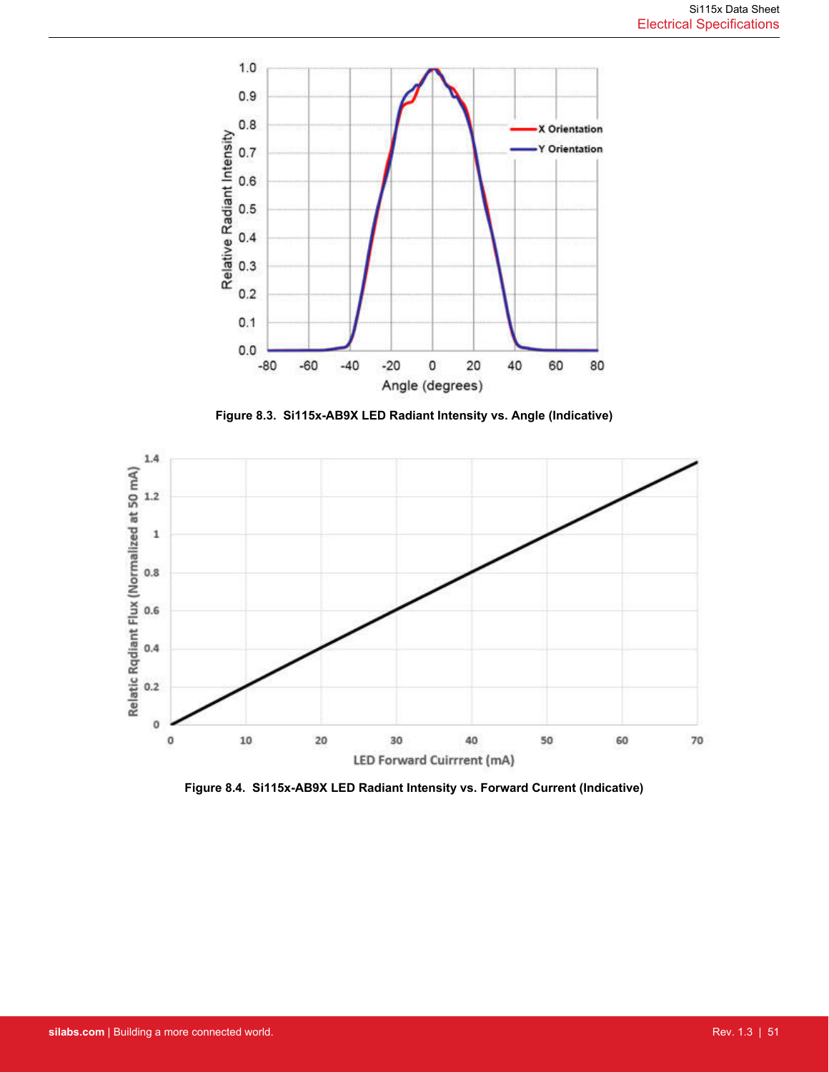Figure 8.3. Si115x-AB9X LED Radiant Intensity vs. Angle (Indicative)

Figure 8.4. Si115x-AB9X LED Radiant Intensity vs. Forward Current (Indicative)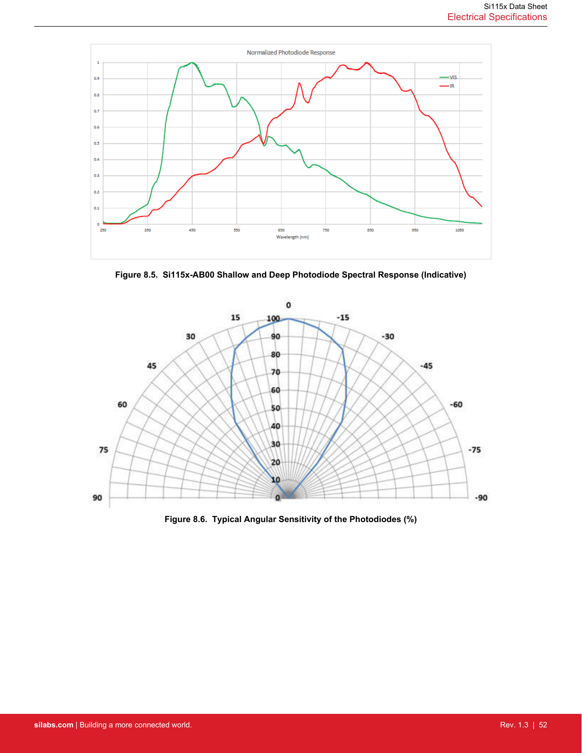Figure 8.5. Si115x-AB00 Shallow and Deep Photodiode Spectral Response (Indicative)

Figure 8.6. Typical Angular Sensitivity of the Photodiodes (%)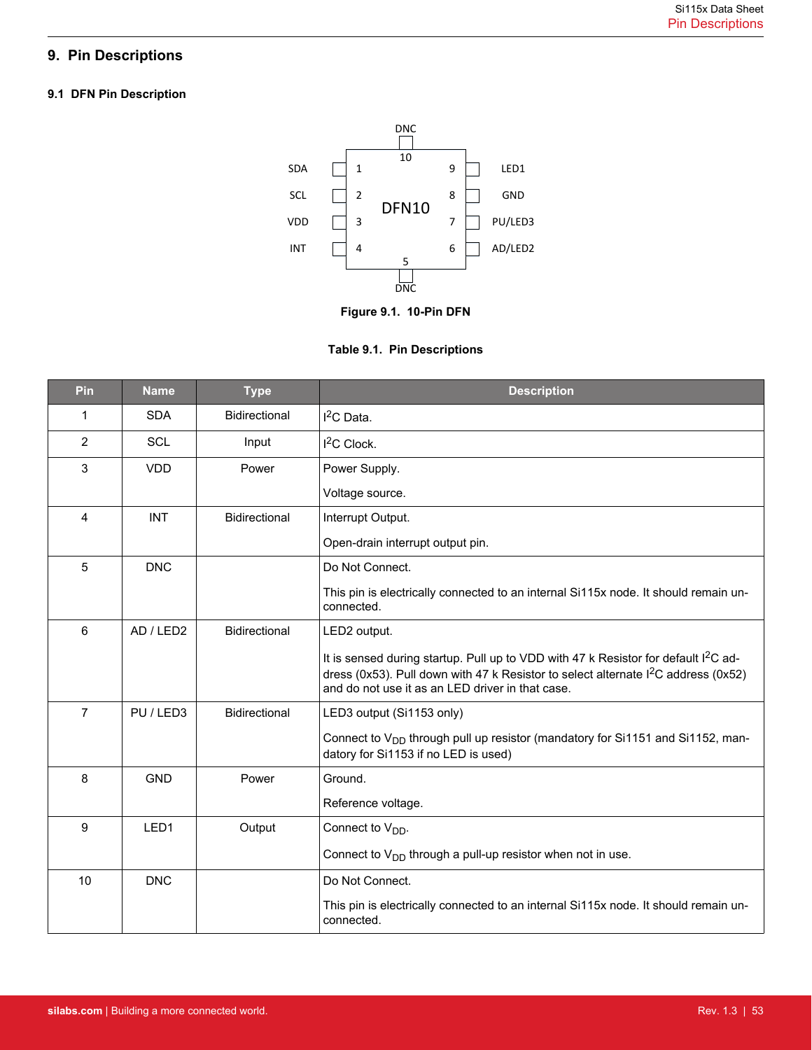# 9. Pin Descriptions

## 9.1 DFN Pin Description

Figure 9.1. 10-Pin DFN

Table 9.1. Pin Descriptions

| Pin | Name | Type | Description |
|---|---|---|---|
| 1 | SDA | Bidirectional | $I^2C$ Data. |
| 2 | SCL | Input | $I^2C$ Clock. |
| 3 | VDD | Power | Power Supply.<br><br>Voltage source. |
| 4 | INT | Bidirectional | Interrupt Output.<br><br>Open-drain interrupt output pin. |
| 5 | DNC | | Do Not Connect.<br><br>This pin is electrically connected to an internal Si115x node. It should remain unconnected. |
| 6 | AD / LED2 | Bidirectional | LED2 output.<br><br>It is sensed during startup. Pull up to VDD with 47 k Resistor for default $I^2C$ address (0x53). Pull down with 47 k Resistor to select alternate $I^2C$ address (0x52) and do not use it as an LED driver in that case. |
| 7 | PU / LED3 | Bidirectional | LED3 output (Si1153 only)<br><br>Connect to $V_{DD}$ through pull up resistor (mandatory for Si1151 and Si1152, mandatory for Si1153 if no LED is used) |
| 8 | GND | Power | Ground.<br><br>Reference voltage. |
| 9 | LED1 | Output | Connect to $V_{DD}$.<br><br>Connect to $V_{DD}$ through a pull-up resistor when not in use. |
| 10 | DNC | | Do Not Connect.<br><br>This pin is electrically connected to an internal Si115x node. It should remain unconnected. |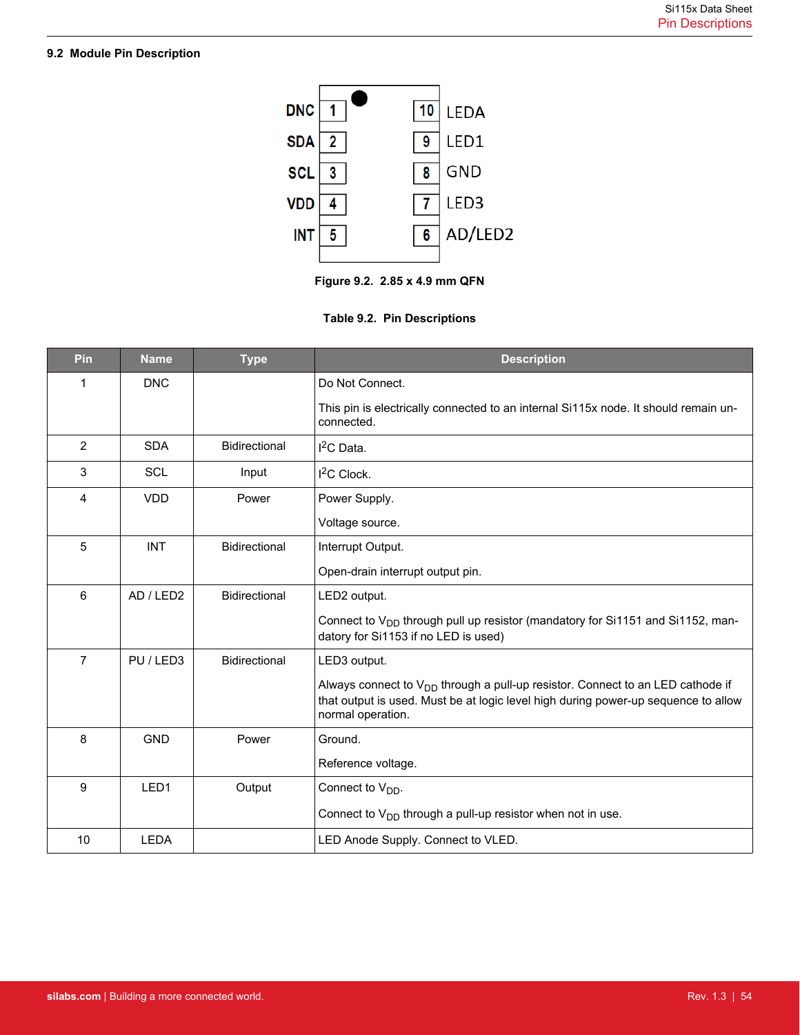### 9.2 Module Pin Description

| | | | | |
|---|---|---|---|---|
| DNC | 1 | | 10 | LEDA |
| SDA | 2 | | 9 | LED1 |
| SCL | 3 | | 8 | GND |
| VDD | 4 | | 7 | LED3 |
| INT | 5 | | 6 | AD/LED2 |

**Figure 9.2. 2.85 x 4.9 mm QFN**

**Table 9.2. Pin Descriptions**

| Pin | Name | Type | Description |
|---|---|---|---|
| 1 | DNC | | Do Not Connect.<br><br>This pin is electrically connected to an internal Si115x node. It should remain unconnected. |
| 2 | SDA | Bidirectional | $I^2C$ Data. |
| 3 | SCL | Input | $I^2C$ Clock. |
| 4 | VDD | Power | Power Supply.<br><br>Voltage source. |
| 5 | INT | Bidirectional | Interrupt Output.<br><br>Open-drain interrupt output pin. |
| 6 | AD / LED2 | Bidirectional | LED2 output.<br><br>Connect to $V_{DD}$ through pull up resistor (mandatory for Si1151 and Si1152, mandatory for Si1153 if no LED is used) |
| 7 | PU / LED3 | Bidirectional | LED3 output.<br><br>Always connect to $V_{DD}$ through a pull-up resistor. Connect to an LED cathode if that output is used. Must be at logic level high during power-up sequence to allow normal operation. |
| 8 | GND | Power | Ground.<br><br>Reference voltage. |
| 9 | LED1 | Output | Connect to $V_{DD}$.<br><br>Connect to $V_{DD}$ through a pull-up resistor when not in use. |
| 10 | LEDA | | LED Anode Supply. Connect to VLED. |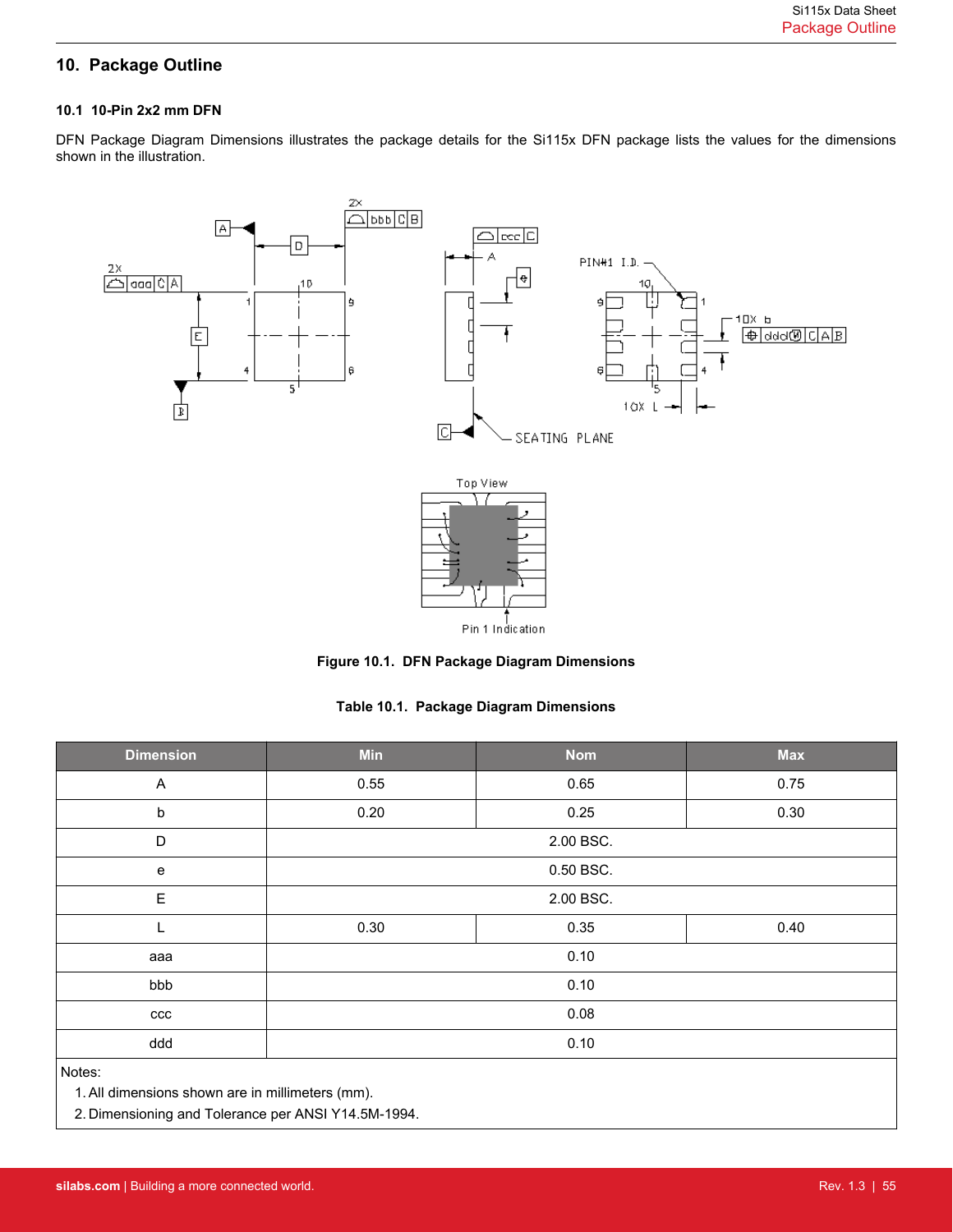## 10. Package Outline

### 10.1 10-Pin 2x2 mm DFN

DFN Package Diagram Dimensions illustrates the package details for the Si115x DFN package lists the values for the dimensions shown in the illustration.

**Figure 10.1. DFN Package Diagram Dimensions**

**Table 10.1. Package Diagram Dimensions**

| Dimension | Min | Nom | Max |
|---|---|---|---|
| A | 0.55 | 0.65 | 0.75 |
| b | 0.20 | 0.25 | 0.30 |
| D | | 2.00 BSC. | |
| e | | 0.50 BSC. | |
| E | | 2.00 BSC. | |
| L | 0.30 | 0.35 | 0.40 |
| aaa | | 0.10 | |
| bbb | | 0.10 | |
| ccc | | 0.08 | |
| ddd | | 0.10 | |

Notes:

1. All dimensions shown are in millimeters (mm).
2. Dimensioning and Tolerance per ANSI Y14.5M-1994.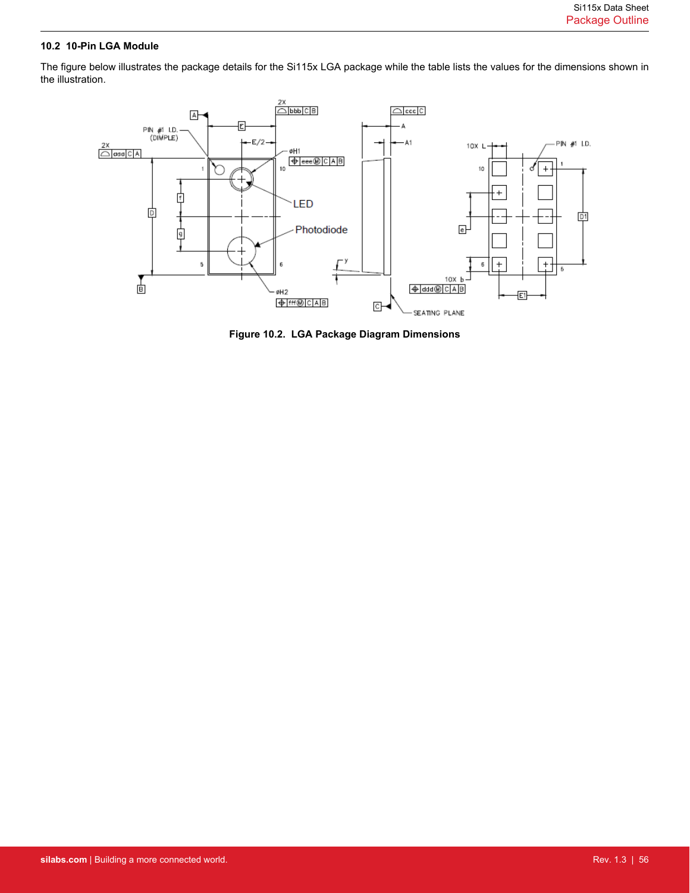### 10.2 10-Pin LGA Module

The figure below illustrates the package details for the Si115x LGA package while the table lists the values for the dimensions shown in the illustration.

**Figure 10.2. LGA Package Diagram Dimensions**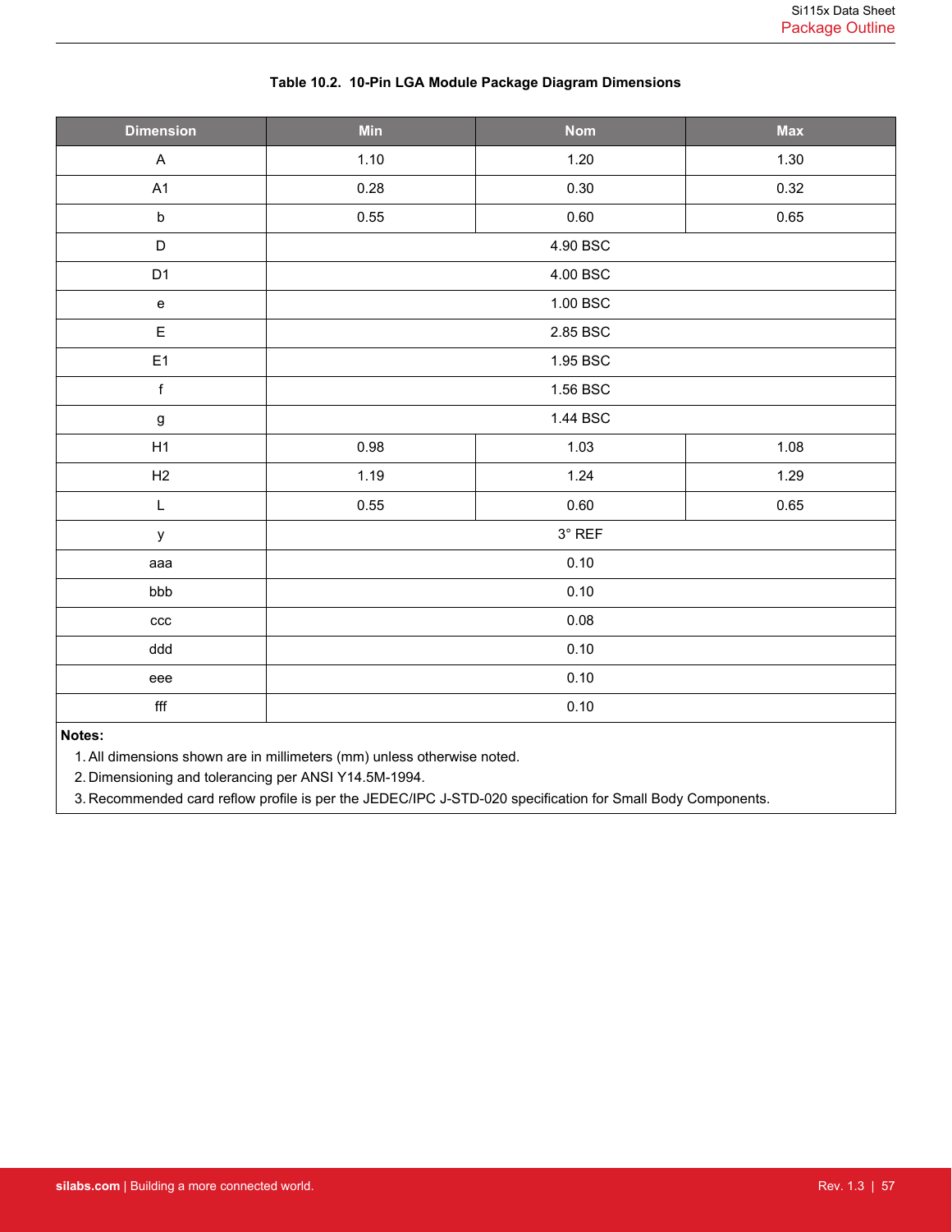**Table 10.2. 10-Pin LGA Module Package Diagram Dimensions**

| Dimension | Min | Nom | Max |
|---|---|---|---|
| A | 1.10 | 1.20 | 1.30 |
| A1 | 0.28 | 0.30 | 0.32 |
| b | 0.55 | 0.60 | 0.65 |
| D | | 4.90 BSC | |
| D1 | | 4.00 BSC | |
| e | | 1.00 BSC | |
| E | | 2.85 BSC | |
| E1 | | 1.95 BSC | |
| f | | 1.56 BSC | |
| g | | 1.44 BSC | |
| H1 | 0.98 | 1.03 | 1.08 |
| H2 | 1.19 | 1.24 | 1.29 |
| L | 0.55 | 0.60 | 0.65 |
| y | | 3° REF | |
| aaa | | 0.10 | |
| bbb | | 0.10 | |
| ccc | | 0.08 | |
| ddd | | 0.10 | |
| eee | | 0.10 | |
| fff | | 0.10 | |

**Notes:**
1. All dimensions shown are in millimeters (mm) unless otherwise noted.
2. Dimensioning and tolerancing per ANSI Y14.5M-1994.
3. Recommended card reflow profile is per the JEDEC/IPC J-STD-020 specification for Small Body Components.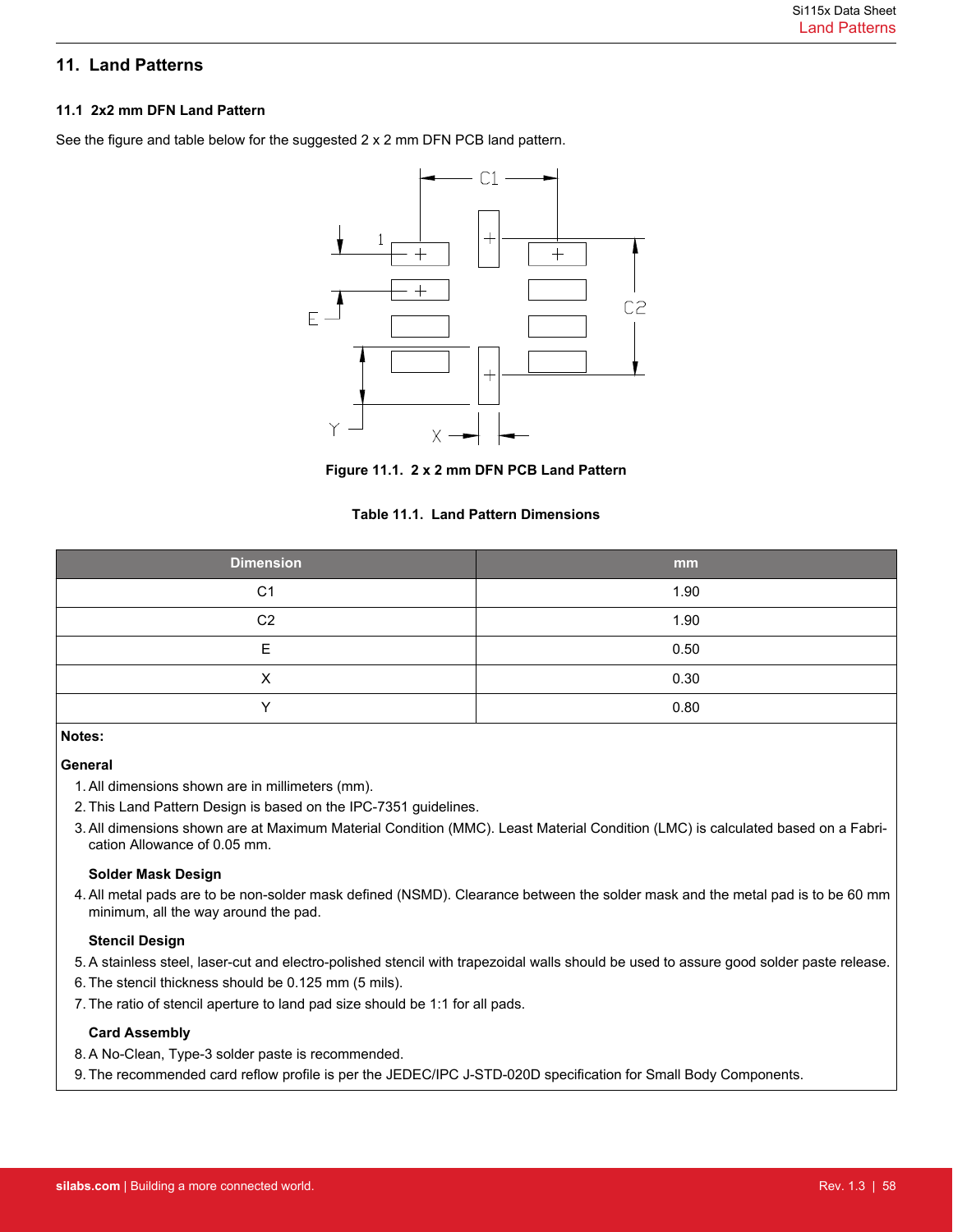# 11. Land Patterns

## 11.1 2x2 mm DFN Land Pattern

See the figure and table below for the suggested 2 x 2 mm DFN PCB land pattern.

**Figure 11.1. 2 x 2 mm DFN PCB Land Pattern**

**Table 11.1. Land Pattern Dimensions**

| Dimension | mm |
| --- | --- |
| C1 | 1.90 |
| C2 | 1.90 |
| E | 0.50 |
| X | 0.30 |
| Y | 0.80 |

**Notes:**

**General**

1. All dimensions shown are in millimeters (mm).
2. This Land Pattern Design is based on the IPC-7351 guidelines.
3. All dimensions shown are at Maximum Material Condition (MMC). Least Material Condition (LMC) is calculated based on a Fabrication Allowance of 0.05 mm.

**Solder Mask Design**

4. All metal pads are to be non-solder mask defined (NSMD). Clearance between the solder mask and the metal pad is to be 60 mm minimum, all the way around the pad.

**Stencil Design**

5. A stainless steel, laser-cut and electro-polished stencil with trapezoidal walls should be used to assure good solder paste release.
6. The stencil thickness should be 0.125 mm (5 mils).
7. The ratio of stencil aperture to land pad size should be 1:1 for all pads.

**Card Assembly**

8. A No-Clean, Type-3 solder paste is recommended.
9. The recommended card reflow profile is per the JEDEC/IPC J-STD-020D specification for Small Body Components.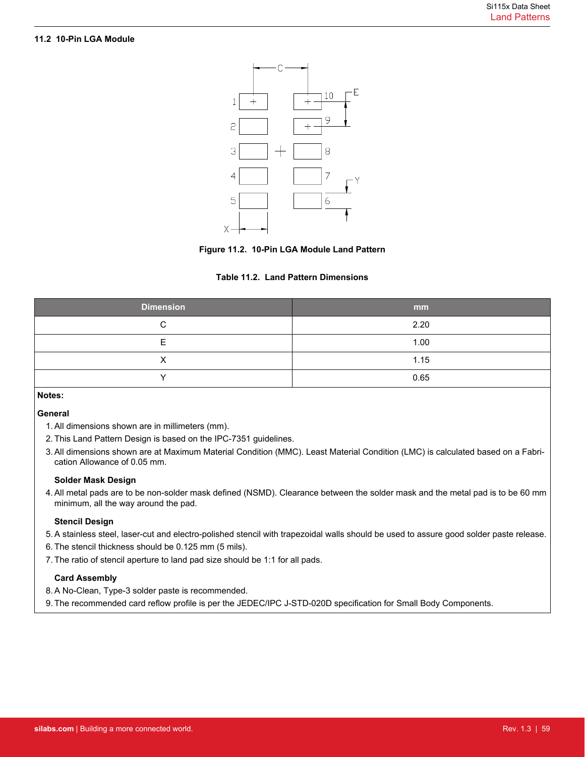### 11.2 10-Pin LGA Module

Figure 11.2. 10-Pin LGA Module Land Pattern

Table 11.2. Land Pattern Dimensions

| Dimension | mm |
|---|---|
| C | 2.20 |
| E | 1.00 |
| X | 1.15 |
| Y | 0.65 |

**Notes:**

**General**

1. All dimensions shown are in millimeters (mm).
2. This Land Pattern Design is based on the IPC-7351 guidelines.
3. All dimensions shown are at Maximum Material Condition (MMC). Least Material Condition (LMC) is calculated based on a Fabrication Allowance of 0.05 mm.

**Solder Mask Design**

4. All metal pads are to be non-solder mask defined (NSMD). Clearance between the solder mask and the metal pad is to be 60 mm minimum, all the way around the pad.

**Stencil Design**

5. A stainless steel, laser-cut and electro-polished stencil with trapezoidal walls should be used to assure good solder paste release.
6. The stencil thickness should be 0.125 mm (5 mils).
7. The ratio of stencil aperture to land pad size should be 1:1 for all pads.

**Card Assembly**

8. A No-Clean, Type-3 solder paste is recommended.
9. The recommended card reflow profile is per the JEDEC/IPC J-STD-020D specification for Small Body Components.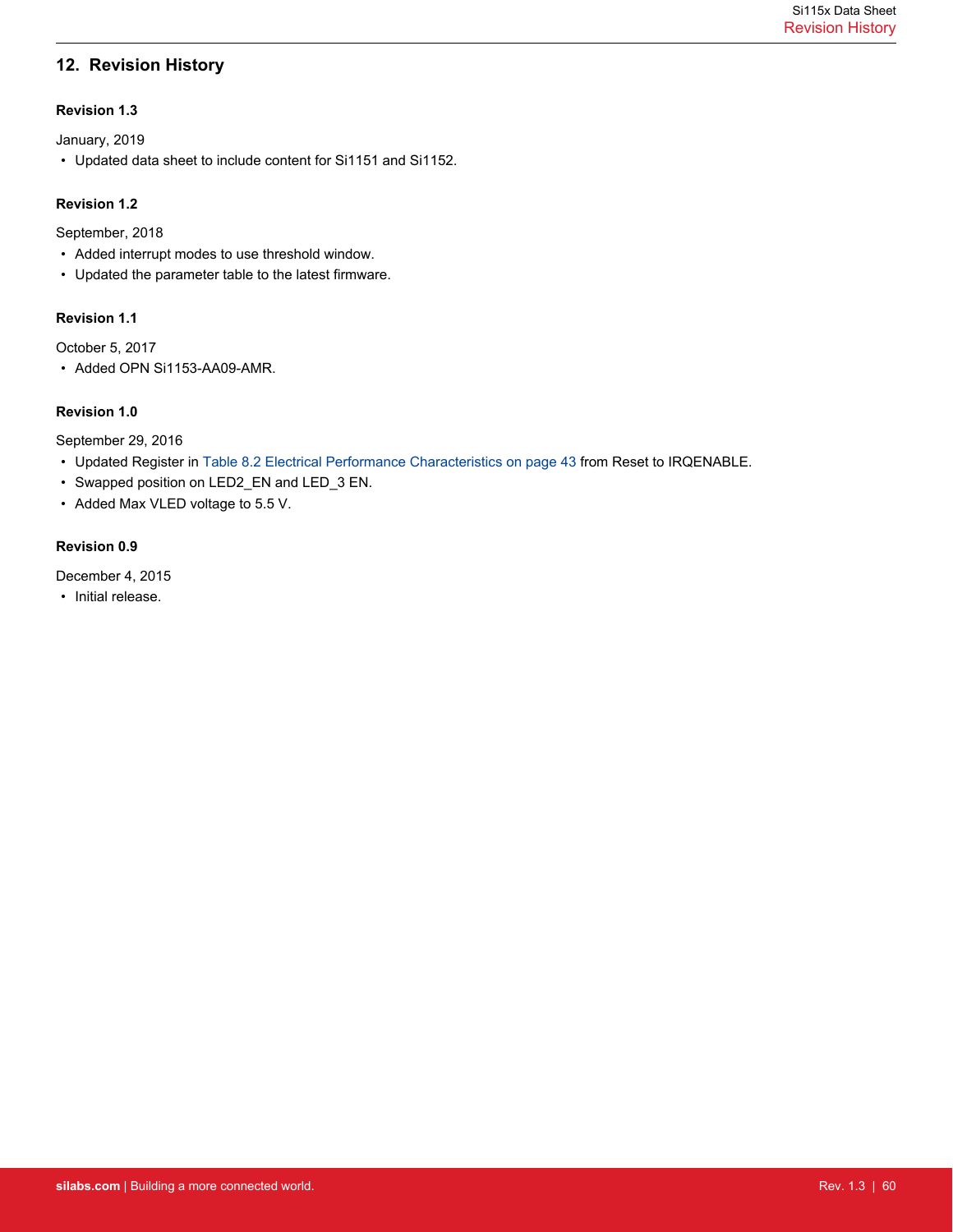## 12. Revision History

### Revision 1.3

January, 2019

- Updated data sheet to include content for Si1151 and Si1152.

### Revision 1.2

September, 2018

- Added interrupt modes to use threshold window.
- Updated the parameter table to the latest firmware.

### Revision 1.1

October 5, 2017

- Added OPN Si1153-AA09-AMR.

### Revision 1.0

September 29, 2016

- Updated Register in Table 8.2 Electrical Performance Characteristics on page 43 from Reset to IRQENABLE.
- Swapped position on LED2_EN and LED_3 EN.
- Added Max VLED voltage to 5.5 V.

### Revision 0.9

December 4, 2015

- Initial release.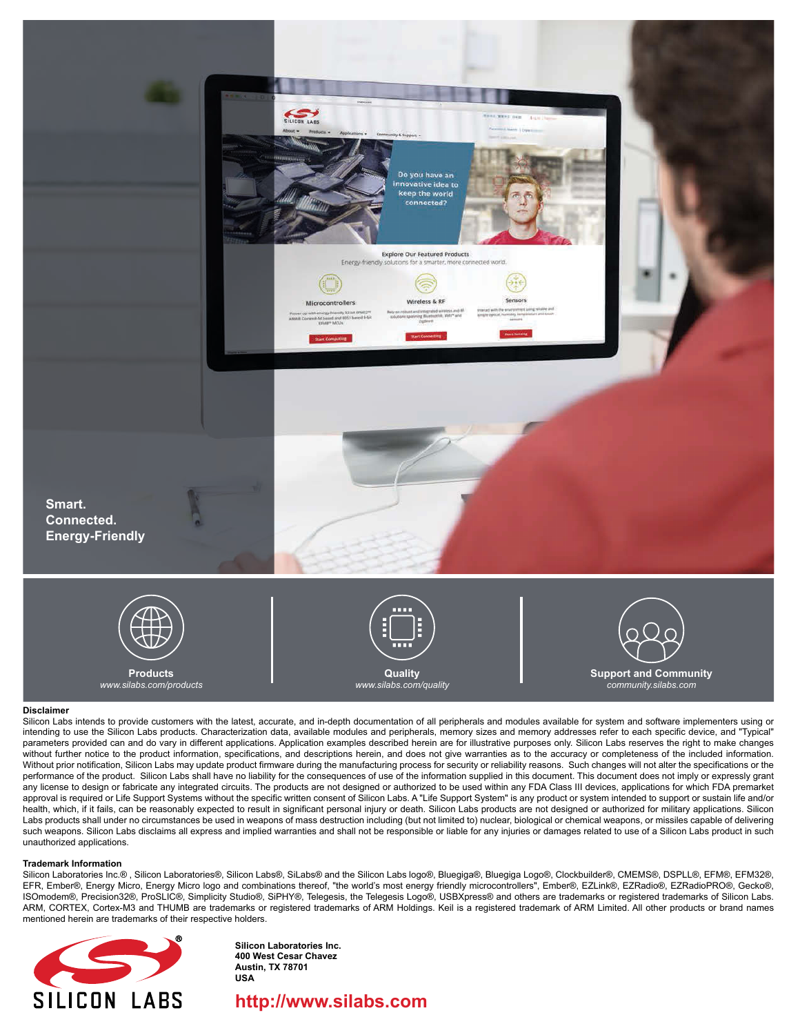Smart.
Connected.
Energy-Friendly

**Products**
*www.silabs.com/products*

**Quality**
*www.silabs.com/quality*

**Support and Community**
*community.silabs.com*

**Disclaimer**

Silicon Labs intends to provide customers with the latest, accurate, and in-depth documentation of all peripherals and modules available for system and software implementers using or intending to use the Silicon Labs products. Characterization data, available modules and peripherals, memory sizes and memory addresses refer to each specific device, and "Typical" parameters provided can and do vary in different applications. Application examples described herein are for illustrative purposes only. Silicon Labs reserves the right to make changes without further notice to the product information, specifications, and descriptions herein, and does not give warranties as to the accuracy or completeness of the included information. Without prior notification, Silicon Labs may update product firmware during the manufacturing process for security or reliability reasons. Such changes will not alter the specifications or the performance of the product. Silicon Labs shall have no liability for the consequences of use of the information supplied in this document. This document does not imply or expressly grant any license to design or fabricate any integrated circuits. The products are not designed or authorized to be used within any FDA Class III devices, applications for which FDA premarket approval is required or Life Support Systems without the specific written consent of Silicon Labs. A "Life Support System" is any product or system intended to support or sustain life and/or health, which, if it fails, can be reasonably expected to result in significant personal injury or death. Silicon Labs products are not designed or authorized for military applications. Silicon Labs products shall under no circumstances be used in weapons of mass destruction including (but not limited to) nuclear, biological or chemical weapons, or missiles capable of delivering such weapons. Silicon Labs disclaims all express and implied warranties and shall not be responsible or liable for any injuries or damages related to use of a Silicon Labs product in such unauthorized applications.

**Trademark Information**

Silicon Laboratories Inc.® , Silicon Laboratories®, Silicon Labs®, SiLabs® and the Silicon Labs logo®, Bluegiga®, Bluegiga Logo®, Clockbuilder®, CMEMS®, DSPLL®, EFM®, EFM32®, EFR, Ember®, Energy Micro, Energy Micro logo and combinations thereof, "the world's most energy friendly microcontrollers", Ember®, EZLink®, EZRadio®, EZRadioPRO®, Gecko®, ISOmodem®, Precision32®, ProSLIC®, Simplicity Studio®, SiPHY®, Telegesis, the Telegesis Logo®, USBXpress® and others are trademarks or registered trademarks of Silicon Labs. ARM, CORTEX, Cortex-M3 and THUMB are trademarks or registered trademarks of ARM Holdings. Keil is a registered trademark of ARM Limited. All other products or brand names mentioned herein are trademarks of their respective holders.

**Silicon Laboratories Inc.**
**400 West Cesar Chavez**
**Austin, TX 78701**
**USA**

**http://www.silabs.com**